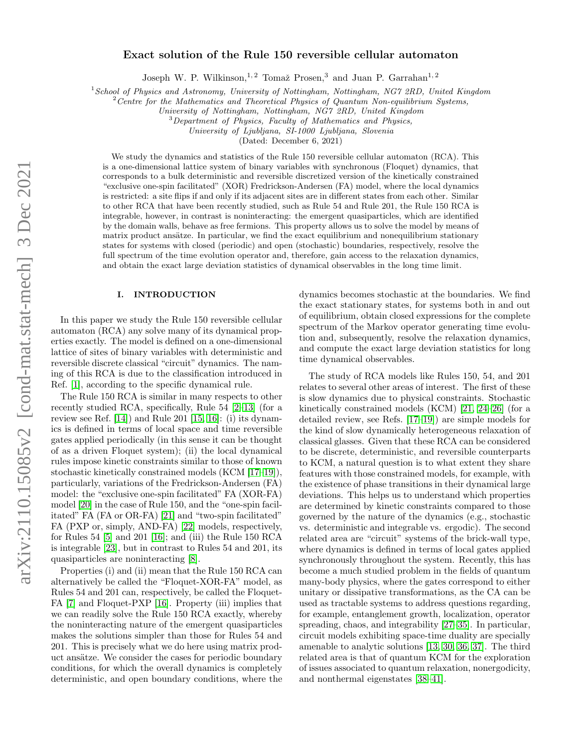# Exact solution of the Rule 150 reversible cellular automaton

Joseph W. P. Wilkinson,[1,2] Tomaž Prosen,[3] and Juan P. Garrahan[1,2]

[1] *School of Physics and Astronomy, University of Nottingham, Nottingham, NG7 2RD, United Kingdom*
[2] *Centre for the Mathematics and Theoretical Physics of Quantum Non-equilibrium Systems, University of Nottingham, Nottingham, NG7 2RD, United Kingdom*
[3] *Department of Physics, Faculty of Mathematics and Physics, University of Ljubljana, SI-1000 Ljubljana, Slovenia*

(Dated: December 6, 2021)

We study the dynamics and statistics of the Rule 150 reversible cellular automaton (RCA). This is a one-dimensional lattice system of binary variables with synchronous (Floquet) dynamics, that corresponds to a bulk deterministic and reversible discretized version of the kinetically constrained "exclusive one-spin facilitated" (XOR) Fredrickson-Andersen (FA) model, where the local dynamics is restricted: a site flips if and only if its adjacent sites are in different states from each other. Similar to other RCA that have been recently studied, such as Rule 54 and Rule 201, the Rule 150 RCA is integrable, however, in contrast is noninteracting: the emergent quasiparticles, which are identified by the domain walls, behave as free fermions. This property allows us to solve the model by means of matrix product ansätze. In particular, we find the exact equilibrium and nonequilibrium stationary states for systems with closed (periodic) and open (stochastic) boundaries, respectively, resolve the full spectrum of the time evolution operator and, therefore, gain access to the relaxation dynamics, and obtain the exact large deviation statistics of dynamical observables in the long time limit.

## I. INTRODUCTION

In this paper we study the Rule 150 reversible cellular automaton (RCA) any solve many of its dynamical properties exactly. The model is defined on a one-dimensional lattice of sites of binary variables with deterministic and reversible discrete classical "circuit" dynamics. The naming of this RCA is due to the classification introduced in Ref. [1], according to the specific dynamical rule.

The Rule 150 RCA is similar in many respects to other recently studied RCA, specifically, Rule 54 [2–13] (for a review see Ref. [14]) and Rule 201 [15, 16]: (i) its dynamics is defined in terms of local space and time reversible gates applied periodically (in this sense it can be thought of as a driven Floquet system); (ii) the local dynamical rules impose kinetic constraints similar to those of known stochastic kinetically constrained models (KCM [17–19]), particularly, variations of the Fredrickson-Andersen (FA) model: the "exclusive one-spin facilitated" FA (XOR-FA) model [20] in the case of Rule 150, and the "one-spin facilitated" FA (FA or OR-FA) [21] and "two-spin facilitated" FA (PXP or, simply, AND-FA) [22] models, respectively, for Rules 54 [5] and 201 [16]; and (iii) the Rule 150 RCA is integrable [23], but in contrast to Rules 54 and 201, its quasiparticles are noninteracting [8].

Properties (i) and (ii) mean that the Rule 150 RCA can alternatively be called the "Floquet-XOR-FA" model, as Rules 54 and 201 can, respectively, be called the Floquet-FA [7] and Floquet-PXP [16]. Property (iii) implies that we can readily solve the Rule 150 RCA exactly, whereby the noninteracting nature of the emergent quasiparticles makes the solutions simpler than those for Rules 54 and 201. This is precisely what we do here using matrix product ansätze. We consider the cases for periodic boundary conditions, for which the overall dynamics is completely deterministic, and open boundary conditions, where the dynamics becomes stochastic at the boundaries. We find the exact stationary states, for systems both in and out of equilibrium, obtain closed expressions for the complete spectrum of the Markov operator generating time evolution and, subsequently, resolve the relaxation dynamics, and compute the exact large deviation statistics for long time dynamical observables.

The study of RCA models like Rules 150, 54, and 201 relates to several other areas of interest. The first of these is slow dynamics due to physical constraints. Stochastic kinetically constrained models (KCM) [21, 24–26] (for a detailed review, see Refs. [17–19]) are simple models for the kind of slow dynamically heterogeneous relaxation of classical glasses. Given that these RCA can be considered to be discrete, deterministic, and reversible counterparts to KCM, a natural question is to what extent they share features with those constrained models, for example, with the existence of phase transitions in their dynamical large deviations. This helps us to understand which properties are determined by kinetic constraints compared to those governed by the nature of the dynamics (e.g., stochastic vs. deterministic and integrable vs. ergodic). The second related area are "circuit" systems of the brick-wall type, where dynamics is defined in terms of local gates applied synchronously throughout the system. Recently, this has become a much studied problem in the fields of quantum many-body physics, where the gates correspond to either unitary or dissipative transformations, as the CA can be used as tractable systems to address questions regarding, for example, entanglement growth, localization, operator spreading, chaos, and integrability [27–35]. In particular, circuit models exhibiting space-time duality are specially amenable to analytic solutions [13, 30, 36, 37]. The third related area is that of quantum KCM for the exploration of issues associated to quantum relaxation, nonergodicity, and nonthermal eigenstates [38–41].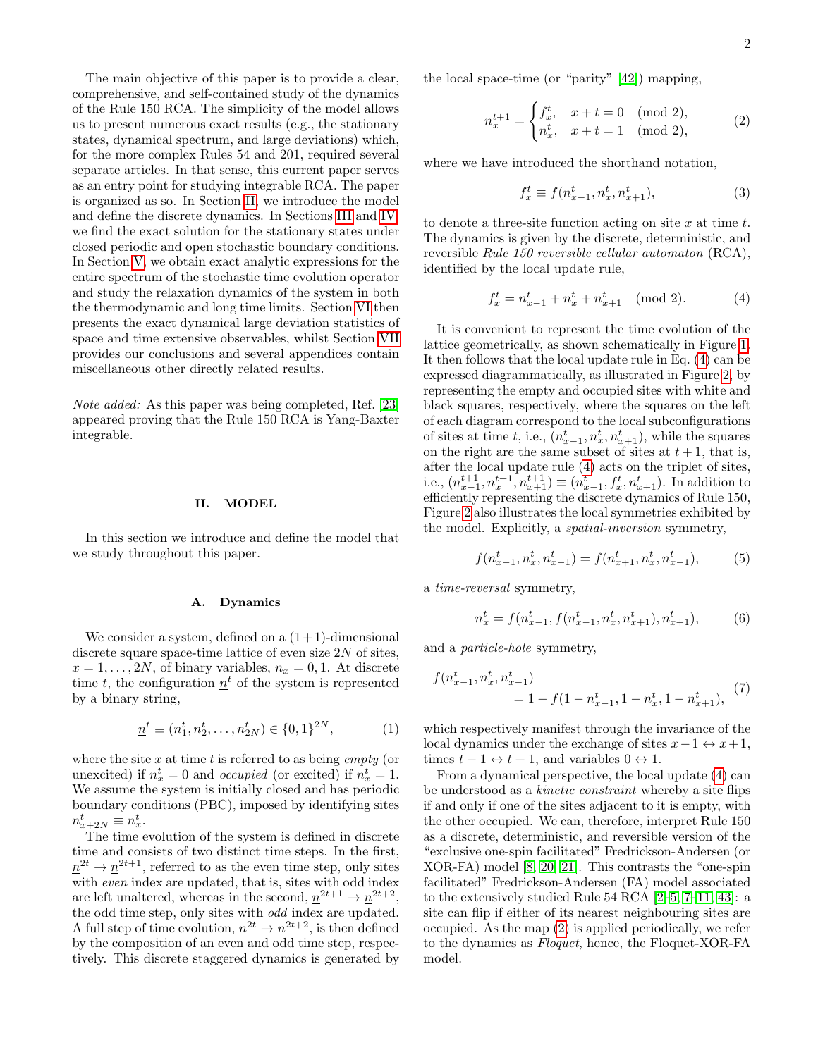The main objective of this paper is to provide a clear, comprehensive, and self-contained study of the dynamics of the Rule 150 RCA. The simplicity of the model allows us to present numerous exact results (e.g., the stationary states, dynamical spectrum, and large deviations) which, for the more complex Rules 54 and 201, required several separate articles. In that sense, this current paper serves as an entry point for studying integrable RCA. The paper is organized as so. In Section II, we introduce the model and define the discrete dynamics. In Sections III and IV, we find the exact solution for the stationary states under closed periodic and open stochastic boundary conditions. In Section V, we obtain exact analytic expressions for the entire spectrum of the stochastic time evolution operator and study the relaxation dynamics of the system in both the thermodynamic and long time limits. Section VI then presents the exact dynamical large deviation statistics of space and time extensive observables, whilst Section VII provides our conclusions and several appendices contain miscellaneous other directly related results.

*Note added:* As this paper was being completed, Ref. [23] appeared proving that the Rule 150 RCA is Yang-Baxter integrable.

## II. MODEL

In this section we introduce and define the model that we study throughout this paper.

### A. Dynamics

We consider a system, defined on a $(1+1)$-dimensional discrete square space-time lattice of even size $2N$ of sites, $x = 1, \ldots, 2N$, of binary variables, $n_x = 0, 1$. At discrete time $t$, the configuration $\underline{n}^t$ of the system is represented by a binary string,

$$\underline{n}^t \equiv (n_1^t, n_2^t, \ldots, n_{2N}^t) \in \{0,1\}^{2N}, \tag{1}$$

where the site $x$ at time $t$ is referred to as being *empty* (or unexcited) if $n_x^t = 0$ and *occupied* (or excited) if $n_x^t = 1$. We assume the system is initially closed and has periodic boundary conditions (PBC), imposed by identifying sites $n_{x+2N}^t \equiv n_x^t$.

The time evolution of the system is defined in discrete time and consists of two distinct time steps. In the first, $\underline{n}^{2t} \to \underline{n}^{2t+1}$, referred to as the even time step, only sites with *even* index are updated, that is, sites with odd index are left unaltered, whereas in the second, $\underline{n}^{2t+1} \to \underline{n}^{2t+2}$, the odd time step, only sites with *odd* index are updated. A full step of time evolution, $\underline{n}^{2t} \to \underline{n}^{2t+2}$, is then defined by the composition of an even and odd time step, respectively. This discrete staggered dynamics is generated by the local space-time (or "parity" [42]) mapping,

$$n_x^{t+1} = \begin{cases} f_x^t, & x+t = 0 \pmod 2, \\ n_x^t, & x+t = 1 \pmod 2, \end{cases} \tag{2}$$

where we have introduced the shorthand notation,

$$f_x^t \equiv f(n_{x-1}^t, n_x^t, n_{x+1}^t), \tag{3}$$

to denote a three-site function acting on site $x$ at time $t$. The dynamics is given by the discrete, deterministic, and reversible *Rule 150 reversible cellular automaton* (RCA), identified by the local update rule,

$$f_x^t = n_{x-1}^t + n_x^t + n_{x+1}^t \pmod 2. \tag{4}$$

It is convenient to represent the time evolution of the lattice geometrically, as shown schematically in Figure 1. It then follows that the local update rule in Eq. (4) can be expressed diagrammatically, as illustrated in Figure 2, by representing the empty and occupied sites with white and black squares, respectively, where the squares on the left of each diagram correspond to the local subconfigurations of sites at time $t$, i.e., $(n_{x-1}^t, n_x^t, n_{x+1}^t)$, while the squares on the right are the same subset of sites at $t+1$, that is, after the local update rule (4) acts on the triplet of sites, i.e., $(n_{x-1}^{t+1}, n_x^{t+1}, n_{x+1}^{t+1}) \equiv (n_{x-1}^t, f_x^t, n_{x+1}^t)$. In addition to efficiently representing the discrete dynamics of Rule 150, Figure 2 also illustrates the local symmetries exhibited by the model. Explicitly, a *spatial-inversion* symmetry,

$$f(n_{x-1}^t, n_x^t, n_{x-1}^t) = f(n_{x+1}^t, n_x^t, n_{x-1}^t), \tag{5}$$

a *time-reversal* symmetry,

$$n_x^t = f(n_{x-1}^t, f(n_{x-1}^t, n_x^t, n_{x+1}^t), n_{x+1}^t), \tag{6}$$

and a *particle-hole* symmetry,

$$f(n_{x-1}^t, n_x^t, n_{x-1}^t) = 1 - f(1-n_{x-1}^t, 1-n_x^t, 1-n_{x+1}^t), \tag{7}$$

which respectively manifest through the invariance of the local dynamics under the exchange of sites $x-1 \leftrightarrow x+1$, times $t-1 \leftrightarrow t+1$, and variables $0 \leftrightarrow 1$.

From a dynamical perspective, the local update (4) can be understood as a *kinetic constraint* whereby a site flips if and only if one of the sites adjacent to it is empty, with the other occupied. We can, therefore, interpret Rule 150 as a discrete, deterministic, and reversible version of the "exclusive one-spin facilitated" Fredrickson-Andersen (or XOR-FA) model [8, 20, 21]. This contrasts the "one-spin facilitated" Fredrickson-Andersen (FA) model associated to the extensively studied Rule 54 RCA [2–5, 7–11, 43]: a site can flip if either of its nearest neighbouring sites are occupied. As the map (2) is applied periodically, we refer to the dynamics as *Floquet*, hence, the Floquet-XOR-FA model.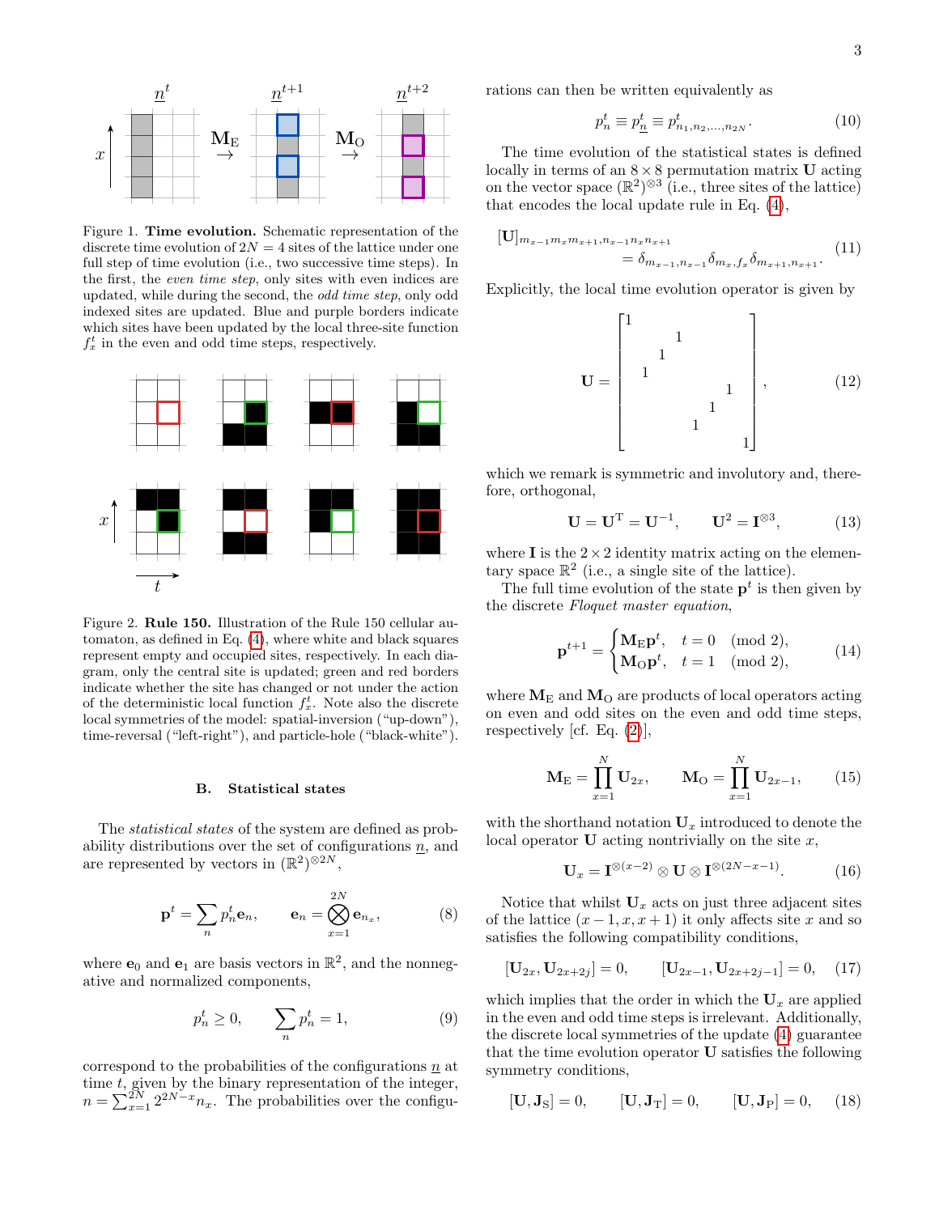Figure 1. **Time evolution.** Schematic representation of the discrete time evolution of $2N = 4$ sites of the lattice under one full step of time evolution (i.e., two successive time steps). In the first, the *even time step*, only sites with even indices are updated, while during the second, the *odd time step*, only odd indexed sites are updated. Blue and purple borders indicate which sites have been updated by the local three-site function $f_x^t$ in the even and odd time steps, respectively.

Figure 2. **Rule 150.** Illustration of the Rule 150 cellular automaton, as defined in Eq. (4), where white and black squares represent empty and occupied sites, respectively. In each diagram, only the central site is updated; green and red borders indicate whether the site has changed or not under the action of the deterministic local function $f_x^t$. Note also the discrete local symmetries of the model: spatial-inversion ("up-down"), time-reversal ("left-right"), and particle-hole ("black-white").

### B. Statistical states

The *statistical states* of the system are defined as probability distributions over the set of configurations $\underline{n}$, and are represented by vectors in $(\mathbb{R}^2)^{\otimes 2N}$,

$$\mathbf{p}^t = \sum_n p_n^t \mathbf{e}_n, \qquad \mathbf{e}_n = \bigotimes_{x=1}^{2N} \mathbf{e}_{n_x}, \tag{8}$$

where $\mathbf{e}_0$ and $\mathbf{e}_1$ are basis vectors in $\mathbb{R}^2$, and the nonnegative and normalized components,

$$p_n^t \geq 0, \qquad \sum_n p_n^t = 1, \tag{9}$$

correspond to the probabilities of the configurations $\underline{n}$ at time $t$, given by the binary representation of the integer, $n = \sum_{x=1}^{2N} 2^{2N-x} n_x$. The probabilities over the configurations can then be written equivalently as

$$p_n^t \equiv p_{\underline{n}}^t \equiv p_{n_1,n_2,\ldots,n_{2N}}^t. \tag{10}$$

The time evolution of the statistical states is defined locally in terms of an $8 \times 8$ permutation matrix $\mathbf{U}$ acting on the vector space $(\mathbb{R}^2)^{\otimes 3}$ (i.e., three sites of the lattice) that encodes the local update rule in Eq. (4),

$$[\mathbf{U}]_{m_{x-1}m_x m_{x+1}, n_{x-1}n_x n_{x+1}} = \delta_{m_{x-1},n_{x-1}} \delta_{m_x,f_x} \delta_{m_{x+1},n_{x+1}}. \tag{11}$$

Explicitly, the local time evolution operator is given by

$$\mathbf{U} = \begin{bmatrix} 1 & & & & & & & \\ & & & 1 & & & & \\ & & 1 & & & & & \\ & 1 & & & & & & \\ & & & & & & 1 & \\ & & & & & 1 & & \\ & & & & 1 & & & \\ & & & & & & & 1 \end{bmatrix}, \tag{12}$$

which we remark is symmetric and involutory and, therefore, orthogonal,

$$\mathbf{U} = \mathbf{U}^{\mathrm{T}} = \mathbf{U}^{-1}, \qquad \mathbf{U}^2 = \mathbf{I}^{\otimes 3}, \tag{13}$$

where $\mathbf{I}$ is the $2 \times 2$ identity matrix acting on the elementary space $\mathbb{R}^2$ (i.e., a single site of the lattice).

The full time evolution of the state $\mathbf{p}^t$ is then given by the discrete *Floquet master equation*,

$$\mathbf{p}^{t+1} = \begin{cases} \mathbf{M}_{\mathrm{E}} \mathbf{p}^t, & t = 0 \pmod 2, \\ \mathbf{M}_{\mathrm{O}} \mathbf{p}^t, & t = 1 \pmod 2, \end{cases} \tag{14}$$

where $\mathbf{M}_{\mathrm{E}}$ and $\mathbf{M}_{\mathrm{O}}$ are products of local operators acting on even and odd sites on the even and odd time steps, respectively [cf. Eq. (2)],

$$\mathbf{M}_{\mathrm{E}} = \prod_{x=1}^{N} \mathbf{U}_{2x}, \qquad \mathbf{M}_{\mathrm{O}} = \prod_{x=1}^{N} \mathbf{U}_{2x-1}, \tag{15}$$

with the shorthand notation $\mathbf{U}_x$ introduced to denote the local operator $\mathbf{U}$ acting nontrivially on the site $x$,

$$\mathbf{U}_x = \mathbf{I}^{\otimes(x-2)} \otimes \mathbf{U} \otimes \mathbf{I}^{\otimes(2N-x-1)}. \tag{16}$$

Notice that whilst $\mathbf{U}_x$ acts on just three adjacent sites of the lattice $(x-1, x, x+1)$ it only affects site $x$ and so satisfies the following compatibility conditions,

$$[\mathbf{U}_{2x}, \mathbf{U}_{2x+2j}] = 0, \qquad [\mathbf{U}_{2x-1}, \mathbf{U}_{2x+2j-1}] = 0, \tag{17}$$

which implies that the order in which the $\mathbf{U}_x$ are applied in the even and odd time steps is irrelevant. Additionally, the discrete local symmetries of the update (4) guarantee that the time evolution operator $\mathbf{U}$ satisfies the following symmetry conditions,

$$[\mathbf{U}, \mathbf{J}_{\mathrm{S}}] = 0, \qquad [\mathbf{U}, \mathbf{J}_{\mathrm{T}}] = 0, \qquad [\mathbf{U}, \mathbf{J}_{\mathrm{P}}] = 0, \tag{18}$$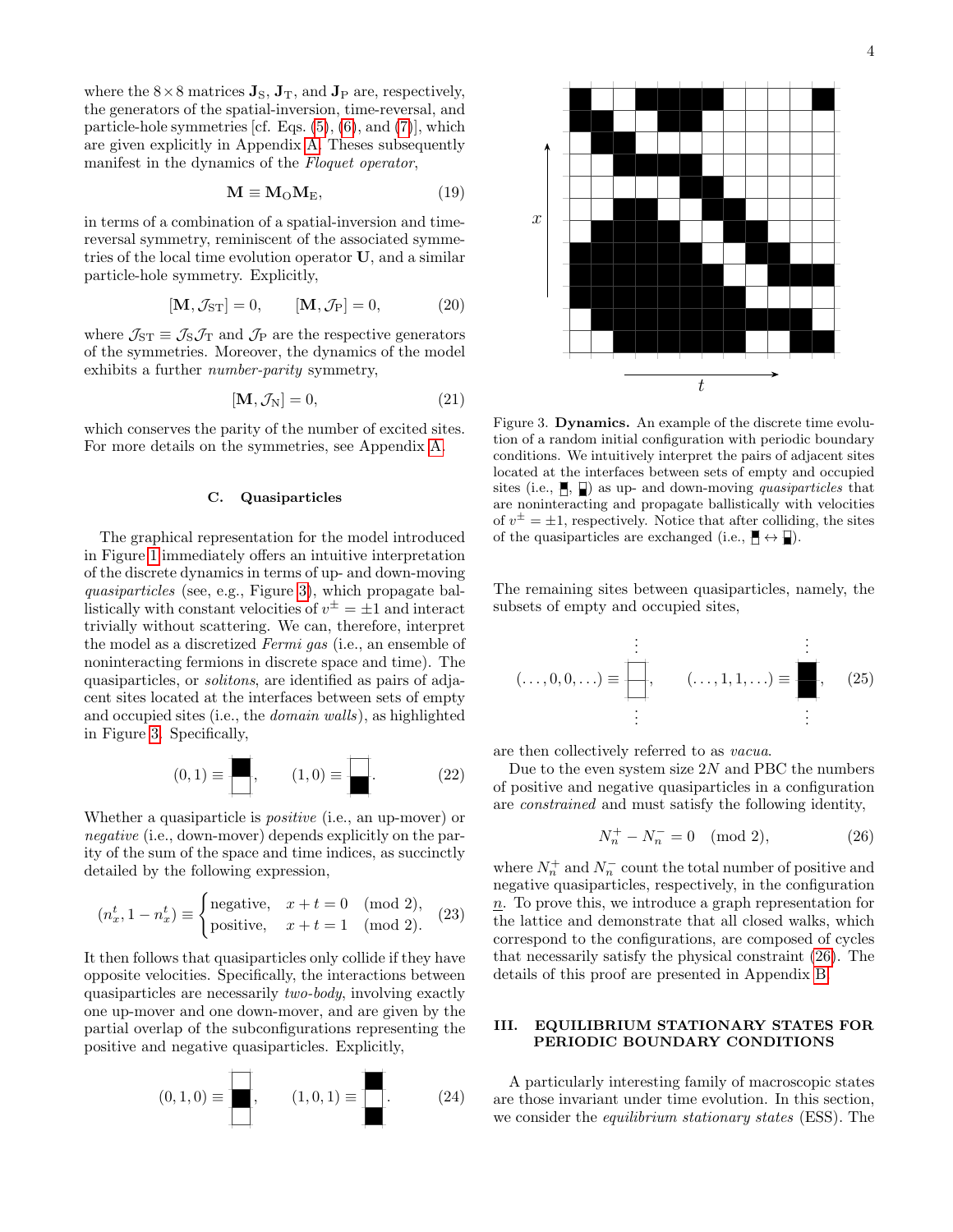where the $8\times 8$ matrices $\mathbf{J}_\mathrm{S}$, $\mathbf{J}_\mathrm{T}$, and $\mathbf{J}_\mathrm{P}$ are, respectively, the generators of the spatial-inversion, time-reversal, and particle-hole symmetries [cf. Eqs. (5), (6), and (7)], which are given explicitly in Appendix A. Theses subsequently manifest in the dynamics of the *Floquet operator*,

$$\mathbf{M} \equiv \mathbf{M}_\mathrm{O}\mathbf{M}_\mathrm{E}, \tag{19}$$

in terms of a combination of a spatial-inversion and time-reversal symmetry, reminiscent of the associated symmetries of the local time evolution operator $\mathbf{U}$, and a similar particle-hole symmetry. Explicitly,

$$[\mathbf{M}, \mathcal{J}_\mathrm{ST}] = 0, \qquad [\mathbf{M}, \mathcal{J}_\mathrm{P}] = 0, \tag{20}$$

where $\mathcal{J}_\mathrm{ST} \equiv \mathcal{J}_\mathrm{S}\mathcal{J}_\mathrm{T}$ and $\mathcal{J}_\mathrm{P}$ are the respective generators of the symmetries. Moreover, the dynamics of the model exhibits a further *number-parity* symmetry,

$$[\mathbf{M}, \mathcal{J}_\mathrm{N}] = 0, \tag{21}$$

which conserves the parity of the number of excited sites. For more details on the symmetries, see Appendix A.

### C. Quasiparticles

The graphical representation for the model introduced in Figure 1 immediately offers an intuitive interpretation of the discrete dynamics in terms of up- and down-moving *quasiparticles* (see, e.g., Figure 3), which propagate ballistically with constant velocities of $v^\pm = \pm 1$ and interact trivially without scattering. We can, therefore, interpret the model as a discretized *Fermi gas* (i.e., an ensemble of noninteracting fermions in discrete space and time). The quasiparticles, or *solitons*, are identified as pairs of adjacent sites located at the interfaces between sets of empty and occupied sites (i.e., the *domain walls*), as highlighted in Figure 3. Specifically,

$$(0,1) \equiv \blacksquare\!\!\square, \qquad (1,0) \equiv \square\!\!\blacksquare. \tag{22}$$

Whether a quasiparticle is *positive* (i.e., an up-mover) or *negative* (i.e., down-mover) depends explicitly on the parity of the sum of the space and time indices, as succinctly detailed by the following expression,

$$(n^t_x, 1-n^t_x) \equiv \begin{cases} \text{negative}, & x+t = 0 \pmod 2, \\ \text{positive}, & x+t = 1 \pmod 2. \end{cases} \tag{23}$$

It then follows that quasiparticles only collide if they have opposite velocities. Specifically, the interactions between quasiparticles are necessarily *two-body*, involving exactly one up-mover and one down-mover, and are given by the partial overlap of the subconfigurations representing the positive and negative quasiparticles. Explicitly,

$$(0,1,0) \equiv \square\!\blacksquare\!\square, \qquad (1,0,1) \equiv \blacksquare\!\square\!\blacksquare. \tag{24}$$

Figure 3. **Dynamics.** An example of the discrete time evolution of a random initial configuration with periodic boundary conditions. We intuitively interpret the pairs of adjacent sites located at the interfaces between sets of empty and occupied sites (i.e., ▀, ▄) as up- and down-moving *quasiparticles* that are noninteracting and propagate ballistically with velocities of $v^\pm = \pm 1$, respectively. Notice that after colliding, the sites of the quasiparticles are exchanged (i.e., ▀ ↔ ▄).

The remaining sites between quasiparticles, namely, the subsets of empty and occupied sites,

$$(\ldots, 0, 0, \ldots) \equiv \square\!\square, \qquad (\ldots, 1, 1, \ldots) \equiv \blacksquare\!\blacksquare, \tag{25}$$

are then collectively referred to as *vacua*.

Due to the even system size $2N$ and PBC the numbers of positive and negative quasiparticles in a configuration are *constrained* and must satisfy the following identity,

$$N^+_{\underline{n}} - N^-_{\underline{n}} = 0 \pmod 2, \tag{26}$$

where $N^+_{\underline{n}}$ and $N^-_{\underline{n}}$ count the total number of positive and negative quasiparticles, respectively, in the configuration $\underline{n}$. To prove this, we introduce a graph representation for the lattice and demonstrate that all closed walks, which correspond to the configurations, are composed of cycles that necessarily satisfy the physical constraint (26). The details of this proof are presented in Appendix B.

## III. EQUILIBRIUM STATIONARY STATES FOR PERIODIC BOUNDARY CONDITIONS

A particularly interesting family of macroscopic states are those invariant under time evolution. In this section, we consider the *equilibrium stationary states* (ESS). The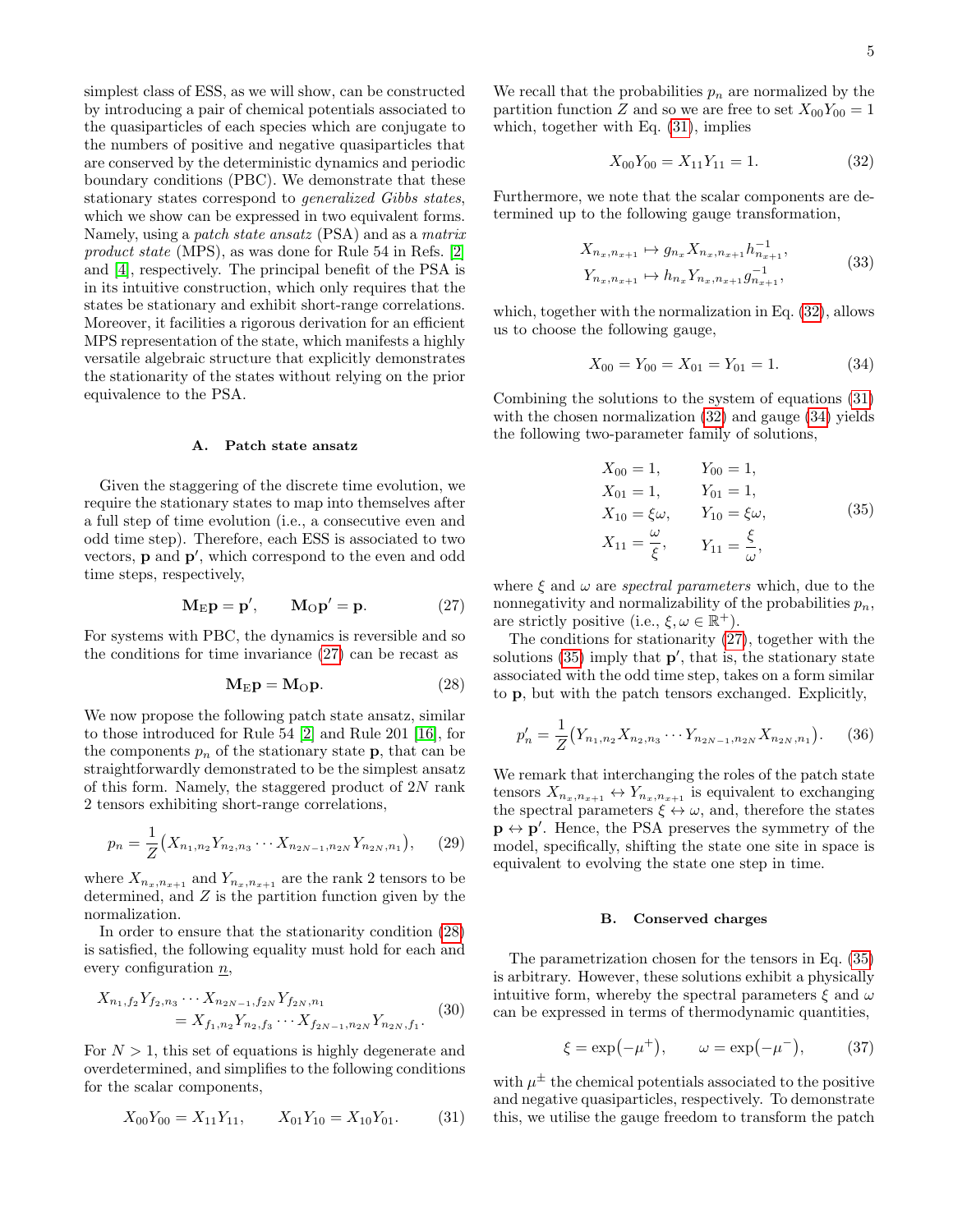simplest class of ESS, as we will show, can be constructed by introducing a pair of chemical potentials associated to the quasiparticles of each species which are conjugate to the numbers of positive and negative quasiparticles that are conserved by the deterministic dynamics and periodic boundary conditions (PBC). We demonstrate that these stationary states correspond to *generalized Gibbs states*, which we show can be expressed in two equivalent forms. Namely, using a *patch state ansatz* (PSA) and as a *matrix product state* (MPS), as was done for Rule 54 in Refs. [2] and [4], respectively. The principal benefit of the PSA is in its intuitive construction, which only requires that the states be stationary and exhibit short-range correlations. Moreover, it facilities a rigorous derivation for an efficient MPS representation of the state, which manifests a highly versatile algebraic structure that explicitly demonstrates the stationarity of the states without relying on the prior equivalence to the PSA.

### A. Patch state ansatz

Given the staggering of the discrete time evolution, we require the stationary states to map into themselves after a full step of time evolution (i.e., a consecutive even and odd time step). Therefore, each ESS is associated to two vectors, $\mathbf{p}$ and $\mathbf{p}'$, which correspond to the even and odd time steps, respectively,

$$\mathbf{M}_{\mathrm{E}}\mathbf{p} = \mathbf{p}', \qquad \mathbf{M}_{\mathrm{O}}\mathbf{p}' = \mathbf{p}. \tag{27}$$

For systems with PBC, the dynamics is reversible and so the conditions for time invariance (27) can be recast as

$$\mathbf{M}_{\mathrm{E}}\mathbf{p} = \mathbf{M}_{\mathrm{O}}\mathbf{p}. \tag{28}$$

We now propose the following patch state ansatz, similar to those introduced for Rule 54 [2] and Rule 201 [16], for the components $p_n$ of the stationary state $\mathbf{p}$, that can be straightforwardly demonstrated to be the simplest ansatz of this form. Namely, the staggered product of $2N$ rank 2 tensors exhibiting short-range correlations,

$$p_n = \frac{1}{Z}\big(X_{n_1,n_2}Y_{n_2,n_3}\cdots X_{n_{2N-1},n_{2N}}Y_{n_{2N},n_1}\big), \tag{29}$$

where $X_{n_x,n_{x+1}}$ and $Y_{n_x,n_{x+1}}$ are the rank 2 tensors to be determined, and $Z$ is the partition function given by the normalization.

In order to ensure that the stationarity condition (28) is satisfied, the following equality must hold for each and every configuration $\underline{n}$,

$$\begin{aligned} X_{n_1,f_2}Y_{f_2,n_3}\cdots X_{n_{2N-1},f_{2N}}Y_{f_{2N},n_1}& \\ = X_{f_1,n_2}Y_{n_2,f_3}\cdots X_{f_{2N-1},n_{2N}}Y_{n_{2N},f_1}&. \end{aligned} \tag{30}$$

For $N>1$, this set of equations is highly degenerate and overdetermined, and simplifies to the following conditions for the scalar components,

$$X_{00}Y_{00} = X_{11}Y_{11}, \qquad X_{01}Y_{10} = X_{10}Y_{01}. \tag{31}$$

We recall that the probabilities $p_n$ are normalized by the partition function $Z$ and so we are free to set $X_{00}Y_{00}=1$ which, together with Eq. (31), implies

$$X_{00}Y_{00} = X_{11}Y_{11} = 1. \tag{32}$$

Furthermore, we note that the scalar components are determined up to the following gauge transformation,

$$\begin{aligned} X_{n_x,n_{x+1}} &\mapsto g_{n_x}X_{n_x,n_{x+1}}h^{-1}_{n_{x+1}}, \\ Y_{n_x,n_{x+1}} &\mapsto h_{n_x}Y_{n_x,n_{x+1}}g^{-1}_{n_{x+1}}, \end{aligned} \tag{33}$$

which, together with the normalization in Eq. (32), allows us to choose the following gauge,

$$X_{00} = Y_{00} = X_{01} = Y_{01} = 1. \tag{34}$$

Combining the solutions to the system of equations (31) with the chosen normalization (32) and gauge (34) yields the following two-parameter family of solutions,

$$\begin{aligned} X_{00} &= 1, & Y_{00} &= 1, \\ X_{01} &= 1, & Y_{01} &= 1, \\ X_{10} &= \xi\omega, & Y_{10} &= \xi\omega, \\ X_{11} &= \frac{\omega}{\xi}, & Y_{11} &= \frac{\xi}{\omega}, \end{aligned} \tag{35}$$

where $\xi$ and $\omega$ are *spectral parameters* which, due to the nonnegativity and normalizability of the probabilities $p_n$, are strictly positive (i.e., $\xi,\omega\in\mathbb{R}^+$).

The conditions for stationarity (27), together with the solutions (35) imply that $\mathbf{p}'$, that is, the stationary state associated with the odd time step, takes on a form similar to $\mathbf{p}$, but with the patch tensors exchanged. Explicitly,

$$p'_n = \frac{1}{Z}\big(Y_{n_1,n_2}X_{n_2,n_3}\cdots Y_{n_{2N-1},n_{2N}}X_{n_{2N},n_1}\big). \tag{36}$$

We remark that interchanging the roles of the patch state tensors $X_{n_x,n_{x+1}}\leftrightarrow Y_{n_x,n_{x+1}}$ is equivalent to exchanging the spectral parameters $\xi\leftrightarrow\omega$, and, therefore the states $\mathbf{p}\leftrightarrow\mathbf{p}'$. Hence, the PSA preserves the symmetry of the model, specifically, shifting the state one site in space is equivalent to evolving the state one step in time.

### B. Conserved charges

The parametrization chosen for the tensors in Eq. (35) is arbitrary. However, these solutions exhibit a physically intuitive form, whereby the spectral parameters $\xi$ and $\omega$ can be expressed in terms of thermodynamic quantities,

$$\xi = \exp(-\mu^+), \qquad \omega = \exp(-\mu^-), \tag{37}$$

with $\mu^\pm$ the chemical potentials associated to the positive and negative quasiparticles, respectively. To demonstrate this, we utilise the gauge freedom to transform the patch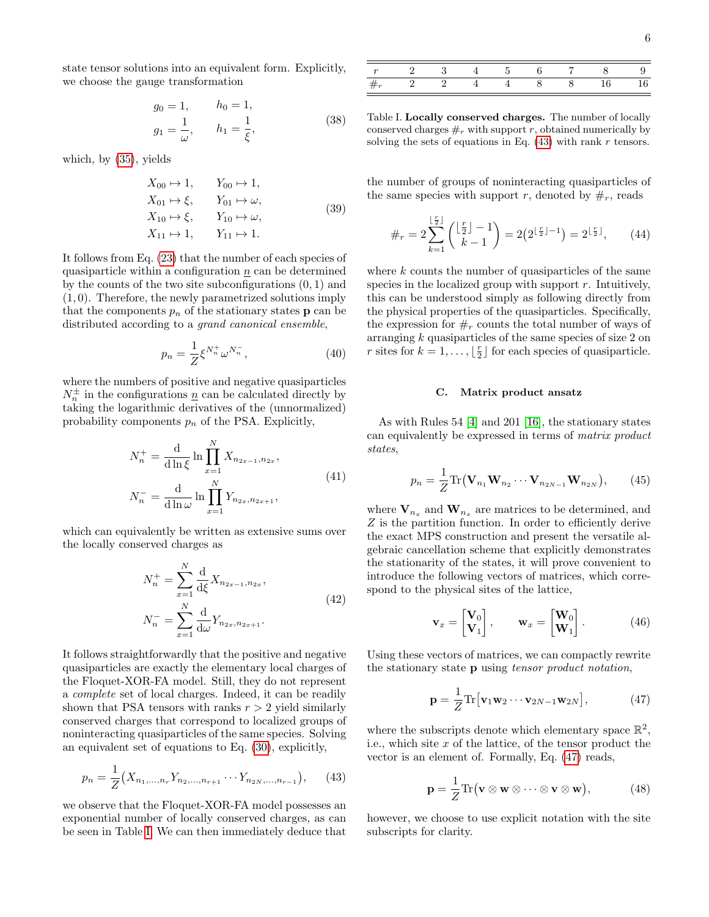state tensor solutions into an equivalent form. Explicitly, we choose the gauge transformation

$$
\begin{aligned}
g_0 &= 1, & h_0 &= 1, \\
g_1 &= \frac{1}{\omega}, & h_1 &= \frac{1}{\xi},
\end{aligned}
\tag{38}
$$

which, by (35), yields

$$
\begin{aligned}
X_{00} &\mapsto 1, & Y_{00} &\mapsto 1, \\
X_{01} &\mapsto \xi, & Y_{01} &\mapsto \omega, \\
X_{10} &\mapsto \xi, & Y_{10} &\mapsto \omega, \\
X_{11} &\mapsto 1, & Y_{11} &\mapsto 1.
\end{aligned}
\tag{39}
$$

It follows from Eq. (23) that the number of each species of quasiparticle within a configuration $\underline{n}$ can be determined by the counts of the two site subconfigurations $(0,1)$ and $(1,0)$. Therefore, the newly parametrized solutions imply that the components $p_n$ of the stationary states $\mathbf{p}$ can be distributed according to a *grand canonical ensemble*,

$$
p_n = \frac{1}{Z}\xi^{N_n^+}\omega^{N_n^-}, \tag{40}
$$

where the numbers of positive and negative quasiparticles $N_n^\pm$ in the configurations $\underline{n}$ can be calculated directly by taking the logarithmic derivatives of the (unnormalized) probability components $p_n$ of the PSA. Explicitly,

$$
\begin{aligned}
N_n^+ &= \frac{\mathrm{d}}{\mathrm{d}\ln\xi}\ln\prod_{x=1}^{N} X_{n_{2x-1},n_{2x}}, \\
N_n^- &= \frac{\mathrm{d}}{\mathrm{d}\ln\omega}\ln\prod_{x=1}^{N} Y_{n_{2x},n_{2x+1}},
\end{aligned}
\tag{41}
$$

which can equivalently be written as extensive sums over the locally conserved charges as

$$
\begin{aligned}
N_n^+ &= \sum_{x=1}^{N}\frac{\mathrm{d}}{\mathrm{d}\xi}X_{n_{2x-1},n_{2x}}, \\
N_n^- &= \sum_{x=1}^{N}\frac{\mathrm{d}}{\mathrm{d}\omega}Y_{n_{2x},n_{2x+1}}.
\end{aligned}
\tag{42}
$$

It follows straightforwardly that the positive and negative quasiparticles are exactly the elementary local charges of the Floquet-XOR-FA model. Still, they do not represent a *complete* set of local charges. Indeed, it can be readily shown that PSA tensors with ranks $r > 2$ yield similarly conserved charges that correspond to localized groups of noninteracting quasiparticles of the same species. Solving an equivalent set of equations to Eq. (30), explicitly,

$$
p_n = \frac{1}{Z}\big(X_{n_1,\ldots,n_r}Y_{n_2,\ldots,n_{r+1}}\cdots Y_{n_{2N},\ldots,n_{r-1}}\big), \tag{43}
$$

we observe that the Floquet-XOR-FA model possesses an exponential number of locally conserved charges, as can be seen in Table I. We can then immediately deduce that

| $r$ | 2 | 3 | 4 | 5 | 6 | 7 | 8 | 9 |
|---|---|---|---|---|---|---|---|---|
| $\#_r$ | 2 | 2 | 4 | 4 | 8 | 8 | 16 | 16 |

Table I. **Locally conserved charges.** The number of locally conserved charges $\#_r$ with support $r$, obtained numerically by solving the sets of equations in Eq. (43) with rank $r$ tensors.

the number of groups of noninteracting quasiparticles of the same species with support $r$, denoted by $\#_r$, reads

$$
\#_r = 2\sum_{k=1}^{\lfloor\frac{r}{2}\rfloor}\binom{\lfloor\frac{r}{2}\rfloor-1}{k-1} = 2\big(2^{\lfloor\frac{r}{2}\rfloor-1}\big) = 2^{\lfloor\frac{r}{2}\rfloor}, \tag{44}
$$

where $k$ counts the number of quasiparticles of the same species in the localized group with support $r$. Intuitively, this can be understood simply as following directly from the physical properties of the quasiparticles. Specifically, the expression for $\#_r$ counts the total number of ways of arranging $k$ quasiparticles of the same species of size 2 on $r$ sites for $k = 1,\ldots,\lfloor\frac{r}{2}\rfloor$ for each species of quasiparticle.

### C. Matrix product ansatz

As with Rules 54 [4] and 201 [16], the stationary states can equivalently be expressed in terms of *matrix product states*,

$$
p_n = \frac{1}{Z}\mathrm{Tr}\big(\mathbf{V}_{n_1}\mathbf{W}_{n_2}\cdots\mathbf{V}_{n_{2N-1}}\mathbf{W}_{n_{2N}}\big), \tag{45}
$$

where $\mathbf{V}_{n_x}$ and $\mathbf{W}_{n_x}$ are matrices to be determined, and $Z$ is the partition function. In order to efficiently derive the exact MPS construction and present the versatile algebraic cancellation scheme that explicitly demonstrates the stationarity of the states, it will prove convenient to introduce the following vectors of matrices, which correspond to the physical sites of the lattice,

$$
\mathbf{v}_x = \begin{bmatrix}\mathbf{V}_0\\ \mathbf{V}_1\end{bmatrix}, \qquad \mathbf{w}_x = \begin{bmatrix}\mathbf{W}_0\\ \mathbf{W}_1\end{bmatrix}. \tag{46}
$$

Using these vectors of matrices, we can compactly rewrite the stationary state $\mathbf{p}$ using *tensor product notation*,

$$
\mathbf{p} = \frac{1}{Z}\mathrm{Tr}\big[\mathbf{v}_1\mathbf{w}_2\cdots\mathbf{v}_{2N-1}\mathbf{w}_{2N}\big], \tag{47}
$$

where the subscripts denote which elementary space $\mathbb{R}^2$, i.e., which site $x$ of the lattice, of the tensor product the vector is an element of. Formally, Eq. (47) reads,

$$
\mathbf{p} = \frac{1}{Z}\mathrm{Tr}\big(\mathbf{v}\otimes\mathbf{w}\otimes\cdots\otimes\mathbf{v}\otimes\mathbf{w}\big), \tag{48}
$$

however, we choose to use explicit notation with the site subscripts for clarity.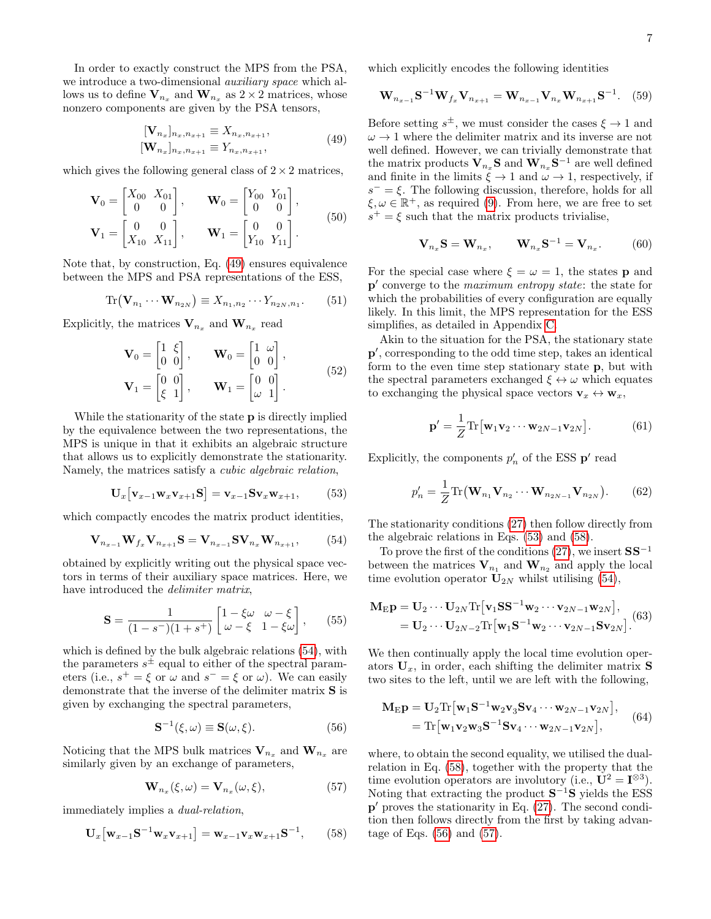In order to exactly construct the MPS from the PSA, we introduce a two-dimensional *auxiliary space* which allows us to define $\mathbf{V}_{n_x}$ and $\mathbf{W}_{n_x}$ as $2\times 2$ matrices, whose nonzero components are given by the PSA tensors,

$$
\begin{aligned}
[\mathbf{V}_{n_x}]_{n_x,n_{x+1}} &\equiv X_{n_x,n_{x+1}},\\
[\mathbf{W}_{n_x}]_{n_x,n_{x+1}} &\equiv Y_{n_x,n_{x+1}},
\end{aligned}
\tag{49}
$$

which gives the following general class of $2\times 2$ matrices,

$$
\begin{aligned}
\mathbf{V}_0 &= \begin{bmatrix} X_{00} & X_{01} \\ 0 & 0 \end{bmatrix}, \qquad \mathbf{W}_0 = \begin{bmatrix} Y_{00} & Y_{01} \\ 0 & 0 \end{bmatrix},\\
\mathbf{V}_1 &= \begin{bmatrix} 0 & 0 \\ X_{10} & X_{11} \end{bmatrix}, \qquad \mathbf{W}_1 = \begin{bmatrix} 0 & 0 \\ Y_{10} & Y_{11} \end{bmatrix}.
\end{aligned}
\tag{50}
$$

Note that, by construction, Eq. (49) ensures equivalence between the MPS and PSA representations of the ESS,

$$
\mathrm{Tr}\big(\mathbf{V}_{n_1}\cdots\mathbf{W}_{n_{2N}}\big) \equiv X_{n_1,n_2}\cdots Y_{n_{2N},n_1}. \tag{51}
$$

Explicitly, the matrices $\mathbf{V}_{n_x}$ and $\mathbf{W}_{n_x}$ read

$$
\begin{aligned}
\mathbf{V}_0 &= \begin{bmatrix} 1 & \xi \\ 0 & 0 \end{bmatrix}, \qquad \mathbf{W}_0 = \begin{bmatrix} 1 & \omega \\ 0 & 0 \end{bmatrix},\\
\mathbf{V}_1 &= \begin{bmatrix} 0 & 0 \\ \xi & 1 \end{bmatrix}, \qquad \mathbf{W}_1 = \begin{bmatrix} 0 & 0 \\ \omega & 1 \end{bmatrix}.
\end{aligned}
\tag{52}
$$

While the stationarity of the state $\mathbf{p}$ is directly implied by the equivalence between the two representations, the MPS is unique in that it exhibits an algebraic structure that allows us to explicitly demonstrate the stationarity. Namely, the matrices satisfy a *cubic algebraic relation*,

$$
\mathbf{U}_x\big[\mathbf{v}_{x-1}\mathbf{w}_x\mathbf{v}_{x+1}\mathbf{S}\big] = \mathbf{v}_{x-1}\mathbf{S}\mathbf{v}_x\mathbf{w}_{x+1}, \tag{53}
$$

which compactly encodes the matrix product identities,

$$
\mathbf{V}_{n_{x-1}}\mathbf{W}_{f_x}\mathbf{V}_{n_{x+1}}\mathbf{S} = \mathbf{V}_{n_{x-1}}\mathbf{S}\mathbf{V}_{n_x}\mathbf{W}_{n_{x+1}}, \tag{54}
$$

obtained by explicitly writing out the physical space vectors in terms of their auxiliary space matrices. Here, we have introduced the *delimiter matrix*,

$$
\mathbf{S} = \frac{1}{(1-s^-)(1+s^+)}\begin{bmatrix} 1-\xi\omega & \omega-\xi \\ \omega-\xi & 1-\xi\omega \end{bmatrix}, \tag{55}
$$

which is defined by the bulk algebraic relations (54), with the parameters $s^\pm$ equal to either of the spectral parameters (i.e., $s^+ = \xi$ or $\omega$ and $s^- = \xi$ or $\omega$). We can easily demonstrate that the inverse of the delimiter matrix $\mathbf{S}$ is given by exchanging the spectral parameters,

$$
\mathbf{S}^{-1}(\xi,\omega) \equiv \mathbf{S}(\omega,\xi). \tag{56}
$$

Noticing that the MPS bulk matrices $\mathbf{V}_{n_x}$ and $\mathbf{W}_{n_x}$ are similarly given by an exchange of parameters,

$$
\mathbf{W}_{n_x}(\xi,\omega) = \mathbf{V}_{n_x}(\omega,\xi), \tag{57}
$$

immediately implies a *dual-relation*,

$$
\mathbf{U}_x\big[\mathbf{w}_{x-1}\mathbf{S}^{-1}\mathbf{w}_x\mathbf{v}_{x+1}\big] = \mathbf{w}_{x-1}\mathbf{v}_x\mathbf{w}_{x+1}\mathbf{S}^{-1}, \tag{58}
$$

which explicitly encodes the following identities

$$
\mathbf{W}_{n_{x-1}}\mathbf{S}^{-1}\mathbf{W}_{f_x}\mathbf{V}_{n_{x+1}} = \mathbf{W}_{n_{x-1}}\mathbf{V}_{n_x}\mathbf{W}_{n_{x+1}}\mathbf{S}^{-1}. \tag{59}
$$

Before setting $s^\pm$, we must consider the cases $\xi\to 1$ and $\omega\to 1$ where the delimiter matrix and its inverse are not well defined. However, we can trivially demonstrate that the matrix products $\mathbf{V}_{n_x}\mathbf{S}$ and $\mathbf{W}_{n_x}\mathbf{S}^{-1}$ are well defined and finite in the limits $\xi\to 1$ and $\omega\to 1$, respectively, if $s^- = \xi$. The following discussion, therefore, holds for all $\xi,\omega\in\mathbb{R}^+$, as required (9). From here, we are free to set $s^+ = \xi$ such that the matrix products trivialise,

$$
\mathbf{V}_{n_x}\mathbf{S} = \mathbf{W}_{n_x}, \qquad \mathbf{W}_{n_x}\mathbf{S}^{-1} = \mathbf{V}_{n_x}. \tag{60}
$$

For the special case where $\xi = \omega = 1$, the states $\mathbf{p}$ and $\mathbf{p}'$ converge to the *maximum entropy state*: the state for which the probabilities of every configuration are equally likely. In this limit, the MPS representation for the ESS simplifies, as detailed in Appendix C.

Akin to the situation for the PSA, the stationary state $\mathbf{p}'$, corresponding to the odd time step, takes an identical form to the even time step stationary state $\mathbf{p}$, but with the spectral parameters exchanged $\xi\leftrightarrow\omega$ which equates to exchanging the physical space vectors $\mathbf{v}_x\leftrightarrow\mathbf{w}_x$,

$$
\mathbf{p}' = \frac{1}{Z}\mathrm{Tr}\big[\mathbf{w}_1\mathbf{v}_2\cdots\mathbf{w}_{2N-1}\mathbf{v}_{2N}\big]. \tag{61}
$$

Explicitly, the components $p'_n$ of the ESS $\mathbf{p}'$ read

$$
p'_n = \frac{1}{Z}\mathrm{Tr}\big(\mathbf{W}_{n_1}\mathbf{V}_{n_2}\cdots\mathbf{W}_{n_{2N-1}}\mathbf{V}_{n_{2N}}\big). \tag{62}
$$

The stationarity conditions (27) then follow directly from the algebraic relations in Eqs. (53) and (58).

To prove the first of the conditions (27), we insert $\mathbf{S}\mathbf{S}^{-1}$ between the matrices $\mathbf{V}_{n_1}$ and $\mathbf{W}_{n_2}$ and apply the local time evolution operator $\mathbf{U}_{2N}$ whilst utilising (54),

$$
\begin{aligned}
\mathbf{M}_{\mathrm{E}}\mathbf{p} &= \mathbf{U}_2\cdots\mathbf{U}_{2N}\mathrm{Tr}\big[\mathbf{v}_1\mathbf{S}\mathbf{S}^{-1}\mathbf{w}_2\cdots\mathbf{v}_{2N-1}\mathbf{w}_{2N}\big],\\
&= \mathbf{U}_2\cdots\mathbf{U}_{2N-2}\mathrm{Tr}\big[\mathbf{w}_1\mathbf{S}^{-1}\mathbf{w}_2\cdots\mathbf{v}_{2N-1}\mathbf{S}\mathbf{v}_{2N}\big].
\end{aligned}
\tag{63}
$$

We then continually apply the local time evolution operators $\mathbf{U}_x$, in order, each shifting the delimiter matrix $\mathbf{S}$ two sites to the left, until we are left with the following,

$$
\begin{aligned}
\mathbf{M}_{\mathrm{E}}\mathbf{p} &= \mathbf{U}_2\mathrm{Tr}\big[\mathbf{w}_1\mathbf{S}^{-1}\mathbf{w}_2\mathbf{v}_3\mathbf{S}\mathbf{v}_4\cdots\mathbf{w}_{2N-1}\mathbf{v}_{2N}\big],\\
&= \mathrm{Tr}\big[\mathbf{w}_1\mathbf{v}_2\mathbf{w}_3\mathbf{S}^{-1}\mathbf{S}\mathbf{v}_4\cdots\mathbf{w}_{2N-1}\mathbf{v}_{2N}\big],
\end{aligned}
\tag{64}
$$

where, to obtain the second equality, we utilised the dual-relation in Eq. (58), together with the property that the time evolution operators are involutory (i.e., $\mathbf{U}^2 = \mathbf{I}^{\otimes 3}$). Noting that extracting the product $\mathbf{S}^{-1}\mathbf{S}$ yields the ESS $\mathbf{p}'$ proves the stationarity in Eq. (27). The second condition then follows directly from the first by taking advantage of Eqs. (56) and (57).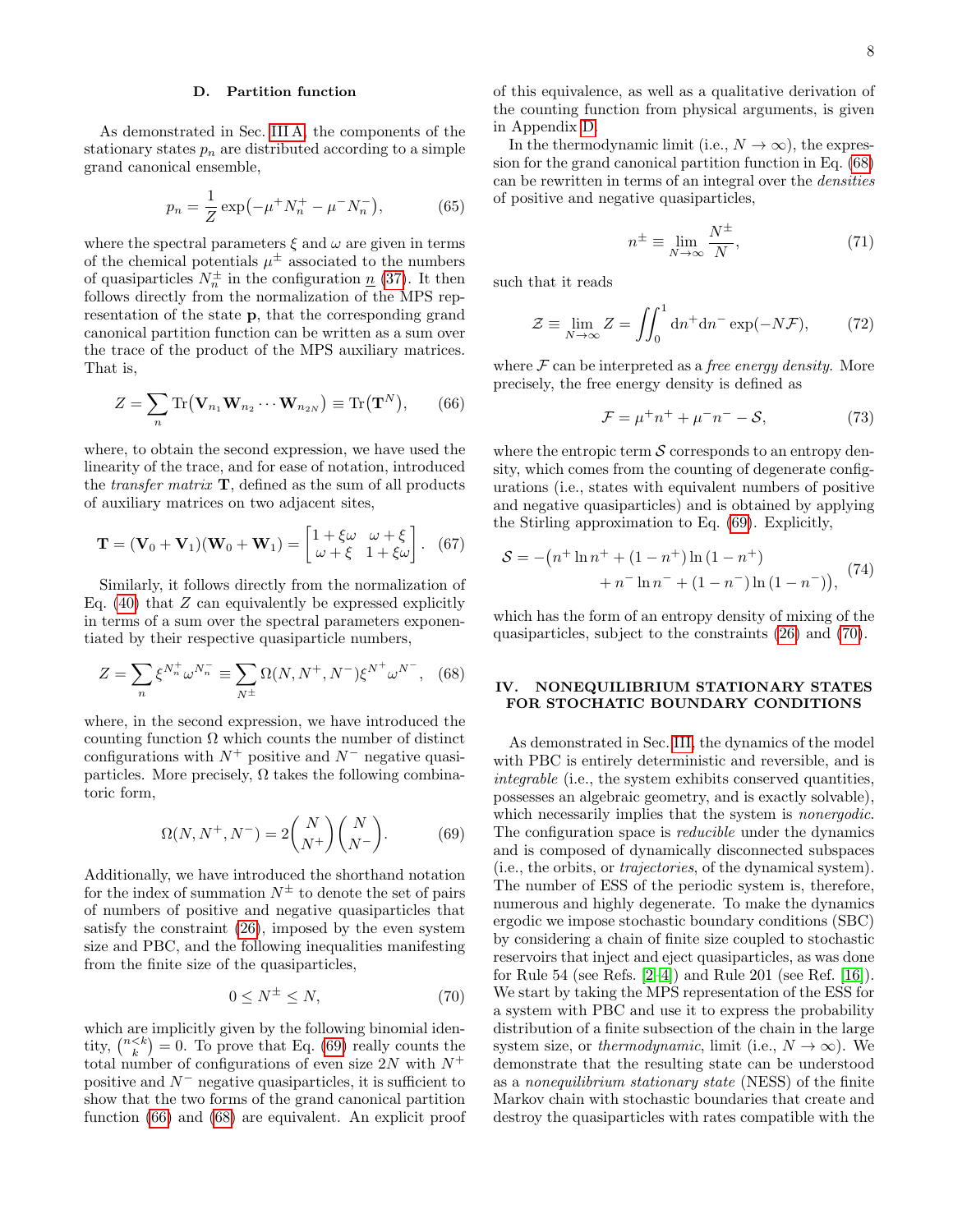### D. Partition function

As demonstrated in Sec. III A, the components of the stationary states $p_n$ are distributed according to a simple grand canonical ensemble,

$$p_n = \frac{1}{Z} \exp\left(-\mu^+ N_n^+ - \mu^- N_n^-\right), \tag{65}$$

where the spectral parameters $\xi$ and $\omega$ are given in terms of the chemical potentials $\mu^\pm$ associated to the numbers of quasiparticles $N_n^\pm$ in the configuration $\underline{n}$ (37). It then follows directly from the normalization of the MPS representation of the state $\mathbf{p}$, that the corresponding grand canonical partition function can be written as a sum over the trace of the product of the MPS auxiliary matrices. That is,

$$Z = \sum_{n} \mathrm{Tr}\left(\mathbf{V}_{n_1} \mathbf{W}_{n_2} \cdots \mathbf{W}_{n_{2N}}\right) \equiv \mathrm{Tr}\left(\mathbf{T}^N\right), \tag{66}$$

where, to obtain the second expression, we have used the linearity of the trace, and for ease of notation, introduced the *transfer matrix* $\mathbf{T}$, defined as the sum of all products of auxiliary matrices on two adjacent sites,

$$\mathbf{T} = (\mathbf{V}_0 + \mathbf{V}_1)(\mathbf{W}_0 + \mathbf{W}_1) = \begin{bmatrix} 1+\xi\omega & \omega+\xi \\ \omega+\xi & 1+\xi\omega \end{bmatrix}. \tag{67}$$

Similarly, it follows directly from the normalization of Eq. (40) that $Z$ can equivalently be expressed explicitly in terms of a sum over the spectral parameters exponentiated by their respective quasiparticle numbers,

$$Z = \sum_{n} \xi^{N_n^+} \omega^{N_n^-} \equiv \sum_{N^\pm} \Omega(N, N^+, N^-) \xi^{N^+} \omega^{N^-}, \tag{68}$$

where, in the second expression, we have introduced the counting function $\Omega$ which counts the number of distinct configurations with $N^+$ positive and $N^-$ negative quasiparticles. More precisely, $\Omega$ takes the following combinatoric form,

$$\Omega(N, N^+, N^-) = 2 \binom{N}{N^+} \binom{N}{N^-}. \tag{69}$$

Additionally, we have introduced the shorthand notation for the index of summation $N^\pm$ to denote the set of pairs of numbers of positive and negative quasiparticles that satisfy the constraint (26), imposed by the even system size and PBC, and the following inequalities manifesting from the finite size of the quasiparticles,

$$0 \leq N^\pm \leq N, \tag{70}$$

which are implicitly given by the following binomial identity, $\binom{n<k}{k} = 0$. To prove that Eq. (69) really counts the total number of configurations of even size $2N$ with $N^+$ positive and $N^-$ negative quasiparticles, it is sufficient to show that the two forms of the grand canonical partition function (66) and (68) are equivalent. An explicit proof of this equivalence, as well as a qualitative derivation of the counting function from physical arguments, is given in Appendix D.

In the thermodynamic limit (i.e., $N \to \infty$), the expression for the grand canonical partition function in Eq. (68) can be rewritten in terms of an integral over the *densities* of positive and negative quasiparticles,

$$n^\pm \equiv \lim_{N\to\infty} \frac{N^\pm}{N}, \tag{71}$$

such that it reads

$$\mathcal{Z} \equiv \lim_{N\to\infty} Z = \iint_0^1 \mathrm{d}n^+ \mathrm{d}n^- \exp(-N\mathcal{F}), \tag{72}$$

where $\mathcal{F}$ can be interpreted as a *free energy density*. More precisely, the free energy density is defined as

$$\mathcal{F} = \mu^+ n^+ + \mu^- n^- - \mathcal{S}, \tag{73}$$

where the entropic term $\mathcal{S}$ corresponds to an entropy density, which comes from the counting of degenerate configurations (i.e., states with equivalent numbers of positive and negative quasiparticles) and is obtained by applying the Stirling approximation to Eq. (69). Explicitly,

$$\begin{aligned} \mathcal{S} = -\big(& n^+ \ln n^+ + (1-n^+) \ln(1-n^+) \\ &+ n^- \ln n^- + (1-n^-) \ln(1-n^-)\big), \end{aligned} \tag{74}$$

which has the form of an entropy density of mixing of the quasiparticles, subject to the constraints (26) and (70).

## IV. NONEQUILIBRIUM STATIONARY STATES FOR STOCHATIC BOUNDARY CONDITIONS

As demonstrated in Sec. III, the dynamics of the model with PBC is entirely deterministic and reversible, and is *integrable* (i.e., the system exhibits conserved quantities, possesses an algebraic geometry, and is exactly solvable), which necessarily implies that the system is *nonergodic*. The configuration space is *reducible* under the dynamics and is composed of dynamically disconnected subspaces (i.e., the orbits, or *trajectories*, of the dynamical system). The number of ESS of the periodic system is, therefore, numerous and highly degenerate. To make the dynamics ergodic we impose stochastic boundary conditions (SBC) by considering a chain of finite size coupled to stochastic reservoirs that inject and eject quasiparticles, as was done for Rule 54 (see Refs. [2–4]) and Rule 201 (see Ref. [16]). We start by taking the MPS representation of the ESS for a system with PBC and use it to express the probability distribution of a finite subsection of the chain in the large system size, or *thermodynamic*, limit (i.e., $N \to \infty$). We demonstrate that the resulting state can be understood as a *nonequilibrium stationary state* (NESS) of the finite Markov chain with stochastic boundaries that create and destroy the quasiparticles with rates compatible with the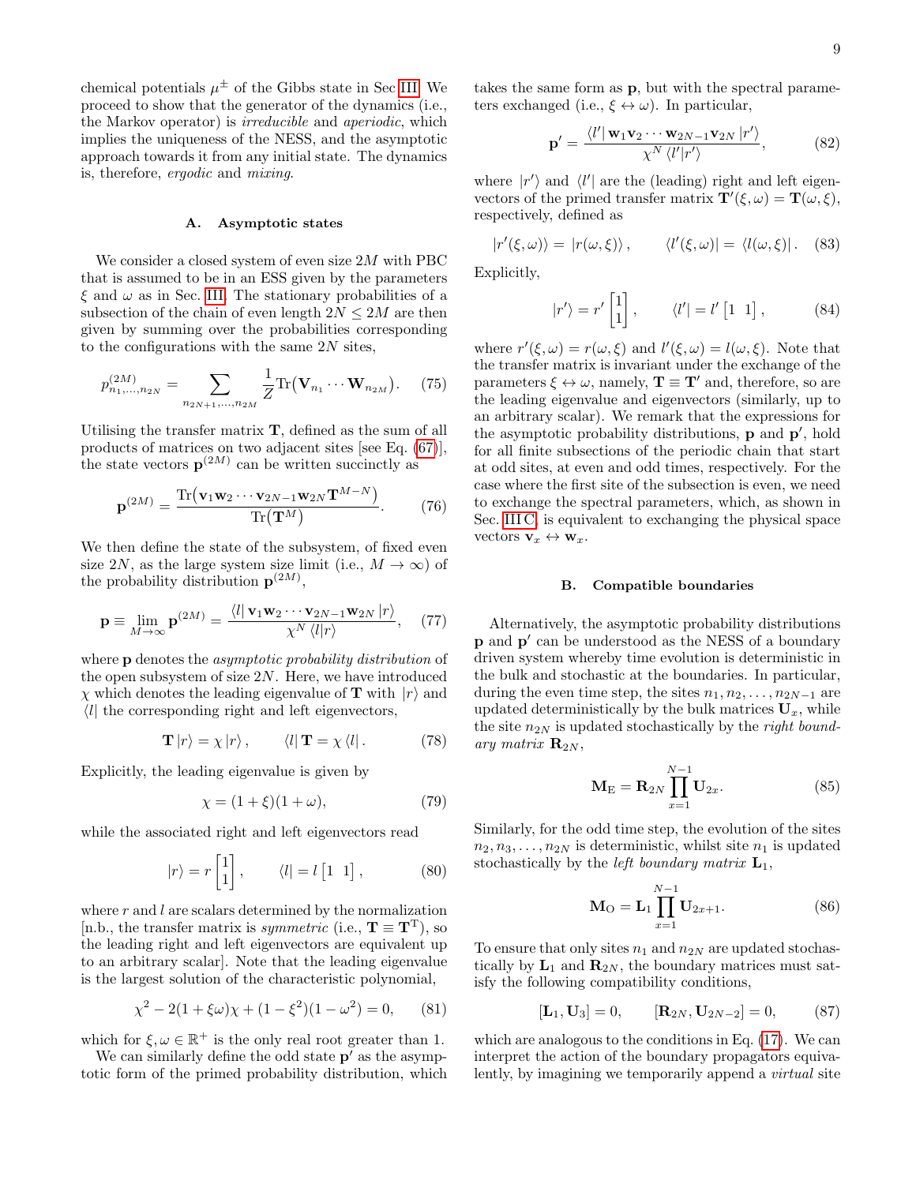chemical potentials $\mu^{\pm}$ of the Gibbs state in Sec III. We proceed to show that the generator of the dynamics (i.e., the Markov operator) is *irreducible* and *aperiodic*, which implies the uniqueness of the NESS, and the asymptotic approach towards it from any initial state. The dynamics is, therefore, *ergodic* and *mixing*.

### A. Asymptotic states

We consider a closed system of even size $2M$ with PBC that is assumed to be in an ESS given by the parameters $\xi$ and $\omega$ as in Sec. III. The stationary probabilities of a subsection of the chain of even length $2N \leq 2M$ are then given by summing over the probabilities corresponding to the configurations with the same $2N$ sites,

$$p^{(2M)}_{n_1,\ldots,n_{2N}} = \sum_{n_{2N+1},\ldots,n_{2M}} \frac{1}{Z}\mathrm{Tr}\big(\mathbf{V}_{n_1}\cdots\mathbf{W}_{n_{2M}}\big). \tag{75}$$

Utilising the transfer matrix $\mathbf{T}$, defined as the sum of all products of matrices on two adjacent sites [see Eq. (67)], the state vectors $\mathbf{p}^{(2M)}$ can be written succinctly as

$$\mathbf{p}^{(2M)} = \frac{\mathrm{Tr}\big(\mathbf{v}_1\mathbf{w}_2\cdots\mathbf{v}_{2N-1}\mathbf{w}_{2N}\mathbf{T}^{M-N}\big)}{\mathrm{Tr}\big(\mathbf{T}^M\big)}. \tag{76}$$

We then define the state of the subsystem, of fixed even size $2N$, as the large system size limit (i.e., $M\to\infty$) of the probability distribution $\mathbf{p}^{(2M)}$,

$$\mathbf{p} \equiv \lim_{M\to\infty}\mathbf{p}^{(2M)} = \frac{\langle l|\,\mathbf{v}_1\mathbf{w}_2\cdots\mathbf{v}_{2N-1}\mathbf{w}_{2N}\,|r\rangle}{\chi^N\,\langle l|r\rangle}, \tag{77}$$

where $\mathbf{p}$ denotes the *asymptotic probability distribution* of the open subsystem of size $2N$. Here, we have introduced $\chi$ which denotes the leading eigenvalue of $\mathbf{T}$ with $|r\rangle$ and $\langle l|$ the corresponding right and left eigenvectors,

$$\mathbf{T}\,|r\rangle = \chi\,|r\rangle\,, \qquad \langle l|\,\mathbf{T} = \chi\,\langle l|\,. \tag{78}$$

Explicitly, the leading eigenvalue is given by

$$\chi = (1+\xi)(1+\omega), \tag{79}$$

while the associated right and left eigenvectors read

$$|r\rangle = r\begin{bmatrix}1\\1\end{bmatrix}, \qquad \langle l| = l\begin{bmatrix}1 & 1\end{bmatrix}, \tag{80}$$

where $r$ and $l$ are scalars determined by the normalization [n.b., the transfer matrix is *symmetric* (i.e., $\mathbf{T}\equiv\mathbf{T}^{\mathrm{T}}$), so the leading right and left eigenvectors are equivalent up to an arbitrary scalar]. Note that the leading eigenvalue is the largest solution of the characteristic polynomial,

$$\chi^2 - 2(1+\xi\omega)\chi + (1-\xi^2)(1-\omega^2) = 0, \tag{81}$$

which for $\xi,\omega\in\mathbb{R}^+$ is the only real root greater than 1.

We can similarly define the odd state $\mathbf{p}'$ as the asymptotic form of the primed probability distribution, which takes the same form as $\mathbf{p}$, but with the spectral parameters exchanged (i.e., $\xi\leftrightarrow\omega$). In particular,

$$\mathbf{p}' = \frac{\langle l'|\,\mathbf{w}_1\mathbf{v}_2\cdots\mathbf{w}_{2N-1}\mathbf{v}_{2N}\,|r'\rangle}{\chi^N\,\langle l'|r'\rangle}, \tag{82}$$

where $|r'\rangle$ and $\langle l'|$ are the (leading) right and left eigenvectors of the primed transfer matrix $\mathbf{T}'(\xi,\omega)=\mathbf{T}(\omega,\xi)$, respectively, defined as

$$|r'(\xi,\omega)\rangle = |r(\omega,\xi)\rangle\,, \qquad \langle l'(\xi,\omega)| = \langle l(\omega,\xi)|\,. \tag{83}$$

Explicitly,

$$|r'\rangle = r'\begin{bmatrix}1\\1\end{bmatrix}, \qquad \langle l'| = l'\begin{bmatrix}1 & 1\end{bmatrix}, \tag{84}$$

where $r'(\xi,\omega)=r(\omega,\xi)$ and $l'(\xi,\omega)=l(\omega,\xi)$. Note that the transfer matrix is invariant under the exchange of the parameters $\xi\leftrightarrow\omega$, namely, $\mathbf{T}\equiv\mathbf{T}'$ and, therefore, so are the leading eigenvalue and eigenvectors (similarly, up to an arbitrary scalar). We remark that the expressions for the asymptotic probability distributions, $\mathbf{p}$ and $\mathbf{p}'$, hold for all finite subsections of the periodic chain that start at odd sites, at even and odd times, respectively. For the case where the first site of the subsection is even, we need to exchange the spectral parameters, which, as shown in Sec. III C, is equivalent to exchanging the physical space vectors $\mathbf{v}_x\leftrightarrow\mathbf{w}_x$.

### B. Compatible boundaries

Alternatively, the asymptotic probability distributions $\mathbf{p}$ and $\mathbf{p}'$ can be understood as the NESS of a boundary driven system whereby time evolution is deterministic in the bulk and stochastic at the boundaries. In particular, during the even time step, the sites $n_1,n_2,\ldots,n_{2N-1}$ are updated deterministically by the bulk matrices $\mathbf{U}_x$, while the site $n_{2N}$ is updated stochastically by the *right boundary matrix* $\mathbf{R}_{2N}$,

$$\mathbf{M}_{\mathrm{E}} = \mathbf{R}_{2N}\prod_{x=1}^{N-1}\mathbf{U}_{2x}. \tag{85}$$

Similarly, for the odd time step, the evolution of the sites $n_2,n_3,\ldots,n_{2N}$ is deterministic, whilst site $n_1$ is updated stochastically by the *left boundary matrix* $\mathbf{L}_1$,

$$\mathbf{M}_{\mathrm{O}} = \mathbf{L}_1\prod_{x=1}^{N-1}\mathbf{U}_{2x+1}. \tag{86}$$

To ensure that only sites $n_1$ and $n_{2N}$ are updated stochastically by $\mathbf{L}_1$ and $\mathbf{R}_{2N}$, the boundary matrices must satisfy the following compatibility conditions,

$$[\mathbf{L}_1,\mathbf{U}_3]=0, \qquad [\mathbf{R}_{2N},\mathbf{U}_{2N-2}]=0, \tag{87}$$

which are analogous to the conditions in Eq. (17). We can interpret the action of the boundary propagators equivalently, by imagining we temporarily append a *virtual* site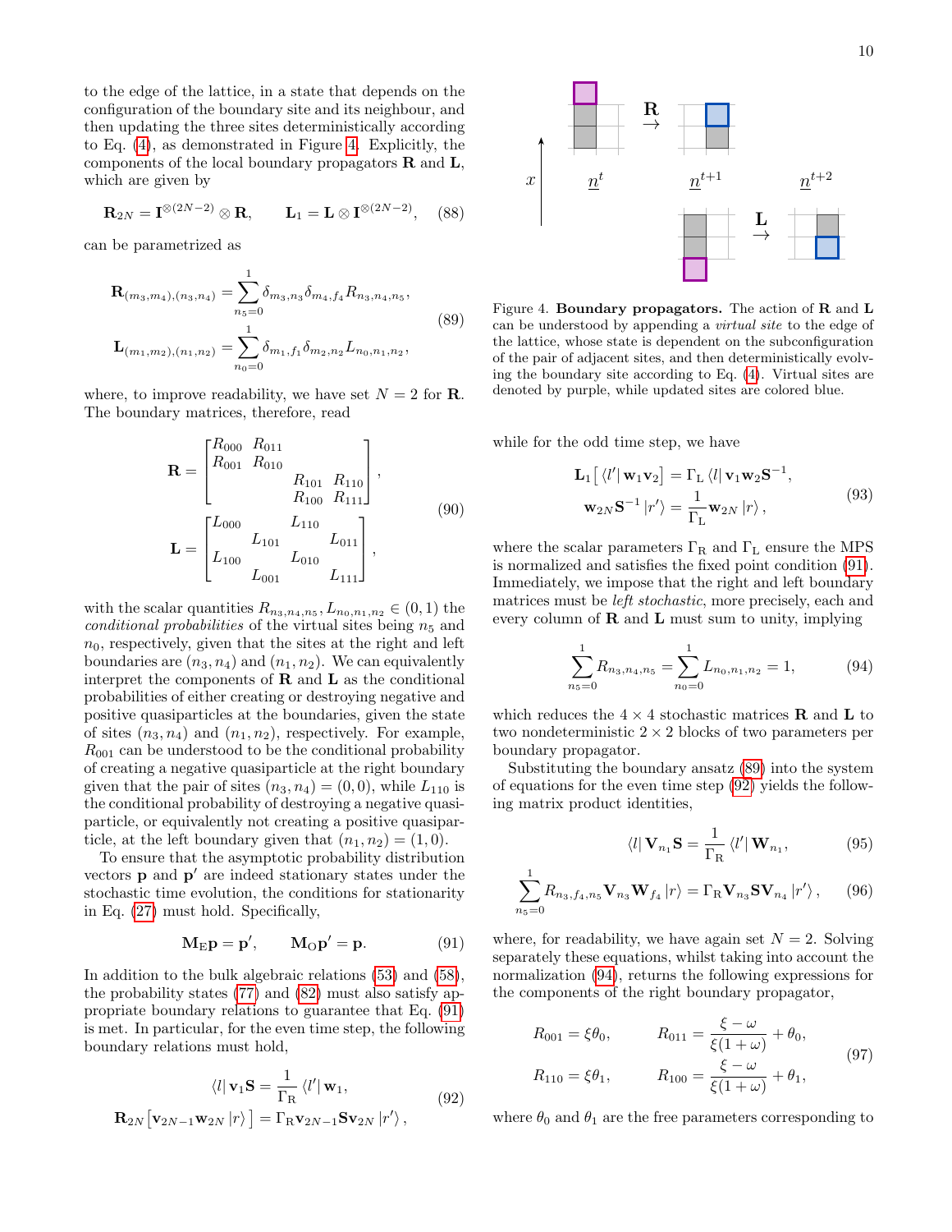to the edge of the lattice, in a state that depends on the configuration of the boundary site and its neighbour, and then updating the three sites deterministically according to Eq. (4), as demonstrated in Figure 4. Explicitly, the components of the local boundary propagators $\mathbf{R}$ and $\mathbf{L}$, which are given by

$$\mathbf{R}_{2N} = \mathbf{I}^{\otimes(2N-2)} \otimes \mathbf{R}, \qquad \mathbf{L}_1 = \mathbf{L} \otimes \mathbf{I}^{\otimes(2N-2)}, \tag{88}$$

can be parametrized as

$$\begin{aligned}
\mathbf{R}_{(m_3,m_4),(n_3,n_4)} &= \sum_{n_5=0}^{1} \delta_{m_3,n_3}\delta_{m_4,f_4} R_{n_3,n_4,n_5}, \\
\mathbf{L}_{(m_1,m_2),(n_1,n_2)} &= \sum_{n_0=0}^{1} \delta_{m_1,f_1}\delta_{m_2,n_2} L_{n_0,n_1,n_2},
\end{aligned} \tag{89}$$

where, to improve readability, we have set $N=2$ for $\mathbf{R}$. The boundary matrices, therefore, read

$$\begin{aligned}
\mathbf{R} &= \begin{bmatrix} R_{000} & R_{011} & & \\ R_{001} & R_{010} & & \\ & & R_{101} & R_{110} \\ & & R_{100} & R_{111} \end{bmatrix}, \\
\mathbf{L} &= \begin{bmatrix} L_{000} & & L_{110} & \\ & L_{101} & & L_{011} \\ L_{100} & & L_{010} & \\ & L_{001} & & L_{111} \end{bmatrix},
\end{aligned} \tag{90}$$

with the scalar quantities $R_{n_3,n_4,n_5}, L_{n_0,n_1,n_2} \in (0,1)$ the *conditional probabilities* of the virtual sites being $n_5$ and $n_0$, respectively, given that the sites at the right and left boundaries are $(n_3,n_4)$ and $(n_1,n_2)$. We can equivalently interpret the components of $\mathbf{R}$ and $\mathbf{L}$ as the conditional probabilities of either creating or destroying negative and positive quasiparticles at the boundaries, given the state of sites $(n_3,n_4)$ and $(n_1,n_2)$, respectively. For example, $R_{001}$ can be understood to be the conditional probability of creating a negative quasiparticle at the right boundary given that the pair of sites $(n_3,n_4)=(0,0)$, while $L_{110}$ is the conditional probability of destroying a negative quasiparticle, or equivalently not creating a positive quasiparticle, at the left boundary given that $(n_1,n_2)=(1,0)$.

To ensure that the asymptotic probability distribution vectors $\mathbf{p}$ and $\mathbf{p}'$ are indeed stationary states under the stochastic time evolution, the conditions for stationarity in Eq. (27) must hold. Specifically,

$$\mathbf{M}_\mathrm{E}\mathbf{p} = \mathbf{p}', \qquad \mathbf{M}_\mathrm{O}\mathbf{p}' = \mathbf{p}. \tag{91}$$

In addition to the bulk algebraic relations (53) and (58), the probability states (77) and (82) must also satisfy appropriate boundary relations to guarantee that Eq. (91) is met. In particular, for the even time step, the following boundary relations must hold,

$$\begin{aligned}
\langle l|\, \mathbf{v}_1 \mathbf{S} &= \frac{1}{\Gamma_\mathrm{R}} \langle l'|\, \mathbf{w}_1, \\
\mathbf{R}_{2N}\big[\mathbf{v}_{2N-1}\mathbf{w}_{2N}\,|r\rangle\big] &= \Gamma_\mathrm{R}\mathbf{v}_{2N-1}\mathbf{S}\mathbf{v}_{2N}\,|r'\rangle,
\end{aligned} \tag{92}$$

Figure 4. **Boundary propagators.** The action of $\mathbf{R}$ and $\mathbf{L}$ can be understood by appending a *virtual site* to the edge of the lattice, whose state is dependent on the subconfiguration of the pair of adjacent sites, and then deterministically evolving the boundary site according to Eq. (4). Virtual sites are denoted by purple, while updated sites are colored blue.

while for the odd time step, we have

$$\begin{aligned}
\mathbf{L}_1\big[\langle l'|\, \mathbf{w}_1\mathbf{v}_2\big] &= \Gamma_\mathrm{L}\,\langle l|\, \mathbf{v}_1\mathbf{w}_2\mathbf{S}^{-1}, \\
\mathbf{w}_{2N}\mathbf{S}^{-1}\,|r'\rangle &= \frac{1}{\Gamma_\mathrm{L}}\mathbf{w}_{2N}\,|r\rangle,
\end{aligned} \tag{93}$$

where the scalar parameters $\Gamma_\mathrm{R}$ and $\Gamma_\mathrm{L}$ ensure the MPS is normalized and satisfies the fixed point condition (91). Immediately, we impose that the right and left boundary matrices must be *left stochastic*, more precisely, each and every column of $\mathbf{R}$ and $\mathbf{L}$ must sum to unity, implying

$$\sum_{n_5=0}^{1} R_{n_3,n_4,n_5} = \sum_{n_0=0}^{1} L_{n_0,n_1,n_2} = 1, \tag{94}$$

which reduces the $4\times 4$ stochastic matrices $\mathbf{R}$ and $\mathbf{L}$ to two nondeterministic $2\times 2$ blocks of two parameters per boundary propagator.

Substituting the boundary ansatz (89) into the system of equations for the even time step (92) yields the following matrix product identities,

$$\langle l|\, \mathbf{V}_{n_1}\mathbf{S} = \frac{1}{\Gamma_\mathrm{R}}\langle l'|\, \mathbf{W}_{n_1}, \tag{95}$$

$$\sum_{n_5=0}^{1} R_{n_3,f_4,n_5}\mathbf{V}_{n_3}\mathbf{W}_{f_4}\,|r\rangle = \Gamma_\mathrm{R}\mathbf{V}_{n_3}\mathbf{S}\mathbf{V}_{n_4}\,|r'\rangle, \tag{96}$$

where, for readability, we have again set $N=2$. Solving separately these equations, whilst taking into account the normalization (94), returns the following expressions for the components of the right boundary propagator,

$$\begin{aligned}
R_{001} &= \xi\theta_0, \qquad & R_{011} &= \frac{\xi-\omega}{\xi(1+\omega)} + \theta_0, \\
R_{110} &= \xi\theta_1, \qquad & R_{100} &= \frac{\xi-\omega}{\xi(1+\omega)} + \theta_1,
\end{aligned} \tag{97}$$

where $\theta_0$ and $\theta_1$ are the free parameters corresponding to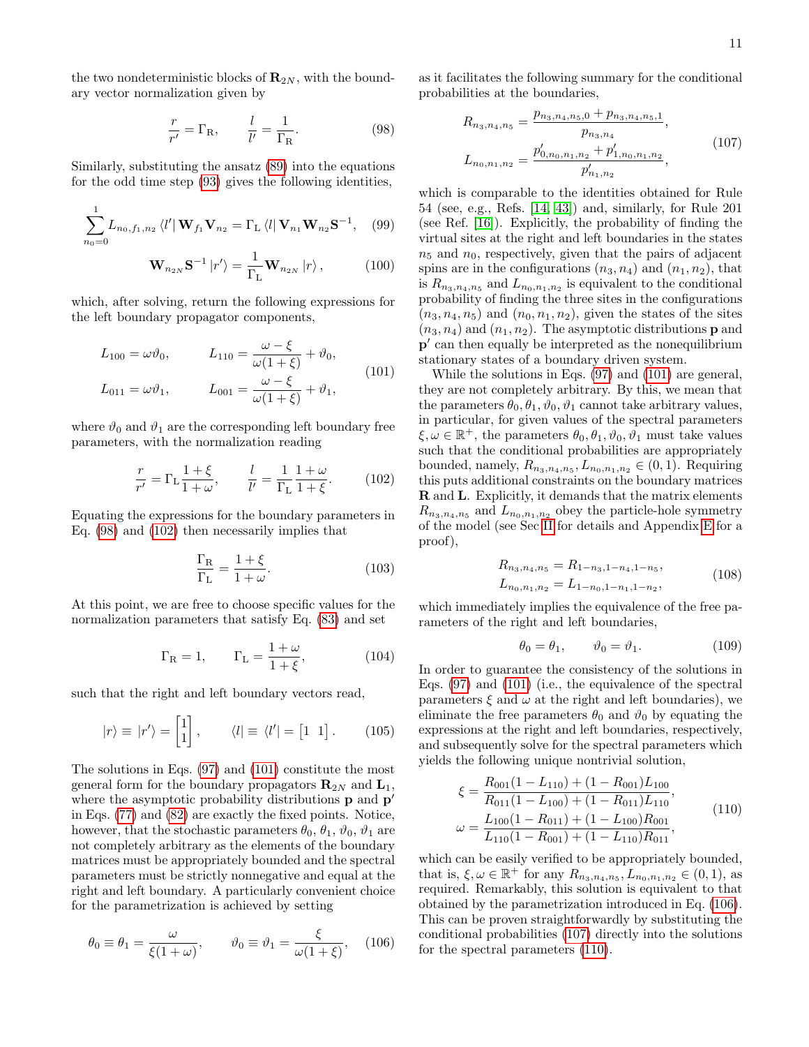the two nondeterministic blocks of $\mathbf{R}_{2N}$, with the boundary vector normalization given by

$$\frac{r}{r'} = \Gamma_{\rm R}, \qquad \frac{l}{l'} = \frac{1}{\Gamma_{\rm R}}. \tag{98}$$

Similarly, substituting the ansatz (89) into the equations for the odd time step (93) gives the following identities,

$$\sum_{n_0=0}^{1} L_{n_0,f_1,n_2} \langle l' | \mathbf{W}_{f_1} \mathbf{V}_{n_2} = \Gamma_{\rm L} \langle l | \mathbf{V}_{n_1} \mathbf{W}_{n_2} \mathbf{S}^{-1}, \tag{99}$$

$$\mathbf{W}_{n_{2N}} \mathbf{S}^{-1} | r' \rangle = \frac{1}{\Gamma_{\rm L}} \mathbf{W}_{n_{2N}} | r \rangle, \tag{100}$$

which, after solving, return the following expressions for the left boundary propagator components,

$$\begin{aligned} L_{100} &= \omega \vartheta_0, \qquad & L_{110} &= \frac{\omega - \xi}{\omega(1+\xi)} + \vartheta_0, \\ L_{011} &= \omega \vartheta_1, \qquad & L_{001} &= \frac{\omega - \xi}{\omega(1+\xi)} + \vartheta_1, \end{aligned} \tag{101}$$

where $\vartheta_0$ and $\vartheta_1$ are the corresponding left boundary free parameters, with the normalization reading

$$\frac{r}{r'} = \Gamma_{\rm L} \frac{1+\xi}{1+\omega}, \qquad \frac{l}{l'} = \frac{1}{\Gamma_{\rm L}} \frac{1+\omega}{1+\xi}. \tag{102}$$

Equating the expressions for the boundary parameters in Eq. (98) and (102) then necessarily implies that

$$\frac{\Gamma_{\rm R}}{\Gamma_{\rm L}} = \frac{1+\xi}{1+\omega}. \tag{103}$$

At this point, we are free to choose specific values for the normalization parameters that satisfy Eq. (83) and set

$$\Gamma_{\rm R} = 1, \qquad \Gamma_{\rm L} = \frac{1+\omega}{1+\xi}, \tag{104}$$

such that the right and left boundary vectors read,

$$|r\rangle \equiv |r'\rangle = \begin{bmatrix} 1 \\ 1 \end{bmatrix}, \qquad \langle l| \equiv \langle l'| = \begin{bmatrix} 1 & 1 \end{bmatrix}. \tag{105}$$

The solutions in Eqs. (97) and (101) constitute the most general form for the boundary propagators $\mathbf{R}_{2N}$ and $\mathbf{L}_1$, where the asymptotic probability distributions $\mathbf{p}$ and $\mathbf{p}'$ in Eqs. (77) and (82) are exactly the fixed points. Notice, however, that the stochastic parameters $\theta_0$, $\theta_1$, $\vartheta_0$, $\vartheta_1$ are not completely arbitrary as the elements of the boundary matrices must be appropriately bounded and the spectral parameters must be strictly nonnegative and equal at the right and left boundary. A particularly convenient choice for the parametrization is achieved by setting

$$\theta_0 \equiv \theta_1 = \frac{\omega}{\xi(1+\omega)}, \qquad \vartheta_0 \equiv \vartheta_1 = \frac{\xi}{\omega(1+\xi)}, \tag{106}$$

as it facilitates the following summary for the conditional probabilities at the boundaries,

$$\begin{aligned} R_{n_3,n_4,n_5} &= \frac{p_{n_3,n_4,n_5,0} + p_{n_3,n_4,n_5,1}}{p_{n_3,n_4}}, \\ L_{n_0,n_1,n_2} &= \frac{p'_{0,n_0,n_1,n_2} + p'_{1,n_0,n_1,n_2}}{p'_{n_1,n_2}}, \end{aligned} \tag{107}$$

which is comparable to the identities obtained for Rule 54 (see, e.g., Refs. [14, 43]) and, similarly, for Rule 201 (see Ref. [16]). Explicitly, the probability of finding the virtual sites at the right and left boundaries in the states $n_5$ and $n_0$, respectively, given that the pairs of adjacent spins are in the configurations $(n_3, n_4)$ and $(n_1, n_2)$, that is $R_{n_3,n_4,n_5}$ and $L_{n_0,n_1,n_2}$ is equivalent to the conditional probability of finding the three sites in the configurations $(n_3, n_4, n_5)$ and $(n_0, n_1, n_2)$, given the states of the sites $(n_3, n_4)$ and $(n_1, n_2)$. The asymptotic distributions $\mathbf{p}$ and $\mathbf{p}'$ can then equally be interpreted as the nonequilibrium stationary states of a boundary driven system.

While the solutions in Eqs. (97) and (101) are general, they are not completely arbitrary. By this, we mean that the parameters $\theta_0, \theta_1, \vartheta_0, \vartheta_1$ cannot take arbitrary values, in particular, for given values of the spectral parameters $\xi, \omega \in \mathbb{R}^+$, the parameters $\theta_0, \theta_1, \vartheta_0, \vartheta_1$ must take values such that the conditional probabilities are appropriately bounded, namely, $R_{n_3,n_4,n_5}, L_{n_0,n_1,n_2} \in (0, 1)$. Requiring this puts additional constraints on the boundary matrices $\mathbf{R}$ and $\mathbf{L}$. Explicitly, it demands that the matrix elements $R_{n_3,n_4,n_5}$ and $L_{n_0,n_1,n_2}$ obey the particle-hole symmetry of the model (see Sec II for details and Appendix E for a proof),

$$\begin{aligned} R_{n_3,n_4,n_5} &= R_{1-n_3,1-n_4,1-n_5}, \\ L_{n_0,n_1,n_2} &= L_{1-n_0,1-n_1,1-n_2}, \end{aligned} \tag{108}$$

which immediately implies the equivalence of the free parameters of the right and left boundaries,

$$\theta_0 = \theta_1, \qquad \vartheta_0 = \vartheta_1. \tag{109}$$

In order to guarantee the consistency of the solutions in Eqs. (97) and (101) (i.e., the equivalence of the spectral parameters $\xi$ and $\omega$ at the right and left boundaries), we eliminate the free parameters $\theta_0$ and $\vartheta_0$ by equating the expressions at the right and left boundaries, respectively, and subsequently solve for the spectral parameters which yields the following unique nontrivial solution,

$$\begin{aligned} \xi &= \frac{R_{001}(1 - L_{110}) + (1 - R_{001}) L_{100}}{R_{011}(1 - L_{100}) + (1 - R_{011}) L_{110}}, \\ \omega &= \frac{L_{100}(1 - R_{011}) + (1 - L_{100}) R_{001}}{L_{110}(1 - R_{001}) + (1 - L_{110}) R_{011}}, \end{aligned} \tag{110}$$

which can be easily verified to be appropriately bounded, that is, $\xi, \omega \in \mathbb{R}^+$ for any $R_{n_3,n_4,n_5}, L_{n_0,n_1,n_2} \in (0, 1)$, as required. Remarkably, this solution is equivalent to that obtained by the parametrization introduced in Eq. (106). This can be proven straightforwardly by substituting the conditional probabilities (107) directly into the solutions for the spectral parameters (110).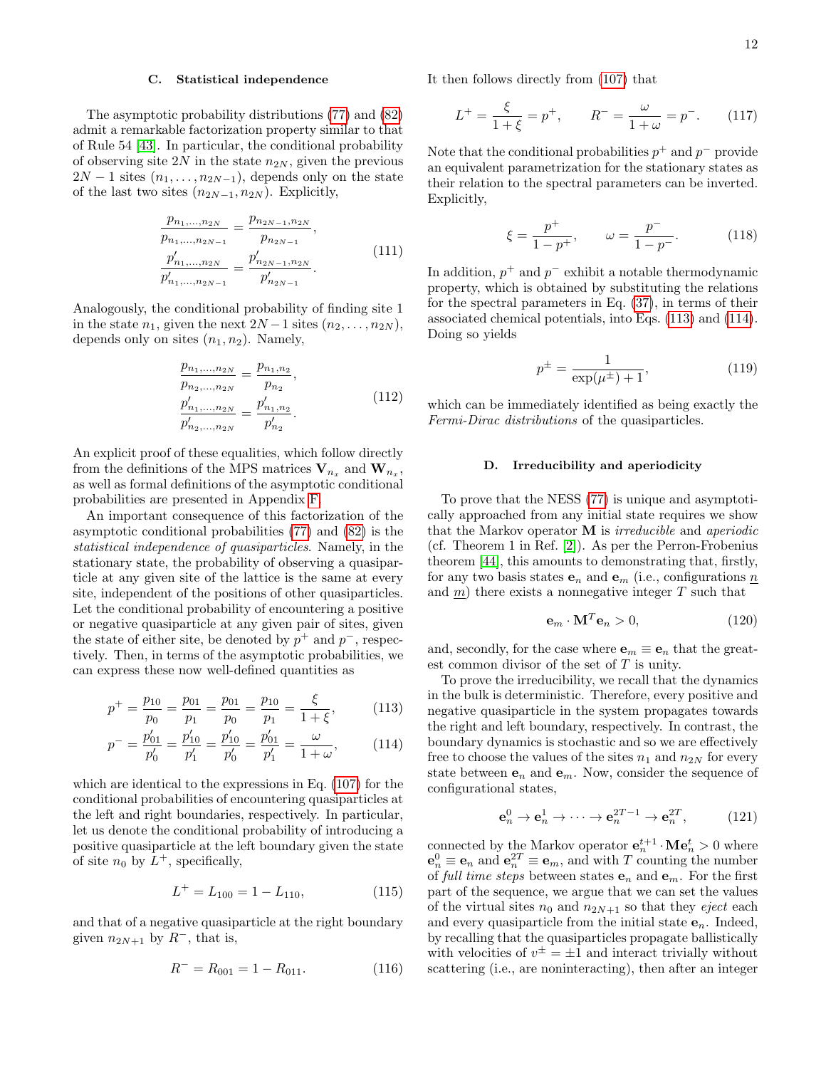### C. Statistical independence

The asymptotic probability distributions (77) and (82) admit a remarkable factorization property similar to that of Rule 54 [43]. In particular, the conditional probability of observing site $2N$ in the state $n_{2N}$, given the previous $2N-1$ sites $(n_1, \ldots, n_{2N-1})$, depends only on the state of the last two sites $(n_{2N-1}, n_{2N})$. Explicitly,

$$
\begin{aligned}
\frac{p_{n_1,\ldots,n_{2N}}}{p_{n_1,\ldots,n_{2N-1}}} &= \frac{p_{n_{2N-1},n_{2N}}}{p_{n_{2N-1}}}, \\
\frac{p'_{n_1,\ldots,n_{2N}}}{p'_{n_1,\ldots,n_{2N-1}}} &= \frac{p'_{n_{2N-1},n_{2N}}}{p'_{n_{2N-1}}}.
\end{aligned}
\tag{111}
$$

Analogously, the conditional probability of finding site 1 in the state $n_1$, given the next $2N-1$ sites $(n_2, \ldots, n_{2N})$, depends only on sites $(n_1, n_2)$. Namely,

$$
\begin{aligned}
\frac{p_{n_1,\ldots,n_{2N}}}{p_{n_2,\ldots,n_{2N}}} &= \frac{p_{n_1,n_2}}{p_{n_2}}, \\
\frac{p'_{n_1,\ldots,n_{2N}}}{p'_{n_2,\ldots,n_{2N}}} &= \frac{p'_{n_1,n_2}}{p'_{n_2}}.
\end{aligned}
\tag{112}
$$

An explicit proof of these equalities, which follow directly from the definitions of the MPS matrices $\mathbf{V}_{n_x}$ and $\mathbf{W}_{n_x}$, as well as formal definitions of the asymptotic conditional probabilities are presented in Appendix F.

An important consequence of this factorization of the asymptotic conditional probabilities (77) and (82) is the *statistical independence of quasiparticles*. Namely, in the stationary state, the probability of observing a quasiparticle at any given site of the lattice is the same at every site, independent of the positions of other quasiparticles. Let the conditional probability of encountering a positive or negative quasiparticle at any given pair of sites, given the state of either site, be denoted by $p^+$ and $p^-$, respectively. Then, in terms of the asymptotic probabilities, we can express these now well-defined quantities as

$$
p^+ = \frac{p_{10}}{p_0} = \frac{p_{01}}{p_1} = \frac{p_{01}}{p_0} = \frac{p_{10}}{p_1} = \frac{\xi}{1+\xi}, \tag{113}
$$

$$
p^- = \frac{p'_{01}}{p'_0} = \frac{p'_{10}}{p'_1} = \frac{p'_{10}}{p'_0} = \frac{p'_{01}}{p'_1} = \frac{\omega}{1+\omega}, \tag{114}
$$

which are identical to the expressions in Eq. (107) for the conditional probabilities of encountering quasiparticles at the left and right boundaries, respectively. In particular, let us denote the conditional probability of introducing a positive quasiparticle at the left boundary given the state of site $n_0$ by $L^+$, specifically,

$$
L^+ = L_{100} = 1 - L_{110}, \tag{115}
$$

and that of a negative quasiparticle at the right boundary given $n_{2N+1}$ by $R^-$, that is,

$$
R^- = R_{001} = 1 - R_{011}. \tag{116}
$$

It then follows directly from (107) that

$$
L^+ = \frac{\xi}{1+\xi} = p^+, \qquad R^- = \frac{\omega}{1+\omega} = p^-. \tag{117}
$$

Note that the conditional probabilities $p^+$ and $p^-$ provide an equivalent parametrization for the stationary states as their relation to the spectral parameters can be inverted. Explicitly,

$$
\xi = \frac{p^+}{1-p^+}, \qquad \omega = \frac{p^-}{1-p^-}. \tag{118}
$$

In addition, $p^+$ and $p^-$ exhibit a notable thermodynamic property, which is obtained by substituting the relations for the spectral parameters in Eq. (37), in terms of their associated chemical potentials, into Eqs. (113) and (114). Doing so yields

$$
p^{\pm} = \frac{1}{\exp(\mu^{\pm}) + 1}, \tag{119}
$$

which can be immediately identified as being exactly the *Fermi-Dirac distributions* of the quasiparticles.

### D. Irreducibility and aperiodicity

To prove that the NESS (77) is unique and asymptotically approached from any initial state requires we show that the Markov operator $\mathbf{M}$ is *irreducible* and *aperiodic* (cf. Theorem 1 in Ref. [2]). As per the Perron-Frobenius theorem [44], this amounts to demonstrating that, firstly, for any two basis states $\mathbf{e}_n$ and $\mathbf{e}_m$ (i.e., configurations $\underline{n}$ and $\underline{m}$) there exists a nonnegative integer $T$ such that

$$
\mathbf{e}_m \cdot \mathbf{M}^T \mathbf{e}_n > 0, \tag{120}
$$

and, secondly, for the case where $\mathbf{e}_m \equiv \mathbf{e}_n$ that the greatest common divisor of the set of $T$ is unity.

To prove the irreducibility, we recall that the dynamics in the bulk is deterministic. Therefore, every positive and negative quasiparticle in the system propagates towards the right and left boundary, respectively. In contrast, the boundary dynamics is stochastic and so we are effectively free to choose the values of the sites $n_1$ and $n_{2N}$ for every state between $\mathbf{e}_n$ and $\mathbf{e}_m$. Now, consider the sequence of configurational states,

$$
\mathbf{e}_n^0 \to \mathbf{e}_n^1 \to \cdots \to \mathbf{e}_n^{2T-1} \to \mathbf{e}_n^{2T}, \tag{121}
$$

connected by the Markov operator $\mathbf{e}_n^{t+1} \cdot \mathbf{M} \mathbf{e}_n^t > 0$ where $\mathbf{e}_n^0 \equiv \mathbf{e}_n$ and $\mathbf{e}_n^{2T} \equiv \mathbf{e}_m$, and with $T$ counting the number of *full time steps* between states $\mathbf{e}_n$ and $\mathbf{e}_m$. For the first part of the sequence, we argue that we can set the values of the virtual sites $n_0$ and $n_{2N+1}$ so that they *eject* each and every quasiparticle from the initial state $\mathbf{e}_n$. Indeed, by recalling that the quasiparticles propagate ballistically with velocities of $v^{\pm} = \pm 1$ and interact trivially without scattering (i.e., are noninteracting), then after an integer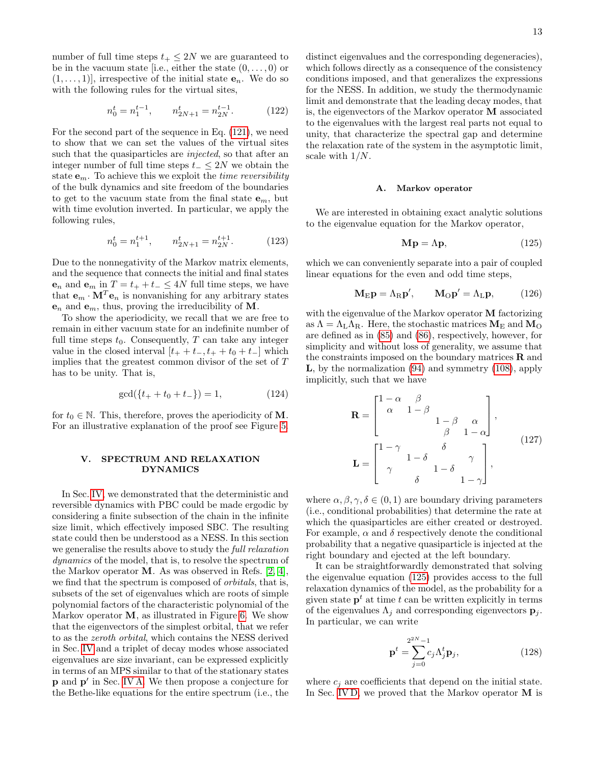number of full time steps $t_+ \leq 2N$ we are guaranteed to be in the vacuum state [i.e., either the state $(0,\ldots,0)$ or $(1,\ldots,1)$], irrespective of the initial state $\mathbf{e}_n$. We do so with the following rules for the virtual sites,

$$n_0^t = n_1^{t-1}, \qquad n_{2N+1}^t = n_{2N}^{t-1}. \tag{122}$$

For the second part of the sequence in Eq. (121), we need to show that we can set the values of the virtual sites such that the quasiparticles are *injected*, so that after an integer number of full time steps $t_- \leq 2N$ we obtain the state $\mathbf{e}_m$. To achieve this we exploit the *time reversibility* of the bulk dynamics and site freedom of the boundaries to get to the vacuum state from the final state $\mathbf{e}_m$, but with time evolution inverted. In particular, we apply the following rules,

$$n_0^t = n_1^{t+1}, \qquad n_{2N+1}^t = n_{2N}^{t+1}. \tag{123}$$

Due to the nonnegativity of the Markov matrix elements, and the sequence that connects the initial and final states $\mathbf{e}_n$ and $\mathbf{e}_m$ in $T = t_+ + t_- \leq 4N$ full time steps, we have that $\mathbf{e}_m \cdot \mathbf{M}^T \mathbf{e}_n$ is nonvanishing for any arbitrary states $\mathbf{e}_n$ and $\mathbf{e}_m$, thus, proving the irreducibility of $\mathbf{M}$.

To show the aperiodicity, we recall that we are free to remain in either vacuum state for an indefinite number of full time steps $t_0$. Consequently, $T$ can take any integer value in the closed interval $[t_+ + t_-, t_+ + t_0 + t_-]$ which implies that the greatest common divisor of the set of $T$ has to be unity. That is,

$$\gcd(\{t_+ + t_0 + t_-\}) = 1, \tag{124}$$

for $t_0 \in \mathbb{N}$. This, therefore, proves the aperiodicity of $\mathbf{M}$. For an illustrative explanation of the proof see Figure 5.

## V. SPECTRUM AND RELAXATION DYNAMICS

In Sec. IV, we demonstrated that the deterministic and reversible dynamics with PBC could be made ergodic by considering a finite subsection of the chain in the infinite size limit, which effectively imposed SBC. The resulting state could then be understood as a NESS. In this section we generalise the results above to study the *full relaxation dynamics* of the model, that is, to resolve the spectrum of the Markov operator $\mathbf{M}$. As was observed in Refs. [2, 4], we find that the spectrum is composed of *orbitals*, that is, subsets of the set of eigenvalues which are roots of simple polynomial factors of the characteristic polynomial of the Markov operator $\mathbf{M}$, as illustrated in Figure 6. We show that the eigenvectors of the simplest orbital, that we refer to as the *zeroth orbital*, which contains the NESS derived in Sec. IV and a triplet of decay modes whose associated eigenvalues are size invariant, can be expressed explicitly in terms of an MPS similar to that of the stationary states $\mathbf{p}$ and $\mathbf{p}'$ in Sec. IV A. We then propose a conjecture for the Bethe-like equations for the entire spectrum (i.e., the distinct eigenvalues and the corresponding degeneracies), which follows directly as a consequence of the consistency conditions imposed, and that generalizes the expressions for the NESS. In addition, we study the thermodynamic limit and demonstrate that the leading decay modes, that is, the eigenvectors of the Markov operator $\mathbf{M}$ associated to the eigenvalues with the largest real parts not equal to unity, that characterize the spectral gap and determine the relaxation rate of the system in the asymptotic limit, scale with $1/N$.

### A. Markov operator

We are interested in obtaining exact analytic solutions to the eigenvalue equation for the Markov operator,

$$\mathbf{M}\mathbf{p} = \Lambda \mathbf{p}, \tag{125}$$

which we can conveniently separate into a pair of coupled linear equations for the even and odd time steps,

$$\mathbf{M}_{\mathrm{E}}\mathbf{p} = \Lambda_{\mathrm{R}}\mathbf{p}', \qquad \mathbf{M}_{\mathrm{O}}\mathbf{p}' = \Lambda_{\mathrm{L}}\mathbf{p}, \tag{126}$$

with the eigenvalue of the Markov operator $\mathbf{M}$ factorizing as $\Lambda = \Lambda_{\mathrm{L}}\Lambda_{\mathrm{R}}$. Here, the stochastic matrices $\mathbf{M}_{\mathrm{E}}$ and $\mathbf{M}_{\mathrm{O}}$ are defined as in (85) and (86), respectively, however, for simplicity and without loss of generality, we assume that the constraints imposed on the boundary matrices $\mathbf{R}$ and $\mathbf{L}$, by the normalization (94) and symmetry (108), apply implicitly, such that we have

$$\begin{gathered}
\mathbf{R} = \begin{bmatrix} 1-\alpha & \beta & & \\ \alpha & 1-\beta & & \\ & & 1-\beta & \alpha \\ & & \beta & 1-\alpha \end{bmatrix}, \\
\mathbf{L} = \begin{bmatrix} 1-\gamma & & \delta & \\ & 1-\delta & & \gamma \\ \gamma & & 1-\delta & \\ & \delta & & 1-\gamma \end{bmatrix},
\end{gathered} \tag{127}$$

where $\alpha, \beta, \gamma, \delta \in (0,1)$ are boundary driving parameters (i.e., conditional probabilities) that determine the rate at which the quasiparticles are either created or destroyed. For example, $\alpha$ and $\delta$ respectively denote the conditional probability that a negative quasiparticle is injected at the right boundary and ejected at the left boundary.

It can be straightforwardly demonstrated that solving the eigenvalue equation (125) provides access to the full relaxation dynamics of the model, as the probability for a given state $\mathbf{p}^t$ at time $t$ can be written explicitly in terms of the eigenvalues $\Lambda_j$ and corresponding eigenvectors $\mathbf{p}_j$. In particular, we can write

$$\mathbf{p}^t = \sum_{j=0}^{2^{2N}-1} c_j \Lambda_j^t \mathbf{p}_j, \tag{128}$$

where $c_j$ are coefficients that depend on the initial state. In Sec. IV D, we proved that the Markov operator $\mathbf{M}$ is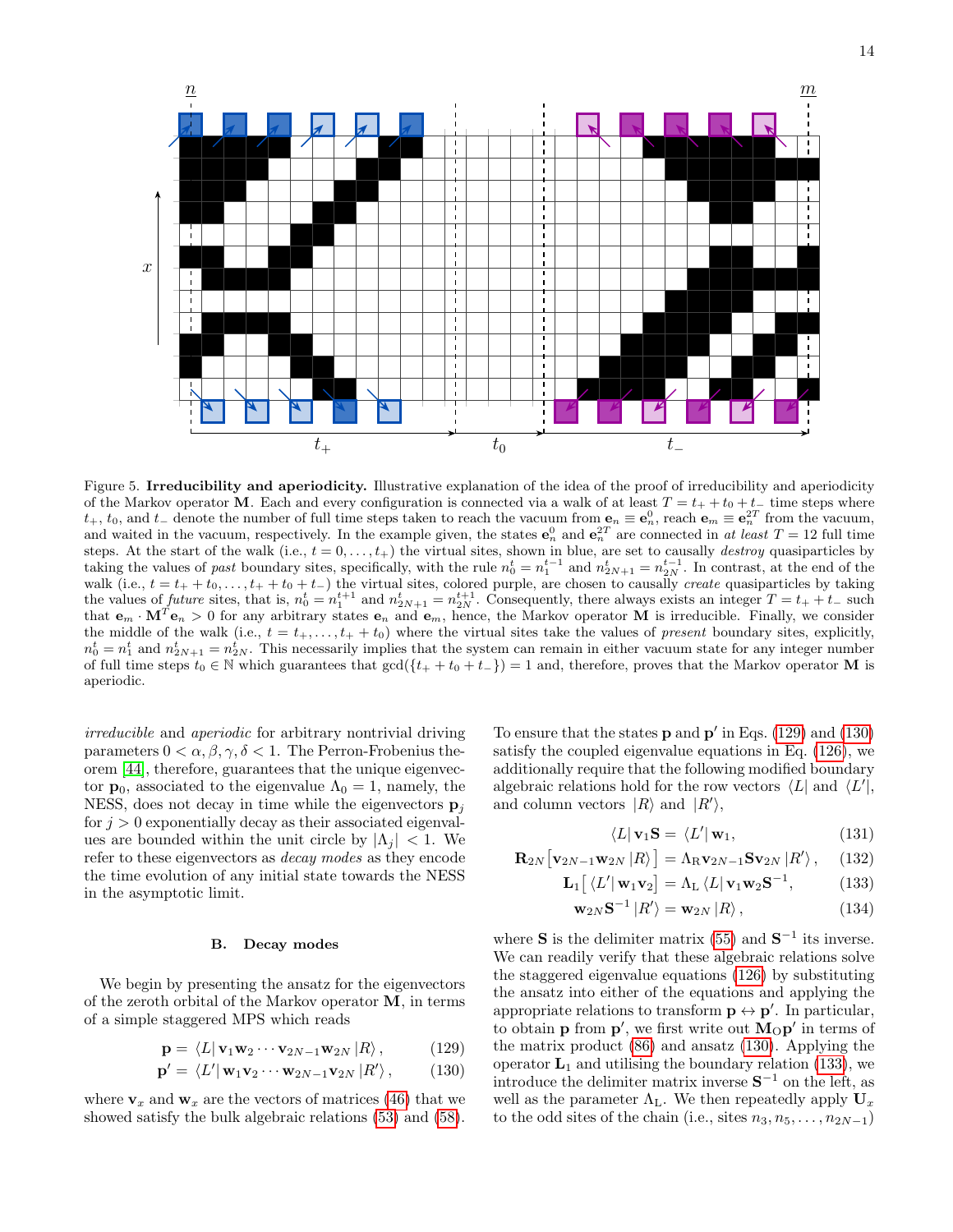Figure 5. **Irreducibility and aperiodicity.** Illustrative explanation of the idea of the proof of irreducibility and aperiodicity of the Markov operator $\mathbf{M}$. Each and every configuration is connected via a walk of at least $T = t_+ + t_0 + t_-$ time steps where $t_+$, $t_0$, and $t_-$ denote the number of full time steps taken to reach the vacuum from $\mathbf{e}_n \equiv \mathbf{e}_n^0$, reach $\mathbf{e}_m \equiv \mathbf{e}_n^{2T}$ from the vacuum, and waited in the vacuum, respectively. In the example given, the states $\mathbf{e}_n^0$ and $\mathbf{e}_n^{2T}$ are connected in *at least* $T = 12$ full time steps. At the start of the walk (i.e., $t = 0, \ldots, t_+$) the virtual sites, shown in blue, are set to causally *destroy* quasiparticles by taking the values of *past* boundary sites, specifically, with the rule $n_0^t = n_1^{t-1}$ and $n_{2N+1}^t = n_{2N}^{t-1}$. In contrast, at the end of the walk (i.e., $t = t_+ + t_0, \ldots, t_+ + t_0 + t_-$) the virtual sites, colored purple, are chosen to causally *create* quasiparticles by taking the values of *future* sites, that is, $n_0^t = n_1^{t+1}$ and $n_{2N+1}^t = n_{2N}^{t+1}$. Consequently, there always exists an integer $T = t_+ + t_-$ such that $\mathbf{e}_m \cdot \mathbf{M}^T \mathbf{e}_n > 0$ for any arbitrary states $\mathbf{e}_n$ and $\mathbf{e}_m$, hence, the Markov operator $\mathbf{M}$ is irreducible. Finally, we consider the middle of the walk (i.e., $t = t_+, \ldots, t_+ + t_0$) where the virtual sites take the values of *present* boundary sites, explicitly, $n_0^t = n_1^t$ and $n_{2N+1}^t = n_{2N}^t$. This necessarily implies that the system can remain in either vacuum state for any integer number of full time steps $t_0 \in \mathbb{N}$ which guarantees that $\gcd(\{t_+ + t_0 + t_-\}) = 1$ and, therefore, proves that the Markov operator $\mathbf{M}$ is aperiodic.

*irreducible* and *aperiodic* for arbitrary nontrivial driving parameters $0 < \alpha, \beta, \gamma, \delta < 1$. The Perron-Frobenius theorem [44], therefore, guarantees that the unique eigenvector $\mathbf{p}_0$, associated to the eigenvalue $\Lambda_0 = 1$, namely, the NESS, does not decay in time while the eigenvectors $\mathbf{p}_j$ for $j > 0$ exponentially decay as their associated eigenvalues are bounded within the unit circle by $|\Lambda_j| < 1$. We refer to these eigenvectors as *decay modes* as they encode the time evolution of any initial state towards the NESS in the asymptotic limit.

## B. Decay modes

We begin by presenting the ansatz for the eigenvectors of the zeroth orbital of the Markov operator $\mathbf{M}$, in terms of a simple staggered MPS which reads

$$\mathbf{p} = \langle L| \, \mathbf{v}_1 \mathbf{w}_2 \cdots \mathbf{v}_{2N-1} \mathbf{w}_{2N} \, |R\rangle \,, \tag{129}$$

$$\mathbf{p}' = \langle L'| \, \mathbf{w}_1 \mathbf{v}_2 \cdots \mathbf{w}_{2N-1} \mathbf{v}_{2N} \, |R'\rangle \,, \tag{130}$$

where $\mathbf{v}_x$ and $\mathbf{w}_x$ are the vectors of matrices (46) that we showed satisfy the bulk algebraic relations (53) and (58). To ensure that the states $\mathbf{p}$ and $\mathbf{p}'$ in Eqs. (129) and (130) satisfy the coupled eigenvalue equations in Eq. (126), we additionally require that the following modified boundary algebraic relations hold for the row vectors $\langle L|$ and $\langle L'|$, and column vectors $|R\rangle$ and $|R'\rangle$,

$$\langle L| \, \mathbf{v}_1 \mathbf{S} = \langle L'| \, \mathbf{w}_1, \tag{131}$$

$$\mathbf{R}_{2N} \big[ \mathbf{v}_{2N-1} \mathbf{w}_{2N} \, |R\rangle \big] = \Lambda_{\mathrm{R}} \mathbf{v}_{2N-1} \mathbf{S} \mathbf{v}_{2N} \, |R'\rangle \,, \tag{132}$$

$$\mathbf{L}_1 \big[ \langle L'| \, \mathbf{w}_1 \mathbf{v}_2 \big] = \Lambda_{\mathrm{L}} \, \langle L| \, \mathbf{v}_1 \mathbf{w}_2 \mathbf{S}^{-1}, \tag{133}$$

$$\mathbf{w}_{2N} \mathbf{S}^{-1} \, |R'\rangle = \mathbf{w}_{2N} \, |R\rangle \,, \tag{134}$$

where $\mathbf{S}$ is the delimiter matrix (55) and $\mathbf{S}^{-1}$ its inverse. We can readily verify that these algebraic relations solve the staggered eigenvalue equations (126) by substituting the ansatz into either of the equations and applying the appropriate relations to transform $\mathbf{p} \leftrightarrow \mathbf{p}'$. In particular, to obtain $\mathbf{p}$ from $\mathbf{p}'$, we first write out $\mathbf{M}_{\mathrm{O}} \mathbf{p}'$ in terms of the matrix product (86) and ansatz (130). Applying the operator $\mathbf{L}_1$ and utilising the boundary relation (133), we introduce the delimiter matrix inverse $\mathbf{S}^{-1}$ on the left, as well as the parameter $\Lambda_{\mathrm{L}}$. We then repeatedly apply $\mathbf{U}_x$ to the odd sites of the chain (i.e., sites $n_3, n_5, \ldots, n_{2N-1}$)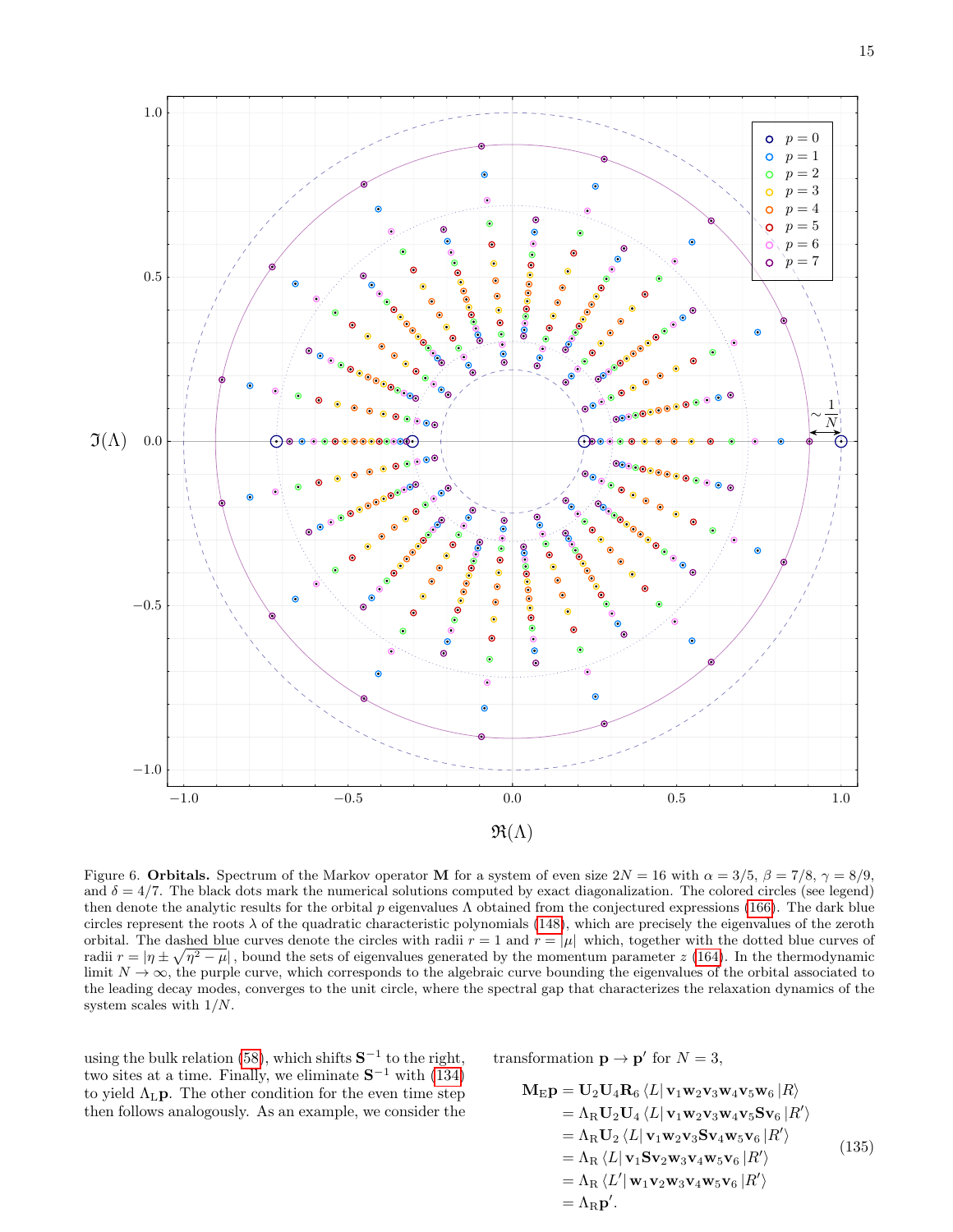Figure 6. **Orbitals.** Spectrum of the Markov operator $\mathbf{M}$ for a system of even size $2N = 16$ with $\alpha = 3/5$, $\beta = 7/8$, $\gamma = 8/9$, and $\delta = 4/7$. The black dots mark the numerical solutions computed by exact diagonalization. The colored circles (see legend) then denote the analytic results for the orbital $p$ eigenvalues $\Lambda$ obtained from the conjectured expressions (166). The dark blue circles represent the roots $\lambda$ of the quadratic characteristic polynomials (148), which are precisely the eigenvalues of the zeroth orbital. The dashed blue curves denote the circles with radii $r = 1$ and $r = |\mu|$ which, together with the dotted blue curves of radii $r = |\eta \pm \sqrt{\eta^2 - \mu}|$, bound the sets of eigenvalues generated by the momentum parameter $z$ (164). In the thermodynamic limit $N \to \infty$, the purple curve, which corresponds to the algebraic curve bounding the eigenvalues of the orbital associated to the leading decay modes, converges to the unit circle, where the spectral gap that characterizes the relaxation dynamics of the system scales with $1/N$.

using the bulk relation (58), which shifts $\mathbf{S}^{-1}$ to the right, two sites at a time. Finally, we eliminate $\mathbf{S}^{-1}$ with (134) to yield $\Lambda_{\mathrm{L}}\mathbf{p}$. The other condition for the even time step then follows analogously. As an example, we consider the transformation $\mathbf{p} \to \mathbf{p}'$ for $N = 3$,

$$
\begin{aligned}
\mathbf{M}_{\mathrm{E}}\mathbf{p} &= \mathbf{U}_2\mathbf{U}_4\mathbf{R}_6 \langle L|\, \mathbf{v}_1\mathbf{w}_2\mathbf{v}_3\mathbf{w}_4\mathbf{v}_5\mathbf{w}_6\, |R\rangle \\
&= \Lambda_{\mathrm{R}}\mathbf{U}_2\mathbf{U}_4 \langle L|\, \mathbf{v}_1\mathbf{w}_2\mathbf{v}_3\mathbf{w}_4\mathbf{v}_5\mathbf{S}\mathbf{v}_6\, |R'\rangle \\
&= \Lambda_{\mathrm{R}}\mathbf{U}_2 \langle L|\, \mathbf{v}_1\mathbf{w}_2\mathbf{v}_3\mathbf{S}\mathbf{v}_4\mathbf{w}_5\mathbf{v}_6\, |R'\rangle \\
&= \Lambda_{\mathrm{R}} \langle L|\, \mathbf{v}_1\mathbf{S}\mathbf{v}_2\mathbf{w}_3\mathbf{v}_4\mathbf{w}_5\mathbf{v}_6\, |R'\rangle \\
&= \Lambda_{\mathrm{R}} \langle L'|\, \mathbf{w}_1\mathbf{v}_2\mathbf{w}_3\mathbf{v}_4\mathbf{w}_5\mathbf{v}_6\, |R'\rangle \\
&= \Lambda_{\mathrm{R}}\mathbf{p}'.
\end{aligned}
\tag{135}
$$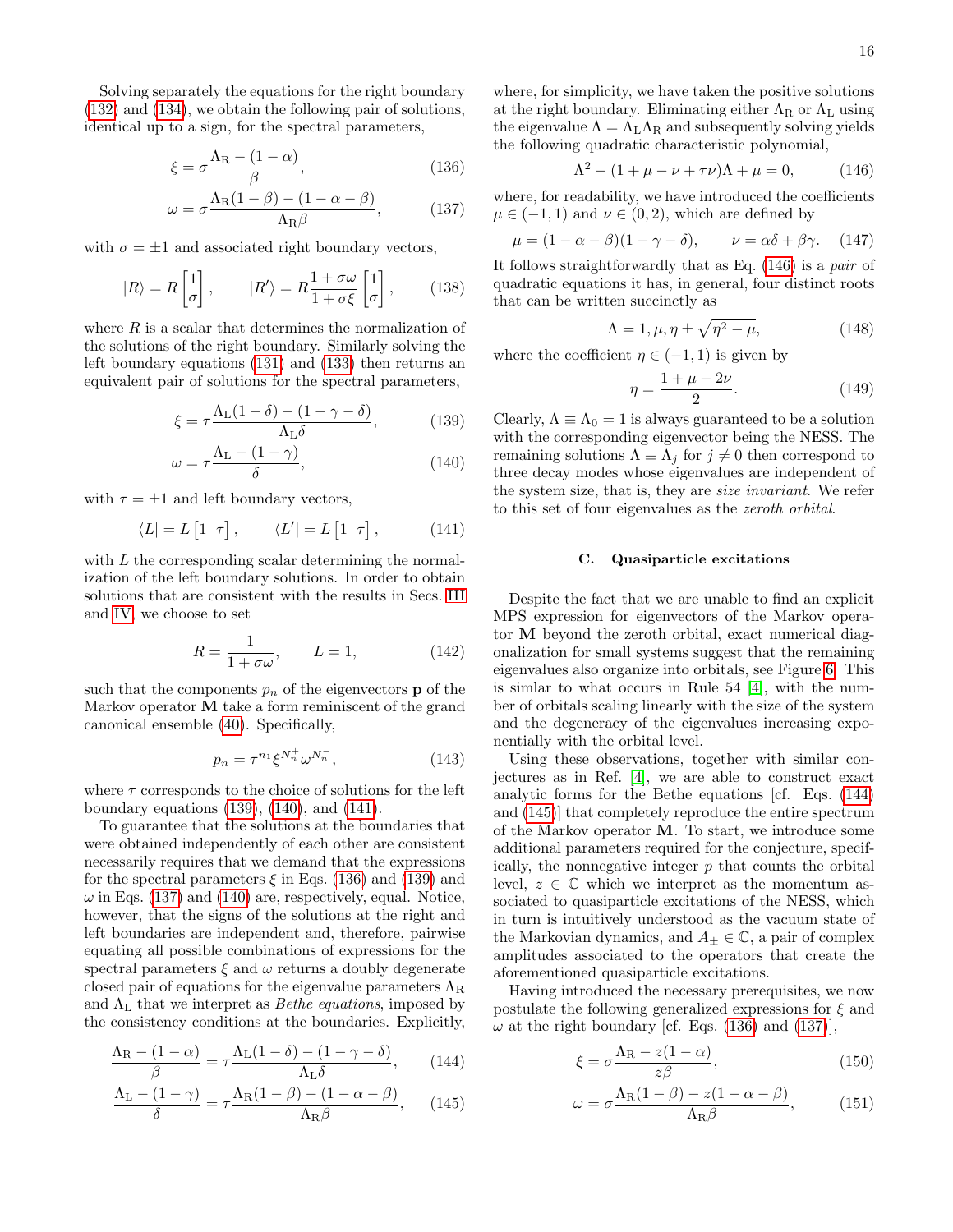Solving separately the equations for the right boundary (132) and (134), we obtain the following pair of solutions, identical up to a sign, for the spectral parameters,

$$\xi = \sigma \frac{\Lambda_{\rm R} - (1-\alpha)}{\beta}, \tag{136}$$

$$\omega = \sigma \frac{\Lambda_{\rm R}(1-\beta) - (1-\alpha-\beta)}{\Lambda_{\rm R}\beta}, \tag{137}$$

with $\sigma = \pm 1$ and associated right boundary vectors,

$$|R\rangle = R\begin{bmatrix}1\\ \sigma\end{bmatrix}, \qquad |R'\rangle = R\frac{1+\sigma\omega}{1+\sigma\xi}\begin{bmatrix}1\\ \sigma\end{bmatrix}, \tag{138}$$

where $R$ is a scalar that determines the normalization of the solutions of the right boundary. Similarly solving the left boundary equations (131) and (133) then returns an equivalent pair of solutions for the spectral parameters,

$$\xi = \tau \frac{\Lambda_{\rm L}(1-\delta) - (1-\gamma-\delta)}{\Lambda_{\rm L}\delta}, \tag{139}$$

$$\omega = \tau \frac{\Lambda_{\rm L} - (1-\gamma)}{\delta}, \tag{140}$$

with $\tau = \pm 1$ and left boundary vectors,

$$\langle L| = L\begin{bmatrix}1 & \tau\end{bmatrix}, \qquad \langle L'| = L\begin{bmatrix}1 & \tau\end{bmatrix}, \tag{141}$$

with $L$ the corresponding scalar determining the normalization of the left boundary solutions. In order to obtain solutions that are consistent with the results in Secs. III and IV, we choose to set

$$R = \frac{1}{1+\sigma\omega}, \qquad L = 1, \tag{142}$$

such that the components $p_n$ of the eigenvectors $\mathbf{p}$ of the Markov operator $\mathbf{M}$ take a form reminiscent of the grand canonical ensemble (40). Specifically,

$$p_n = \tau^{n_1}\xi^{N_n^+}\omega^{N_n^-}, \tag{143}$$

where $\tau$ corresponds to the choice of solutions for the left boundary equations (139), (140), and (141).

To guarantee that the solutions at the boundaries that were obtained independently of each other are consistent necessarily requires that we demand that the expressions for the spectral parameters $\xi$ in Eqs. (136) and (139) and $\omega$ in Eqs. (137) and (140) are, respectively, equal. Notice, however, that the signs of the solutions at the right and left boundaries are independent and, therefore, pairwise equating all possible combinations of expressions for the spectral parameters $\xi$ and $\omega$ returns a doubly degenerate closed pair of equations for the eigenvalue parameters $\Lambda_{\rm R}$ and $\Lambda_{\rm L}$ that we interpret as *Bethe equations*, imposed by the consistency conditions at the boundaries. Explicitly,

$$\frac{\Lambda_{\rm R} - (1-\alpha)}{\beta} = \tau\frac{\Lambda_{\rm L}(1-\delta) - (1-\gamma-\delta)}{\Lambda_{\rm L}\delta}, \tag{144}$$

$$\frac{\Lambda_{\rm L} - (1-\gamma)}{\delta} = \tau\frac{\Lambda_{\rm R}(1-\beta) - (1-\alpha-\beta)}{\Lambda_{\rm R}\beta}, \tag{145}$$

where, for simplicity, we have taken the positive solutions at the right boundary. Eliminating either $\Lambda_{\rm R}$ or $\Lambda_{\rm L}$ using the eigenvalue $\Lambda = \Lambda_{\rm L}\Lambda_{\rm R}$ and subsequently solving yields the following quadratic characteristic polynomial,

$$\Lambda^2 - (1+\mu-\nu+\tau\nu)\Lambda + \mu = 0, \tag{146}$$

where, for readability, we have introduced the coefficients $\mu \in (-1,1)$ and $\nu \in (0,2)$, which are defined by

$$\mu = (1-\alpha-\beta)(1-\gamma-\delta), \qquad \nu = \alpha\delta + \beta\gamma. \tag{147}$$

It follows straightforwardly that as Eq. (146) is a *pair* of quadratic equations it has, in general, four distinct roots that can be written succinctly as

$$\Lambda = 1, \mu, \eta \pm \sqrt{\eta^2 - \mu}, \tag{148}$$

where the coefficient $\eta \in (-1,1)$ is given by

$$\eta = \frac{1+\mu-2\nu}{2}. \tag{149}$$

Clearly, $\Lambda \equiv \Lambda_0 = 1$ is always guaranteed to be a solution with the corresponding eigenvector being the NESS. The remaining solutions $\Lambda \equiv \Lambda_j$ for $j \neq 0$ then correspond to three decay modes whose eigenvalues are independent of the system size, that is, they are *size invariant*. We refer to this set of four eigenvalues as the *zeroth orbital*.

### C. Quasiparticle excitations

Despite the fact that we are unable to find an explicit MPS expression for eigenvectors of the Markov operator $\mathbf{M}$ beyond the zeroth orbital, exact numerical diagonalization for small systems suggest that the remaining eigenvalues also organize into orbitals, see Figure 6. This is simlar to what occurs in Rule 54 [4], with the number of orbitals scaling linearly with the size of the system and the degeneracy of the eigenvalues increasing exponentially with the orbital level.

Using these observations, together with similar conjectures as in Ref. [4], we are able to construct exact analytic forms for the Bethe equations [cf. Eqs. (144) and (145)] that completely reproduce the entire spectrum of the Markov operator $\mathbf{M}$. To start, we introduce some additional parameters required for the conjecture, specifically, the nonnegative integer $p$ that counts the orbital level, $z \in \mathbb{C}$ which we interpret as the momentum associated to quasiparticle excitations of the NESS, which in turn is intuitively understood as the vacuum state of the Markovian dynamics, and $A_\pm \in \mathbb{C}$, a pair of complex amplitudes associated to the operators that create the aforementioned quasiparticle excitations.

Having introduced the necessary prerequisites, we now postulate the following generalized expressions for $\xi$ and $\omega$ at the right boundary [cf. Eqs. (136) and (137)],

$$\xi = \sigma\frac{\Lambda_{\rm R} - z(1-\alpha)}{z\beta}, \tag{150}$$

$$\omega = \sigma\frac{\Lambda_{\rm R}(1-\beta) - z(1-\alpha-\beta)}{\Lambda_{\rm R}\beta}, \tag{151}$$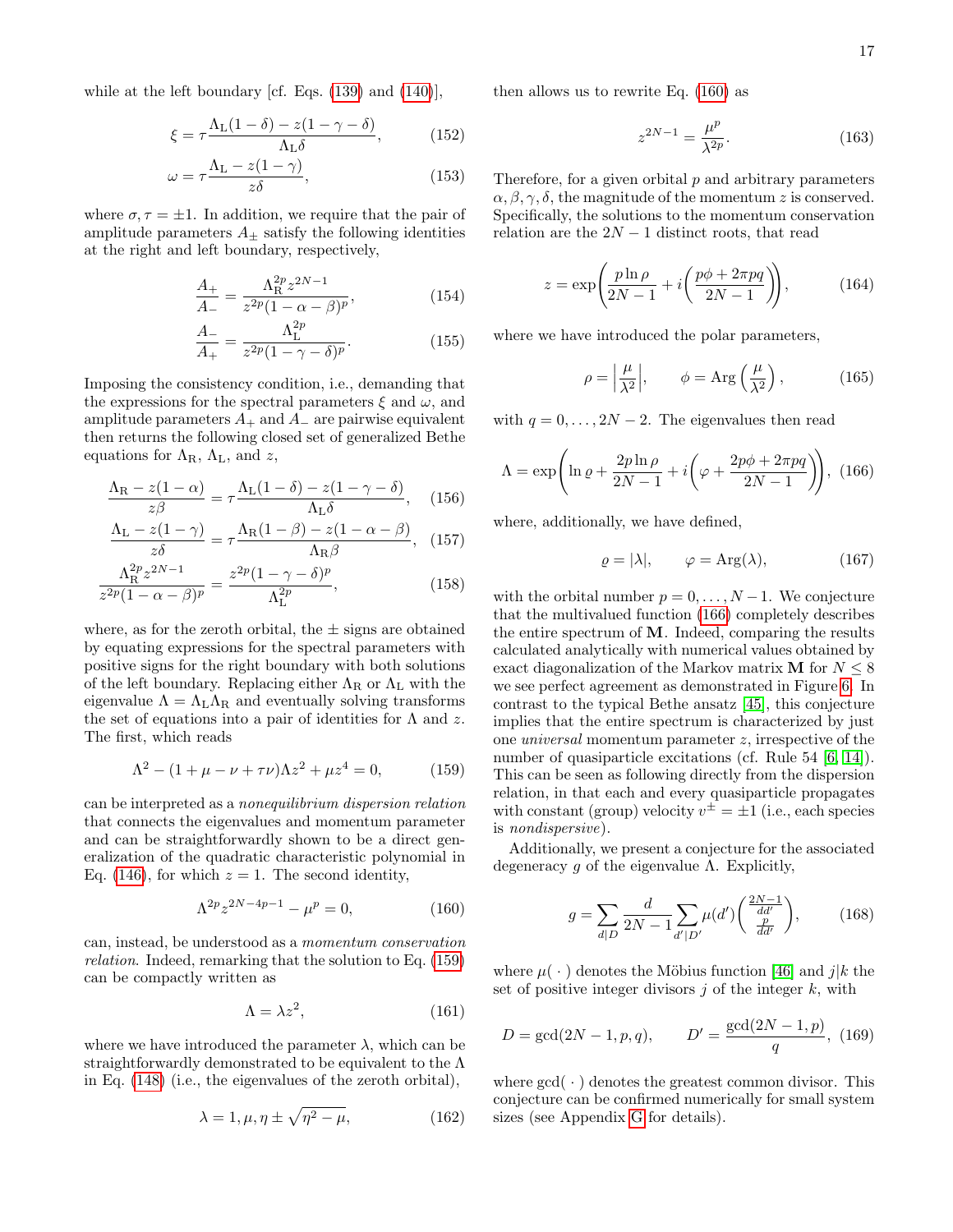while at the left boundary [cf. Eqs. (139) and (140)],

$$\xi = \tau \frac{\Lambda_{\rm L}(1-\delta) - z(1-\gamma-\delta)}{\Lambda_{\rm L}\delta}, \tag{152}$$

$$\omega = \tau \frac{\Lambda_{\rm L} - z(1-\gamma)}{z\delta}, \tag{153}$$

where $\sigma, \tau = \pm 1$. In addition, we require that the pair of amplitude parameters $A_\pm$ satisfy the following identities at the right and left boundary, respectively,

$$\frac{A_+}{A_-} = \frac{\Lambda_{\rm R}^{2p} z^{2N-1}}{z^{2p}(1-\alpha-\beta)^p}, \tag{154}$$

$$\frac{A_-}{A_+} = \frac{\Lambda_{\rm L}^{2p}}{z^{2p}(1-\gamma-\delta)^p}. \tag{155}$$

Imposing the consistency condition, i.e., demanding that the expressions for the spectral parameters $\xi$ and $\omega$, and amplitude parameters $A_+$ and $A_-$ are pairwise equivalent then returns the following closed set of generalized Bethe equations for $\Lambda_{\rm R}$, $\Lambda_{\rm L}$, and $z$,

$$\frac{\Lambda_{\rm R} - z(1-\alpha)}{z\beta} = \tau \frac{\Lambda_{\rm L}(1-\delta) - z(1-\gamma-\delta)}{\Lambda_{\rm L}\delta}, \tag{156}$$

$$\frac{\Lambda_{\rm L} - z(1-\gamma)}{z\delta} = \tau \frac{\Lambda_{\rm R}(1-\beta) - z(1-\alpha-\beta)}{\Lambda_{\rm R}\beta}, \tag{157}$$

$$\frac{\Lambda_{\rm R}^{2p} z^{2N-1}}{z^{2p}(1-\alpha-\beta)^p} = \frac{z^{2p}(1-\gamma-\delta)^p}{\Lambda_{\rm L}^{2p}}, \tag{158}$$

where, as for the zeroth orbital, the $\pm$ signs are obtained by equating expressions for the spectral parameters with positive signs for the right boundary with both solutions of the left boundary. Replacing either $\Lambda_{\rm R}$ or $\Lambda_{\rm L}$ with the eigenvalue $\Lambda = \Lambda_{\rm L}\Lambda_{\rm R}$ and eventually solving transforms the set of equations into a pair of identities for $\Lambda$ and $z$. The first, which reads

$$\Lambda^2 - (1+\mu-\nu+\tau\nu)\Lambda z^2 + \mu z^4 = 0, \tag{159}$$

can be interpreted as a *nonequilibrium dispersion relation* that connects the eigenvalues and momentum parameter and can be straightforwardly shown to be a direct generalization of the quadratic characteristic polynomial in Eq. (146), for which $z = 1$. The second identity,

$$\Lambda^{2p} z^{2N-4p-1} - \mu^p = 0, \tag{160}$$

can, instead, be understood as a *momentum conservation relation*. Indeed, remarking that the solution to Eq. (159) can be compactly written as

$$\Lambda = \lambda z^2, \tag{161}$$

where we have introduced the parameter $\lambda$, which can be straightforwardly demonstrated to be equivalent to the $\Lambda$ in Eq. (148) (i.e., the eigenvalues of the zeroth orbital),

$$\lambda = 1, \mu, \eta \pm \sqrt{\eta^2 - \mu}, \tag{162}$$

then allows us to rewrite Eq. (160) as

$$z^{2N-1} = \frac{\mu^p}{\lambda^{2p}}. \tag{163}$$

Therefore, for a given orbital $p$ and arbitrary parameters $\alpha, \beta, \gamma, \delta$, the magnitude of the momentum $z$ is conserved. Specifically, the solutions to the momentum conservation relation are the $2N-1$ distinct roots, that read

$$z = \exp\left(\frac{p \ln \rho}{2N-1} + i\left(\frac{p\phi + 2\pi p q}{2N-1}\right)\right), \tag{164}$$

where we have introduced the polar parameters,

$$\rho = \left|\frac{\mu}{\lambda^2}\right|, \qquad \phi = \mathrm{Arg}\left(\frac{\mu}{\lambda^2}\right), \tag{165}$$

with $q = 0, \dots, 2N-2$. The eigenvalues then read

$$\Lambda = \exp\left(\ln \varrho + \frac{2p\ln\rho}{2N-1} + i\left(\varphi + \frac{2p\phi + 2\pi p q}{2N-1}\right)\right), \tag{166}$$

where, additionally, we have defined,

$$\varrho = |\lambda|, \qquad \varphi = \mathrm{Arg}(\lambda), \tag{167}$$

with the orbital number $p = 0, \dots, N-1$. We conjecture that the multivalued function (166) completely describes the entire spectrum of $\mathbf{M}$. Indeed, comparing the results calculated analytically with numerical values obtained by exact diagonalization of the Markov matrix $\mathbf{M}$ for $N \leq 8$ we see perfect agreement as demonstrated in Figure 6. In contrast to the typical Bethe ansatz [45], this conjecture implies that the entire spectrum is characterized by just one *universal* momentum parameter $z$, irrespective of the number of quasiparticle excitations (cf. Rule 54 [6, 14]). This can be seen as following directly from the dispersion relation, in that each and every quasiparticle propagates with constant (group) velocity $v^\pm = \pm 1$ (i.e., each species is *nondispersive*).

Additionally, we present a conjecture for the associated degeneracy $g$ of the eigenvalue $\Lambda$. Explicitly,

$$g = \sum_{d|D} \frac{d}{2N-1} \sum_{d'|D'} \mu(d') \binom{\frac{2N-1}{dd'}}{\frac{p}{dd'}}, \tag{168}$$

where $\mu(\,\cdot\,)$ denotes the Möbius function [46] and $j|k$ the set of positive integer divisors $j$ of the integer $k$, with

$$D = \gcd(2N-1, p, q), \qquad D' = \frac{\gcd(2N-1, p)}{q}, \tag{169}$$

where $\gcd(\,\cdot\,)$ denotes the greatest common divisor. This conjecture can be confirmed numerically for small system sizes (see Appendix G for details).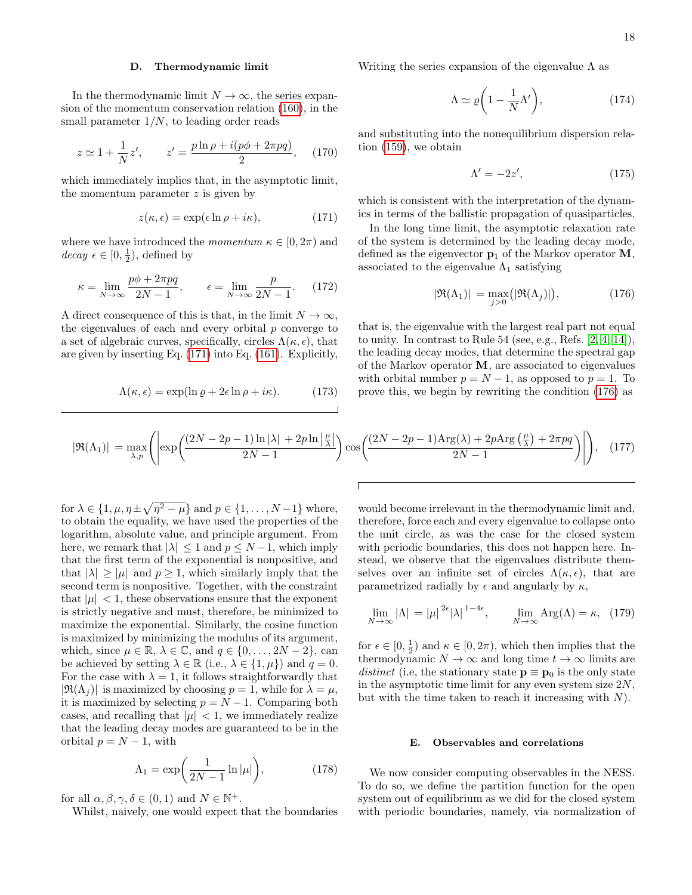### D. Thermodynamic limit

In the thermodynamic limit $N \to \infty$, the series expansion of the momentum conservation relation (160), in the small parameter $1/N$, to leading order reads

$$z \simeq 1 + \frac{1}{N} z', \qquad z' = \frac{p \ln \rho + i(p\phi + 2\pi p q)}{2}, \tag{170}$$

which immediately implies that, in the asymptotic limit, the momentum parameter $z$ is given by

$$z(\kappa, \epsilon) = \exp(\epsilon \ln \rho + i\kappa), \tag{171}$$

where we have introduced the *momentum* $\kappa \in [0, 2\pi)$ and *decay* $\epsilon \in [0, \frac{1}{2})$, defined by

$$\kappa = \lim_{N\to\infty} \frac{p\phi + 2\pi p q}{2N-1}, \qquad \epsilon = \lim_{N\to\infty} \frac{p}{2N-1}. \tag{172}$$

A direct consequence of this is that, in the limit $N \to \infty$, the eigenvalues of each and every orbital $p$ converge to a set of algebraic curves, specifically, circles $\Lambda(\kappa, \epsilon)$, that are given by inserting Eq. (171) into Eq. (161). Explicitly,

$$\Lambda(\kappa, \epsilon) = \exp(\ln \varrho + 2\epsilon \ln \rho + i\kappa). \tag{173}$$

Writing the series expansion of the eigenvalue $\Lambda$ as

$$\Lambda \simeq \varrho\left(1 - \frac{1}{N}\Lambda'\right), \tag{174}$$

and substituting into the nonequilibrium dispersion relation (159), we obtain

$$\Lambda' = -2z', \tag{175}$$

which is consistent with the interpretation of the dynamics in terms of the ballistic propagation of quasiparticles.

In the long time limit, the asymptotic relaxation rate of the system is determined by the leading decay mode, defined as the eigenvector $\mathbf{p}_1$ of the Markov operator $\mathbf{M}$, associated to the eigenvalue $\Lambda_1$ satisfying

$$|\Re(\Lambda_1)| = \max_{j>0}\big(|\Re(\Lambda_j)|\big), \tag{176}$$

that is, the eigenvalue with the largest real part not equal to unity. In contrast to Rule 54 (see, e.g., Refs. [2, 4, 14]), the leading decay modes, that determine the spectral gap of the Markov operator $\mathbf{M}$, are associated to eigenvalues with orbital number $p = N-1$, as opposed to $p = 1$. To prove this, we begin by rewriting the condition (176) as

$$|\Re(\Lambda_1)| = \max_{\lambda, p}\left(\left|\exp\left(\frac{(2N-2p-1)\ln|\lambda| + 2p\ln\left|\frac{\mu}{\lambda}\right|}{2N-1}\right)\cos\left(\frac{(2N-2p-1)\mathrm{Arg}(\lambda) + 2p\mathrm{Arg}\left(\frac{\mu}{\lambda}\right) + 2\pi p q}{2N-1}\right)\right|\right), \tag{177}$$

for $\lambda \in \{1, \mu, \eta \pm \sqrt{\eta^2 - \mu}\}$ and $p \in \{1, \ldots, N-1\}$ where, to obtain the equality, we have used the properties of the logarithm, absolute value, and principle argument. From here, we remark that $|\lambda| \leq 1$ and $p \leq N-1$, which imply that the first term of the exponential is nonpositive, and that $|\lambda| \geq |\mu|$ and $p \geq 1$, which similarly imply that the second term is nonpositive. Together, with the constraint that $|\mu| < 1$, these observations ensure that the exponent is strictly negative and must, therefore, be minimized to maximize the exponential. Similarly, the cosine function is maximized by minimizing the modulus of its argument, which, since $\mu \in \mathbb{R}$, $\lambda \in \mathbb{C}$, and $q \in \{0, \ldots, 2N-2\}$, can be achieved by setting $\lambda \in \mathbb{R}$ (i.e., $\lambda \in \{1, \mu\}$) and $q = 0$. For the case with $\lambda = 1$, it follows straightforwardly that $|\Re(\Lambda_j)|$ is maximized by choosing $p = 1$, while for $\lambda = \mu$, it is maximized by selecting $p = N-1$. Comparing both cases, and recalling that $|\mu| < 1$, we immediately realize that the leading decay modes are guaranteed to be in the orbital $p = N-1$, with

$$\Lambda_1 = \exp\left(\frac{1}{2N-1}\ln|\mu|\right), \tag{178}$$

for all $\alpha, \beta, \gamma, \delta \in (0, 1)$ and $N \in \mathbb{N}^+$.

Whilst, naively, one would expect that the boundaries would become irrelevant in the thermodynamic limit and, therefore, force each and every eigenvalue to collapse onto the unit circle, as was the case for the closed system with periodic boundaries, this does not happen here. Instead, we observe that the eigenvalues distribute themselves over an infinite set of circles $\Lambda(\kappa, \epsilon)$, that are parametrized radially by $\epsilon$ and angularly by $\kappa$,

$$\lim_{N\to\infty} |\Lambda| = |\mu|^{2\epsilon}|\lambda|^{1-4\epsilon}, \qquad \lim_{N\to\infty} \mathrm{Arg}(\Lambda) = \kappa, \tag{179}$$

for $\epsilon \in [0, \frac{1}{2})$ and $\kappa \in [0, 2\pi)$, which then implies that the thermodynamic $N \to \infty$ and long time $t \to \infty$ limits are *distinct* (i.e, the stationary state $\mathbf{p} \equiv \mathbf{p}_0$ is the only state in the asymptotic time limit for any even system size $2N$, but with the time taken to reach it increasing with $N$).

### E. Observables and correlations

We now consider computing observables in the NESS. To do so, we define the partition function for the open system out of equilibrium as we did for the closed system with periodic boundaries, namely, via normalization of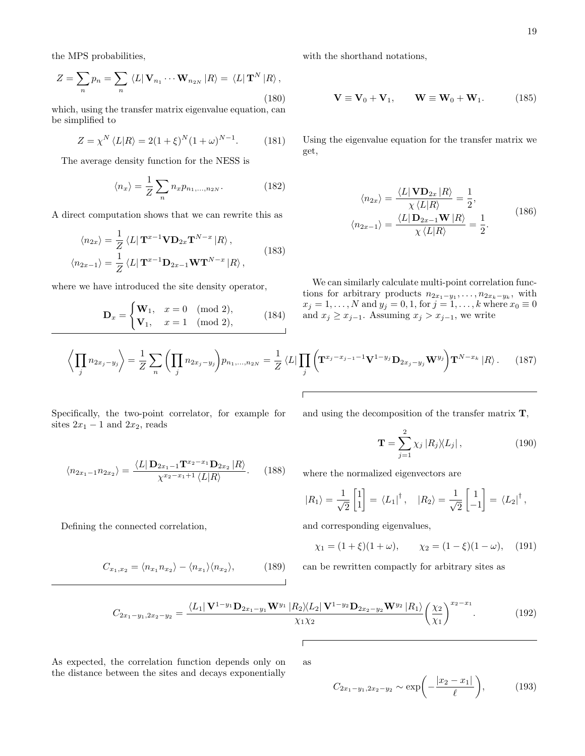the MPS probabilities,

$$Z = \sum_n p_n = \sum_n \langle L| \mathbf{V}_{n_1} \cdots \mathbf{W}_{n_{2N}} |R\rangle = \langle L| \mathbf{T}^N |R\rangle, \tag{180}$$

which, using the transfer matrix eigenvalue equation, can be simplified to

$$Z = \chi^N \langle L|R\rangle = 2(1+\xi)^N(1+\omega)^{N-1}. \tag{181}$$

The average density function for the NESS is

$$\langle n_x \rangle = \frac{1}{Z}\sum_n n_x p_{n_1,\ldots,n_{2N}}. \tag{182}$$

A direct computation shows that we can rewrite this as

$$\begin{aligned}
\langle n_{2x} \rangle &= \frac{1}{Z}\langle L| \mathbf{T}^{x-1}\mathbf{V}\mathbf{D}_{2x}\mathbf{T}^{N-x} |R\rangle, \\
\langle n_{2x-1} \rangle &= \frac{1}{Z}\langle L| \mathbf{T}^{x-1}\mathbf{D}_{2x-1}\mathbf{W}\mathbf{T}^{N-x} |R\rangle,
\end{aligned} \tag{183}$$

where we have introduced the site density operator,

$$\mathbf{D}_x = \begin{cases} \mathbf{W}_1, & x = 0 \pmod 2, \\ \mathbf{V}_1, & x = 1 \pmod 2, \end{cases} \tag{184}$$

with the shorthand notations,

$$\mathbf{V} \equiv \mathbf{V}_0 + \mathbf{V}_1, \qquad \mathbf{W} \equiv \mathbf{W}_0 + \mathbf{W}_1. \tag{185}$$

Using the eigenvalue equation for the transfer matrix we get,

$$\begin{aligned}
\langle n_{2x} \rangle &= \frac{\langle L| \mathbf{V}\mathbf{D}_{2x} |R\rangle}{\chi \langle L|R\rangle} = \frac{1}{2}, \\
\langle n_{2x-1} \rangle &= \frac{\langle L| \mathbf{D}_{2x-1}\mathbf{W} |R\rangle}{\chi \langle L|R\rangle} = \frac{1}{2}.
\end{aligned} \tag{186}$$

We can similarly calculate multi-point correlation functions for arbitrary products $n_{2x_1-y_1}, \ldots, n_{2x_k-y_k}$, with $x_j = 1, \ldots, N$ and $y_j = 0, 1$, for $j = 1, \ldots, k$ where $x_0 \equiv 0$ and $x_j \geq x_{j-1}$. Assuming $x_j > x_{j-1}$, we write

$$\left\langle \prod_j n_{2x_j - y_j} \right\rangle = \frac{1}{Z}\sum_n \left(\prod_j n_{2x_j-y_j}\right) p_{n_1,\ldots,n_{2N}} = \frac{1}{Z}\langle L| \prod_j \left(\mathbf{T}^{x_j - x_{j-1}-1}\mathbf{V}^{1-y_j}\mathbf{D}_{2x_j-y_j}\mathbf{W}^{y_j}\right)\mathbf{T}^{N-x_k} |R\rangle. \tag{187}$$

Specifically, the two-point correlator, for example for sites $2x_1 - 1$ and $2x_2$, reads

$$\langle n_{2x_1-1} n_{2x_2} \rangle = \frac{\langle L| \mathbf{D}_{2x_1-1}\mathbf{T}^{x_2-x_1}\mathbf{D}_{2x_2} |R\rangle}{\chi^{x_2-x_1+1}\langle L|R\rangle}. \tag{188}$$

Defining the connected correlation,

$$C_{x_1,x_2} = \langle n_{x_1} n_{x_2} \rangle - \langle n_{x_1} \rangle \langle n_{x_2} \rangle, \tag{189}$$

and using the decomposition of the transfer matrix $\mathbf{T}$,

$$\mathbf{T} = \sum_{j=1}^{2} \chi_j |R_j\rangle\langle L_j|, \tag{190}$$

where the normalized eigenvectors are

$$|R_1\rangle = \frac{1}{\sqrt{2}}\begin{bmatrix}1\\1\end{bmatrix} = \langle L_1|^\dagger, \quad |R_2\rangle = \frac{1}{\sqrt{2}}\begin{bmatrix}1\\-1\end{bmatrix} = \langle L_2|^\dagger,$$

and corresponding eigenvalues,

$$\chi_1 = (1+\xi)(1+\omega), \qquad \chi_2 = (1-\xi)(1-\omega), \tag{191}$$

can be rewritten compactly for arbitrary sites as

$$C_{2x_1-y_1,2x_2-y_2} = \frac{\langle L_1| \mathbf{V}^{1-y_1}\mathbf{D}_{2x_1-y_1}\mathbf{W}^{y_1} |R_2\rangle\langle L_2| \mathbf{V}^{1-y_2}\mathbf{D}_{2x_2-y_2}\mathbf{W}^{y_2} |R_1\rangle}{\chi_1\chi_2}\left(\frac{\chi_2}{\chi_1}\right)^{x_2-x_1}. \tag{192}$$

As expected, the correlation function depends only on the distance between the sites and decays exponentially as

$$C_{2x_1-y_1,2x_2-y_2} \sim \exp\!\left(-\frac{|x_2-x_1|}{\ell}\right), \tag{193}$$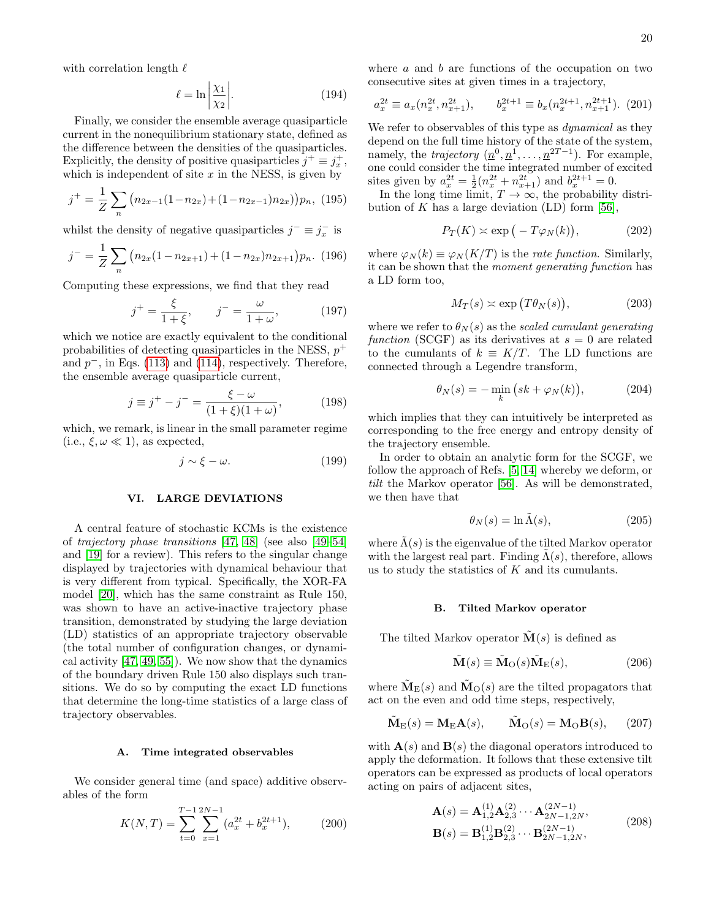with correlation length $\ell$

$$\ell = \ln\left|\frac{\chi_1}{\chi_2}\right|. \tag{194}$$

Finally, we consider the ensemble average quasiparticle current in the nonequilibrium stationary state, defined as the difference between the densities of the quasiparticles. Explicitly, the density of positive quasiparticles $j^+ \equiv j_x^+$, which is independent of site $x$ in the NESS, is given by

$$j^+ = \frac{1}{Z}\sum_n \big(n_{2x-1}(1-n_{2x})+(1-n_{2x-1})n_{2x}\big)p_n, \tag{195}$$

whilst the density of negative quasiparticles $j^- \equiv j_x^-$ is

$$j^- = \frac{1}{Z}\sum_n \big(n_{2x}(1-n_{2x+1})+(1-n_{2x})n_{2x+1}\big)p_n. \tag{196}$$

Computing these expressions, we find that they read

$$j^+ = \frac{\xi}{1+\xi}, \qquad j^- = \frac{\omega}{1+\omega}, \tag{197}$$

which we notice are exactly equivalent to the conditional probabilities of detecting quasiparticles in the NESS, $p^+$ and $p^-$, in Eqs. (113) and (114), respectively. Therefore, the ensemble average quasiparticle current,

$$j \equiv j^+ - j^- = \frac{\xi-\omega}{(1+\xi)(1+\omega)}, \tag{198}$$

which, we remark, is linear in the small parameter regime (i.e., $\xi, \omega \ll 1$), as expected,

$$j \sim \xi - \omega. \tag{199}$$

## VI. LARGE DEVIATIONS

A central feature of stochastic KCMs is the existence of *trajectory phase transitions* [47, 48] (see also [49–54] and [19] for a review). This refers to the singular change displayed by trajectories with dynamical behaviour that is very different from typical. Specifically, the XOR-FA model [20], which has the same constraint as Rule 150, was shown to have an active-inactive trajectory phase transition, demonstrated by studying the large deviation (LD) statistics of an appropriate trajectory observable (the total number of configuration changes, or dynamical activity [47, 49, 55]). We now show that the dynamics of the boundary driven Rule 150 also displays such transitions. We do so by computing the exact LD functions that determine the long-time statistics of a large class of trajectory observables.

### A. Time integrated observables

We consider general time (and space) additive observables of the form

$$K(N,T) = \sum_{t=0}^{T-1}\sum_{x=1}^{2N-1}(a_x^{2t} + b_x^{2t+1}), \tag{200}$$

where $a$ and $b$ are functions of the occupation on two consecutive sites at given times in a trajectory,

$$a_x^{2t} \equiv a_x(n_x^{2t}, n_{x+1}^{2t}), \qquad b_x^{2t+1} \equiv b_x(n_x^{2t+1}, n_{x+1}^{2t+1}). \tag{201}$$

We refer to observables of this type as *dynamical* as they depend on the full time history of the state of the system, namely, the *trajectory* $(\underline{n}^0, \underline{n}^1, \ldots, \underline{n}^{2T-1})$. For example, one could consider the time integrated number of excited sites given by $a_x^{2t} = \frac{1}{2}(n_x^{2t} + n_{x+1}^{2t})$ and $b_x^{2t+1} = 0$.

In the long time limit, $T \to \infty$, the probability distribution of $K$ has a large deviation (LD) form [56],

$$P_T(K) \asymp \exp\big(-T\varphi_N(k)\big), \tag{202}$$

where $\varphi_N(k) \equiv \varphi_N(K/T)$ is the *rate function*. Similarly, it can be shown that the *moment generating function* has a LD form too,

$$M_T(s) \asymp \exp\big(T\theta_N(s)\big), \tag{203}$$

where we refer to $\theta_N(s)$ as the *scaled cumulant generating function* (SCGF) as its derivatives at $s = 0$ are related to the cumulants of $k \equiv K/T$. The LD functions are connected through a Legendre transform,

$$\theta_N(s) = -\min_k \big(sk + \varphi_N(k)\big), \tag{204}$$

which implies that they can intuitively be interpreted as corresponding to the free energy and entropy density of the trajectory ensemble.

In order to obtain an analytic form for the SCGF, we follow the approach of Refs. [5, 14] whereby we deform, or *tilt* the Markov operator [56]. As will be demonstrated, we then have that

$$\theta_N(s) = \ln\tilde{\Lambda}(s), \tag{205}$$

where $\tilde{\Lambda}(s)$ is the eigenvalue of the tilted Markov operator with the largest real part. Finding $\tilde{\Lambda}(s)$, therefore, allows us to study the statistics of $K$ and its cumulants.

### B. Tilted Markov operator

The tilted Markov operator $\tilde{\mathbf{M}}(s)$ is defined as

$$\tilde{\mathbf{M}}(s) \equiv \tilde{\mathbf{M}}_{\mathrm{O}}(s)\tilde{\mathbf{M}}_{\mathrm{E}}(s), \tag{206}$$

where $\tilde{\mathbf{M}}_{\mathrm{E}}(s)$ and $\tilde{\mathbf{M}}_{\mathrm{O}}(s)$ are the tilted propagators that act on the even and odd time steps, respectively,

$$\tilde{\mathbf{M}}_{\mathrm{E}}(s) = \mathbf{M}_{\mathrm{E}}\mathbf{A}(s), \qquad \tilde{\mathbf{M}}_{\mathrm{O}}(s) = \mathbf{M}_{\mathrm{O}}\mathbf{B}(s), \tag{207}$$

with $\mathbf{A}(s)$ and $\mathbf{B}(s)$ the diagonal operators introduced to apply the deformation. It follows that these extensive tilt operators can be expressed as products of local operators acting on pairs of adjacent sites,

$$\begin{aligned}\mathbf{A}(s) &= \mathbf{A}_{1,2}^{(1)}\mathbf{A}_{2,3}^{(2)}\cdots\mathbf{A}_{2N-1,2N}^{(2N-1)},\\ \mathbf{B}(s) &= \mathbf{B}_{1,2}^{(1)}\mathbf{B}_{2,3}^{(2)}\cdots\mathbf{B}_{2N-1,2N}^{(2N-1)},\end{aligned} \tag{208}$$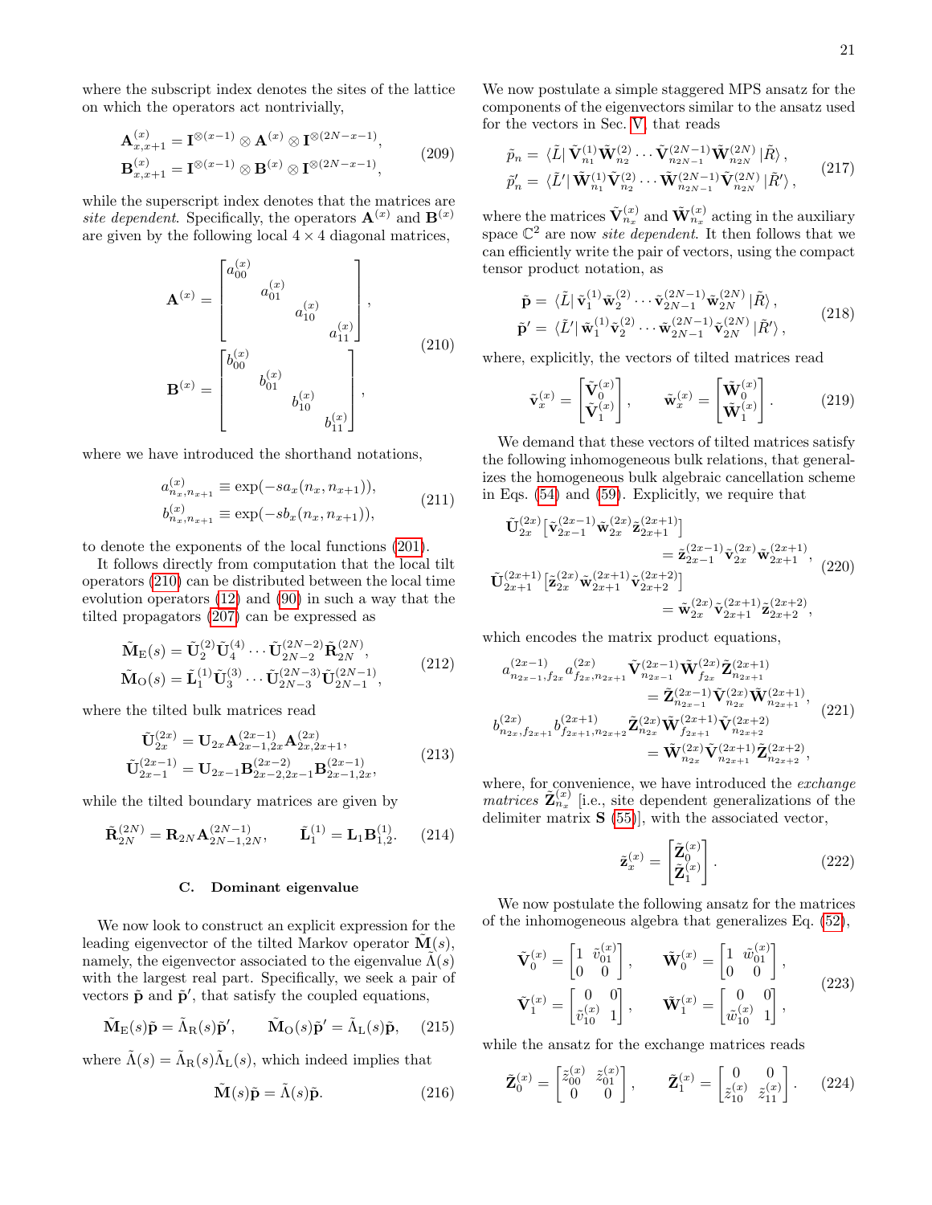where the subscript index denotes the sites of the lattice on which the operators act nontrivially,

$$
\begin{aligned}
\mathbf{A}^{(x)}_{x,x+1} &= \mathbf{I}^{\otimes(x-1)} \otimes \mathbf{A}^{(x)} \otimes \mathbf{I}^{\otimes(2N-x-1)}, \\
\mathbf{B}^{(x)}_{x,x+1} &= \mathbf{I}^{\otimes(x-1)} \otimes \mathbf{B}^{(x)} \otimes \mathbf{I}^{\otimes(2N-x-1)},
\end{aligned}
\tag{209}
$$

while the superscript index denotes that the matrices are *site dependent*. Specifically, the operators $\mathbf{A}^{(x)}$ and $\mathbf{B}^{(x)}$ are given by the following local $4 \times 4$ diagonal matrices,

$$
\begin{aligned}
\mathbf{A}^{(x)} &= \begin{bmatrix} a^{(x)}_{00} & & & \\ & a^{(x)}_{01} & & \\ & & a^{(x)}_{10} & \\ & & & a^{(x)}_{11} \end{bmatrix}, \\
\mathbf{B}^{(x)} &= \begin{bmatrix} b^{(x)}_{00} & & & \\ & b^{(x)}_{01} & & \\ & & b^{(x)}_{10} & \\ & & & b^{(x)}_{11} \end{bmatrix},
\end{aligned}
\tag{210}
$$

where we have introduced the shorthand notations,

$$
\begin{aligned}
a^{(x)}_{n_x,n_{x+1}} &\equiv \exp(-s a_x(n_x, n_{x+1})), \\
b^{(x)}_{n_x,n_{x+1}} &\equiv \exp(-s b_x(n_x, n_{x+1})),
\end{aligned}
\tag{211}
$$

to denote the exponents of the local functions (201).

It follows directly from computation that the local tilt operators (210) can be distributed between the local time evolution operators (12) and (90) in such a way that the tilted propagators (207) can be expressed as

$$
\begin{aligned}
\tilde{\mathbf{M}}_{\mathrm{E}}(s) &= \tilde{\mathbf{U}}^{(2)}_{2} \tilde{\mathbf{U}}^{(4)}_{4} \cdots \tilde{\mathbf{U}}^{(2N-2)}_{2N-2} \tilde{\mathbf{R}}^{(2N)}_{2N}, \\
\tilde{\mathbf{M}}_{\mathrm{O}}(s) &= \tilde{\mathbf{L}}^{(1)}_{1} \tilde{\mathbf{U}}^{(3)}_{3} \cdots \tilde{\mathbf{U}}^{(2N-3)}_{2N-3} \tilde{\mathbf{U}}^{(2N-1)}_{2N-1},
\end{aligned}
\tag{212}
$$

where the tilted bulk matrices read

$$
\begin{aligned}
\tilde{\mathbf{U}}^{(2x)}_{2x} &= \mathbf{U}_{2x} \mathbf{A}^{(2x-1)}_{2x-1,2x} \mathbf{A}^{(2x)}_{2x,2x+1}, \\
\tilde{\mathbf{U}}^{(2x-1)}_{2x-1} &= \mathbf{U}_{2x-1} \mathbf{B}^{(2x-2)}_{2x-2,2x-1} \mathbf{B}^{(2x-1)}_{2x-1,2x},
\end{aligned}
\tag{213}
$$

while the tilted boundary matrices are given by

$$
\tilde{\mathbf{R}}^{(2N)}_{2N} = \mathbf{R}_{2N} \mathbf{A}^{(2N-1)}_{2N-1,2N}, \qquad \tilde{\mathbf{L}}^{(1)}_{1} = \mathbf{L}_1 \mathbf{B}^{(1)}_{1,2}. \tag{214}
$$

### C. Dominant eigenvalue

We now look to construct an explicit expression for the leading eigenvector of the tilted Markov operator $\tilde{\mathbf{M}}(s)$, namely, the eigenvector associated to the eigenvalue $\tilde{\Lambda}(s)$ with the largest real part. Specifically, we seek a pair of vectors $\tilde{\mathbf{p}}$ and $\tilde{\mathbf{p}}'$, that satisfy the coupled equations,

$$
\tilde{\mathbf{M}}_{\mathrm{E}}(s)\tilde{\mathbf{p}} = \tilde{\Lambda}_{\mathrm{R}}(s)\tilde{\mathbf{p}}', \qquad \tilde{\mathbf{M}}_{\mathrm{O}}(s)\tilde{\mathbf{p}}' = \tilde{\Lambda}_{\mathrm{L}}(s)\tilde{\mathbf{p}}, \tag{215}
$$

where $\tilde{\Lambda}(s) = \tilde{\Lambda}_{\mathrm{R}}(s)\tilde{\Lambda}_{\mathrm{L}}(s)$, which indeed implies that

$$
\tilde{\mathbf{M}}(s)\tilde{\mathbf{p}} = \tilde{\Lambda}(s)\tilde{\mathbf{p}}. \tag{216}
$$

We now postulate a simple staggered MPS ansatz for the components of the eigenvectors similar to the ansatz used for the vectors in Sec. V, that reads

$$
\begin{aligned}
\tilde{p}_{\underline{n}} &= \langle \tilde{L} | \, \tilde{\mathbf{V}}^{(1)}_{n_1} \tilde{\mathbf{W}}^{(2)}_{n_2} \cdots \tilde{\mathbf{V}}^{(2N-1)}_{n_{2N-1}} \tilde{\mathbf{W}}^{(2N)}_{n_{2N}} \, | \tilde{R} \rangle , \\
\tilde{p}'_{\underline{n}} &= \langle \tilde{L}' | \, \tilde{\mathbf{W}}^{(1)}_{n_1} \tilde{\mathbf{V}}^{(2)}_{n_2} \cdots \tilde{\mathbf{W}}^{(2N-1)}_{n_{2N-1}} \tilde{\mathbf{V}}^{(2N)}_{n_{2N}} \, | \tilde{R}' \rangle ,
\end{aligned}
\tag{217}
$$

where the matrices $\tilde{\mathbf{V}}^{(x)}_{n_x}$ and $\tilde{\mathbf{W}}^{(x)}_{n_x}$ acting in the auxiliary space $\mathbb{C}^2$ are now *site dependent*. It then follows that we can efficiently write the pair of vectors, using the compact tensor product notation, as

$$
\begin{aligned}
\tilde{\mathbf{p}} &= \langle \tilde{L} | \, \tilde{\mathbf{v}}^{(1)}_{1} \tilde{\mathbf{w}}^{(2)}_{2} \cdots \tilde{\mathbf{v}}^{(2N-1)}_{2N-1} \tilde{\mathbf{w}}^{(2N)}_{2N} \, | \tilde{R} \rangle , \\
\tilde{\mathbf{p}}' &= \langle \tilde{L}' | \, \tilde{\mathbf{w}}^{(1)}_{1} \tilde{\mathbf{v}}^{(2)}_{2} \cdots \tilde{\mathbf{w}}^{(2N-1)}_{2N-1} \tilde{\mathbf{v}}^{(2N)}_{2N} \, | \tilde{R}' \rangle ,
\end{aligned}
\tag{218}
$$

where, explicitly, the vectors of tilted matrices read

$$
\tilde{\mathbf{v}}^{(x)}_{x} = \begin{bmatrix} \tilde{\mathbf{V}}^{(x)}_{0} \\ \tilde{\mathbf{V}}^{(x)}_{1} \end{bmatrix}, \qquad \tilde{\mathbf{w}}^{(x)}_{x} = \begin{bmatrix} \tilde{\mathbf{W}}^{(x)}_{0} \\ \tilde{\mathbf{W}}^{(x)}_{1} \end{bmatrix}. \tag{219}
$$

We demand that these vectors of tilted matrices satisfy the following inhomogeneous bulk relations, that generalizes the homogeneous bulk algebraic cancellation scheme in Eqs. (54) and (59). Explicitly, we require that

$$
\begin{aligned}
\tilde{\mathbf{U}}^{(2x)}_{2x} \big[ \tilde{\mathbf{v}}^{(2x-1)}_{2x-1} \tilde{\mathbf{w}}^{(2x)}_{2x} \tilde{\mathbf{z}}^{(2x+1)}_{2x+1} \big] &= \tilde{\mathbf{z}}^{(2x-1)}_{2x-1} \tilde{\mathbf{v}}^{(2x)}_{2x} \tilde{\mathbf{w}}^{(2x+1)}_{2x+1}, \\
\tilde{\mathbf{U}}^{(2x+1)}_{2x+1} \big[ \tilde{\mathbf{z}}^{(2x)}_{2x} \tilde{\mathbf{w}}^{(2x+1)}_{2x+1} \tilde{\mathbf{v}}^{(2x+2)}_{2x+2} \big] &= \tilde{\mathbf{w}}^{(2x)}_{2x} \tilde{\mathbf{v}}^{(2x+1)}_{2x+1} \tilde{\mathbf{z}}^{(2x+2)}_{2x+2},
\end{aligned}
\tag{220}
$$

which encodes the matrix product equations,

$$
\begin{aligned}
a^{(2x-1)}_{n_{2x-1},f_{2x}} a^{(2x)}_{f_{2x},n_{2x+1}} \tilde{\mathbf{V}}^{(2x-1)}_{n_{2x-1}} \tilde{\mathbf{W}}^{(2x)}_{f_{2x}} \tilde{\mathbf{Z}}^{(2x+1)}_{n_{2x+1}} &= \tilde{\mathbf{Z}}^{(2x-1)}_{n_{2x-1}} \tilde{\mathbf{V}}^{(2x)}_{n_{2x}} \tilde{\mathbf{W}}^{(2x+1)}_{n_{2x+1}}, \\
b^{(2x)}_{n_{2x},f_{2x+1}} b^{(2x+1)}_{f_{2x+1},n_{2x+2}} \tilde{\mathbf{Z}}^{(2x)}_{n_{2x}} \tilde{\mathbf{W}}^{(2x+1)}_{f_{2x+1}} \tilde{\mathbf{V}}^{(2x+2)}_{n_{2x+2}} &= \tilde{\mathbf{W}}^{(2x)}_{n_{2x}} \tilde{\mathbf{V}}^{(2x+1)}_{n_{2x+1}} \tilde{\mathbf{Z}}^{(2x+2)}_{n_{2x+2}},
\end{aligned}
\tag{221}
$$

where, for convenience, we have introduced the *exchange matrices* $\tilde{\mathbf{Z}}^{(x)}_{n_x}$ [i.e., site dependent generalizations of the delimiter matrix $\mathbf{S}$ (55)], with the associated vector,

$$
\tilde{\mathbf{z}}^{(x)}_{x} = \begin{bmatrix} \tilde{\mathbf{Z}}^{(x)}_{0} \\ \tilde{\mathbf{Z}}^{(x)}_{1} \end{bmatrix}. \tag{222}
$$

We now postulate the following ansatz for the matrices of the inhomogeneous algebra that generalizes Eq. (52),

$$
\begin{aligned}
\tilde{\mathbf{V}}^{(x)}_{0} &= \begin{bmatrix} 1 & \tilde{v}^{(x)}_{01} \\ 0 & 0 \end{bmatrix}, \qquad \tilde{\mathbf{W}}^{(x)}_{0} = \begin{bmatrix} 1 & \tilde{w}^{(x)}_{01} \\ 0 & 0 \end{bmatrix}, \\
\tilde{\mathbf{V}}^{(x)}_{1} &= \begin{bmatrix} 0 & 0 \\ \tilde{v}^{(x)}_{10} & 1 \end{bmatrix}, \qquad \tilde{\mathbf{W}}^{(x)}_{1} = \begin{bmatrix} 0 & 0 \\ \tilde{w}^{(x)}_{10} & 1 \end{bmatrix},
\end{aligned}
\tag{223}
$$

while the ansatz for the exchange matrices reads

$$
\tilde{\mathbf{Z}}^{(x)}_{0} = \begin{bmatrix} \tilde{z}^{(x)}_{00} & \tilde{z}^{(x)}_{01} \\ 0 & 0 \end{bmatrix}, \qquad \tilde{\mathbf{Z}}^{(x)}_{1} = \begin{bmatrix} 0 & 0 \\ \tilde{z}^{(x)}_{10} & \tilde{z}^{(x)}_{11} \end{bmatrix}. \tag{224}
$$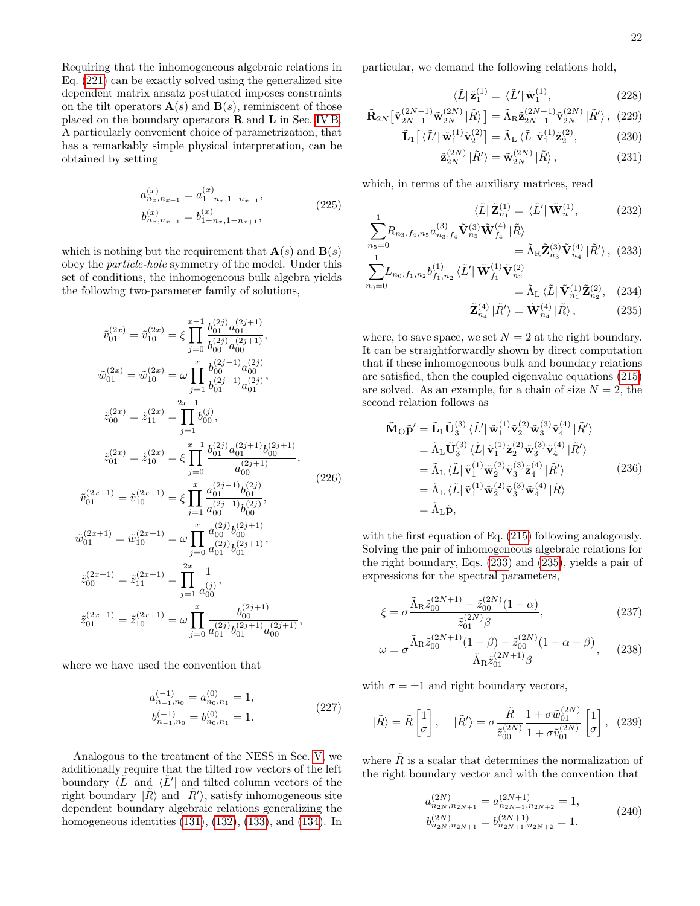Requiring that the inhomogeneous algebraic relations in Eq. (221) can be exactly solved using the generalized site dependent matrix ansatz postulated imposes constraints on the tilt operators $\mathbf{A}(s)$ and $\mathbf{B}(s)$, reminiscent of those placed on the boundary operators $\mathbf{R}$ and $\mathbf{L}$ in Sec. IV B. A particularly convenient choice of parametrization, that has a remarkably simple physical interpretation, can be obtained by setting

$$
\begin{aligned}
a^{(x)}_{n_x,n_{x+1}} &= a^{(x)}_{1-n_x,1-n_{x+1}},\\
b^{(x)}_{n_x,n_{x+1}} &= b^{(x)}_{1-n_x,1-n_{x+1}},
\end{aligned}
\tag{225}
$$

which is nothing but the requirement that $\mathbf{A}(s)$ and $\mathbf{B}(s)$ obey the *particle-hole* symmetry of the model. Under this set of conditions, the inhomogeneous bulk algebra yields the following two-parameter family of solutions,

$$
\begin{aligned}
\tilde{v}^{(2x)}_{01} &= \tilde{v}^{(2x)}_{10} = \xi \prod_{j=0}^{x-1} \frac{b^{(2j)}_{01} a^{(2j+1)}_{01}}{b^{(2j)}_{00} a^{(2j+1)}_{00}},\\
\tilde{w}^{(2x)}_{01} &= \tilde{w}^{(2x)}_{10} = \omega \prod_{j=1}^{x} \frac{b^{(2j-1)}_{00} a^{(2j)}_{00}}{b^{(2j-1)}_{01} a^{(2j)}_{01}},\\
\tilde{z}^{(2x)}_{00} &= \tilde{z}^{(2x)}_{11} = \prod_{j=1}^{2x-1} b^{(j)}_{00},\\
\tilde{z}^{(2x)}_{01} &= \tilde{z}^{(2x)}_{10} = \xi \prod_{j=0}^{x-1} \frac{b^{(2j)}_{01} a^{(2j+1)}_{01} b^{(2j+1)}_{00}}{a^{(2j+1)}_{00}},\\
\tilde{v}^{(2x+1)}_{01} &= \tilde{v}^{(2x+1)}_{10} = \xi \prod_{j=1}^{x} \frac{a^{(2j-1)}_{01} b^{(2j)}_{01}}{a^{(2j-1)}_{00} b^{(2j)}_{00}},\\
\tilde{w}^{(2x+1)}_{01} &= \tilde{w}^{(2x+1)}_{10} = \omega \prod_{j=0}^{x} \frac{a^{(2j)}_{00} b^{(2j+1)}_{00}}{a^{(2j)}_{01} b^{(2j+1)}_{01}},\\
\tilde{z}^{(2x+1)}_{00} &= \tilde{z}^{(2x+1)}_{11} = \prod_{j=1}^{2x} \frac{1}{a^{(j)}_{00}},\\
\tilde{z}^{(2x+1)}_{01} &= \tilde{z}^{(2x+1)}_{10} = \omega \prod_{j=0}^{x} \frac{b^{(2j+1)}_{00}}{a^{(2j)}_{01} b^{(2j+1)}_{01} a^{(2j+1)}_{00}},
\end{aligned}
\tag{226}
$$

where we have used the convention that

$$
\begin{aligned}
a^{(-1)}_{n_{-1},n_0} &= a^{(0)}_{n_0,n_1} = 1,\\
b^{(-1)}_{n_{-1},n_0} &= b^{(0)}_{n_0,n_1} = 1.
\end{aligned}
\tag{227}
$$

Analogous to the treatment of the NESS in Sec. V, we additionally require that the tilted row vectors of the left boundary $\langle \tilde{L}|$ and $\langle \tilde{L}'|$ and tilted column vectors of the right boundary $|\tilde{R}\rangle$ and $|\tilde{R}'\rangle$, satisfy inhomogeneous site dependent boundary algebraic relations generalizing the homogeneous identities (131), (132), (133), and (134). In particular, we demand the following relations hold,

$$
\langle \tilde{L}|\, \tilde{\mathbf{z}}^{(1)}_1 = \langle \tilde{L}'|\, \tilde{\mathbf{w}}^{(1)}_1, \tag{228}
$$

$$
\tilde{\mathbf{R}}_{2N}\big[\tilde{\mathbf{v}}^{(2N-1)}_{2N-1}\tilde{\mathbf{w}}^{(2N)}_{2N}\,|\tilde{R}\rangle\big] = \tilde{\Lambda}_{\mathrm{R}}\tilde{\mathbf{z}}^{(2N-1)}_{2N-1}\tilde{\mathbf{v}}^{(2N)}_{2N}\,|\tilde{R}'\rangle, \tag{229}
$$

$$
\tilde{\mathbf{L}}_1\big[\,\langle \tilde{L}'|\,\tilde{\mathbf{w}}^{(1)}_1\tilde{\mathbf{v}}^{(2)}_2\big] = \tilde{\Lambda}_{\mathrm{L}}\,\langle \tilde{L}|\,\tilde{\mathbf{v}}^{(1)}_1\tilde{\mathbf{z}}^{(2)}_2, \tag{230}
$$

$$
\tilde{\mathbf{z}}^{(2N)}_{2N}\,|\tilde{R}'\rangle = \tilde{\mathbf{w}}^{(2N)}_{2N}\,|\tilde{R}\rangle\,, \tag{231}
$$

which, in terms of the auxiliary matrices, read

$$
\langle \tilde{L}|\,\tilde{\mathbf{Z}}^{(1)}_{n_1} = \langle \tilde{L}'|\,\tilde{\mathbf{W}}^{(1)}_{n_1}, \tag{232}
$$

$$
\sum_{n_5=0}^{1} R_{n_3,f_4,n_5}\, a^{(3)}_{n_3,f_4}\, \tilde{\mathbf{V}}^{(3)}_{n_3}\tilde{\mathbf{W}}^{(4)}_{f_4}\,|\tilde{R}\rangle = \tilde{\Lambda}_{\mathrm{R}}\tilde{\mathbf{Z}}^{(3)}_{n_3}\tilde{\mathbf{V}}^{(4)}_{n_4}\,|\tilde{R}'\rangle\,, \tag{233}
$$

$$
\sum_{n_0=0}^{1} L_{n_0,f_1,n_2}\, b^{(1)}_{f_1,n_2}\,\langle \tilde{L}'|\,\tilde{\mathbf{W}}^{(1)}_{f_1}\tilde{\mathbf{V}}^{(2)}_{n_2} = \tilde{\Lambda}_{\mathrm{L}}\,\langle \tilde{L}|\,\tilde{\mathbf{V}}^{(1)}_{n_1}\tilde{\mathbf{Z}}^{(2)}_{n_2}, \tag{234}
$$

$$
\tilde{\mathbf{Z}}^{(4)}_{n_4}\,|\tilde{R}'\rangle = \tilde{\mathbf{W}}^{(4)}_{n_4}\,|\tilde{R}\rangle\,, \tag{235}
$$

where, to save space, we set $N=2$ at the right boundary. It can be straightforwardly shown by direct computation that if these inhomogeneous bulk and boundary relations are satisfied, then the coupled eigenvalue equations (215) are solved. As an example, for a chain of size $N=2$, the second relation follows as

$$
\begin{aligned}
\tilde{\mathbf{M}}_{\mathrm{O}}\tilde{\mathbf{p}}' &= \tilde{\mathbf{L}}_1\tilde{\mathbf{U}}^{(3)}_3\,\langle \tilde{L}'|\,\tilde{\mathbf{w}}^{(1)}_1\tilde{\mathbf{v}}^{(2)}_2\tilde{\mathbf{w}}^{(3)}_3\tilde{\mathbf{v}}^{(4)}_4\,|\tilde{R}'\rangle\\
&= \tilde{\Lambda}_{\mathrm{L}}\tilde{\mathbf{U}}^{(3)}_3\,\langle \tilde{L}|\,\tilde{\mathbf{v}}^{(1)}_1\tilde{\mathbf{z}}^{(2)}_2\tilde{\mathbf{w}}^{(3)}_3\tilde{\mathbf{v}}^{(4)}_4\,|\tilde{R}'\rangle\\
&= \tilde{\Lambda}_{\mathrm{L}}\,\langle \tilde{L}|\,\tilde{\mathbf{v}}^{(1)}_1\tilde{\mathbf{w}}^{(2)}_2\tilde{\mathbf{v}}^{(3)}_3\tilde{\mathbf{z}}^{(4)}_4\,|\tilde{R}'\rangle\\
&= \tilde{\Lambda}_{\mathrm{L}}\,\langle \tilde{L}|\,\tilde{\mathbf{v}}^{(1)}_1\tilde{\mathbf{w}}^{(2)}_2\tilde{\mathbf{v}}^{(3)}_3\tilde{\mathbf{w}}^{(4)}_4\,|\tilde{R}\rangle\\
&= \tilde{\Lambda}_{\mathrm{L}}\tilde{\mathbf{p}},
\end{aligned}
\tag{236}
$$

with the first equation of Eq. (215) following analogously. Solving the pair of inhomogeneous algebraic relations for the right boundary, Eqs. (233) and (235), yields a pair of expressions for the spectral parameters,

$$
\xi = \sigma\frac{\tilde{\Lambda}_{\mathrm{R}}\tilde{z}^{(2N+1)}_{00} - \tilde{z}^{(2N)}_{00}(1-\alpha)}{\tilde{z}^{(2N)}_{01}\beta}, \tag{237}
$$

$$
\omega = \sigma\frac{\tilde{\Lambda}_{\mathrm{R}}\tilde{z}^{(2N+1)}_{00}(1-\beta) - \tilde{z}^{(2N)}_{00}(1-\alpha-\beta)}{\tilde{\Lambda}_{\mathrm{R}}\tilde{z}^{(2N+1)}_{01}\beta}, \tag{238}
$$

with $\sigma = \pm 1$ and right boundary vectors,

$$
|\tilde{R}\rangle = \tilde{R}\begin{bmatrix}1\\ \sigma\end{bmatrix}, \qquad |\tilde{R}'\rangle = \sigma\frac{\tilde{R}}{\tilde{z}^{(2N)}_{00}}\frac{1+\sigma\tilde{w}^{(2N)}_{01}}{1+\sigma\tilde{v}^{(2N)}_{01}}\begin{bmatrix}1\\ \sigma\end{bmatrix}, \tag{239}
$$

where $\tilde{R}$ is a scalar that determines the normalization of the right boundary vector and with the convention that

$$
\begin{aligned}
a^{(2N)}_{n_{2N},n_{2N+1}} &= a^{(2N+1)}_{n_{2N+1},n_{2N+2}} = 1,\\
b^{(2N)}_{n_{2N},n_{2N+1}} &= b^{(2N+1)}_{n_{2N+1},n_{2N+2}} = 1.
\end{aligned}
\tag{240}
$$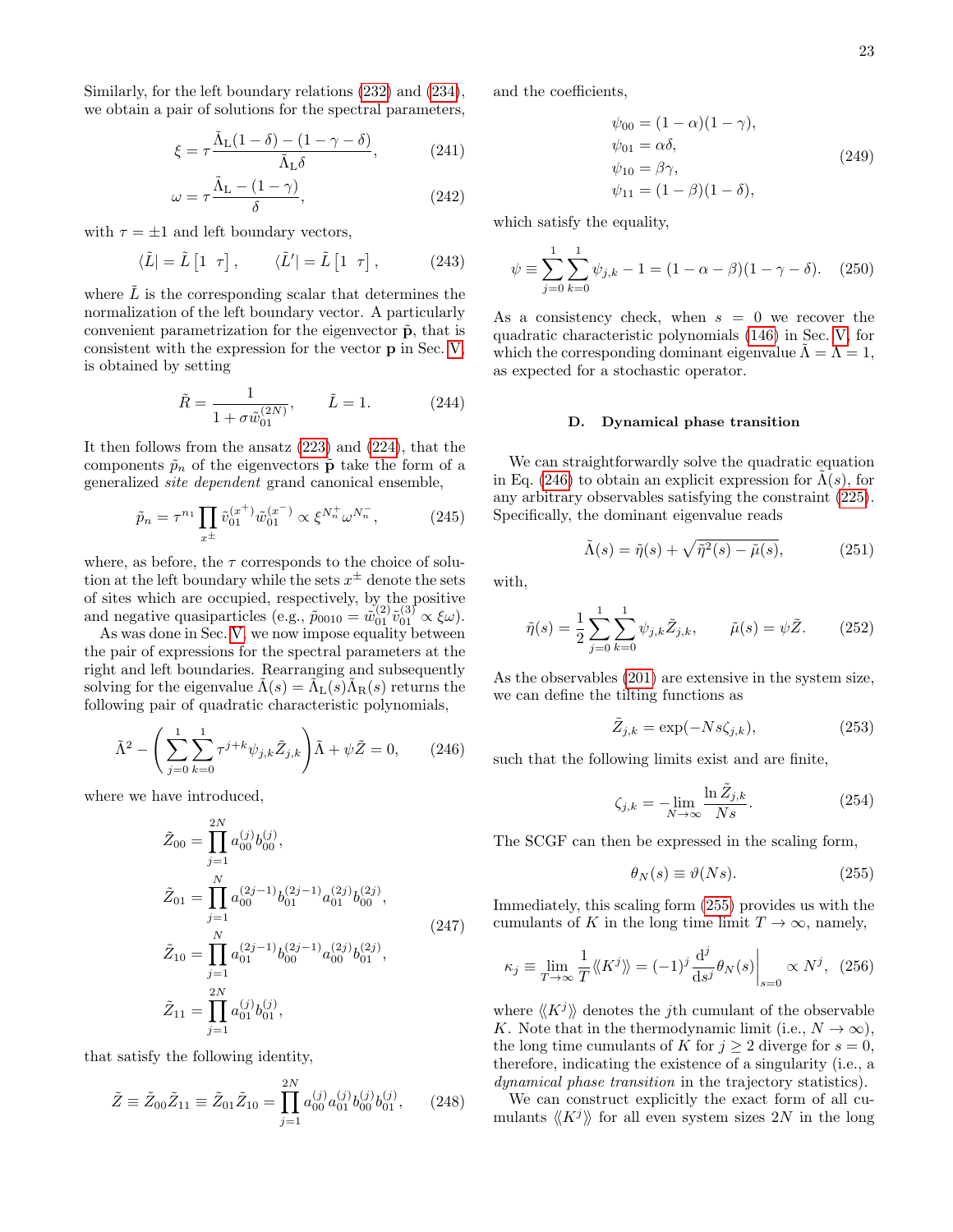Similarly, for the left boundary relations (232) and (234), we obtain a pair of solutions for the spectral parameters,

$$\xi = \tau \frac{\tilde{\Lambda}_{\mathrm{L}}(1-\delta) - (1-\gamma-\delta)}{\tilde{\Lambda}_{\mathrm{L}}\delta}, \tag{241}$$

$$\omega = \tau \frac{\tilde{\Lambda}_{\mathrm{L}} - (1-\gamma)}{\delta}, \tag{242}$$

with $\tau = \pm 1$ and left boundary vectors,

$$\langle \tilde{L}| = \tilde{L}\begin{bmatrix} 1 & \tau \end{bmatrix}, \qquad \langle \tilde{L}'| = \tilde{L}\begin{bmatrix} 1 & \tau \end{bmatrix}, \tag{243}$$

where $\tilde{L}$ is the corresponding scalar that determines the normalization of the left boundary vector. A particularly convenient parametrization for the eigenvector $\tilde{\mathbf{p}}$, that is consistent with the expression for the vector $\mathbf{p}$ in Sec. V, is obtained by setting

$$\tilde{R} = \frac{1}{1+\sigma \tilde{w}_{01}^{(2N)}}, \qquad \tilde{L} = 1. \tag{244}$$

It then follows from the ansatz (223) and (224), that the components $\tilde{p}_n$ of the eigenvectors $\tilde{\mathbf{p}}$ take the form of a generalized *site dependent* grand canonical ensemble,

$$\tilde{p}_n = \tau^{n_1} \prod_{x^\pm} \tilde{v}_{01}^{(x^+)} \tilde{w}_{01}^{(x^-)} \propto \xi^{N_n^+} \omega^{N_n^-}, \tag{245}$$

where, as before, the $\tau$ corresponds to the choice of solution at the left boundary while the sets $x^\pm$ denote the sets of sites which are occupied, respectively, by the positive and negative quasiparticles (e.g., $\tilde{p}_{0010} = \tilde{w}_{01}^{(2)}\tilde{v}_{01}^{(3)} \propto \xi\omega$).

As was done in Sec. V, we now impose equality between the pair of expressions for the spectral parameters at the right and left boundaries. Rearranging and subsequently solving for the eigenvalue $\tilde{\Lambda}(s) = \tilde{\Lambda}_{\mathrm{L}}(s)\tilde{\Lambda}_{\mathrm{R}}(s)$ returns the following pair of quadratic characteristic polynomials,

$$\tilde{\Lambda}^2 - \left(\sum_{j=0}^{1}\sum_{k=0}^{1} \tau^{j+k} \psi_{j,k} \tilde{Z}_{j,k}\right)\tilde{\Lambda} + \psi \tilde{Z} = 0, \tag{246}$$

where we have introduced,

$$\begin{aligned}
\tilde{Z}_{00} &= \prod_{j=1}^{2N} a_{00}^{(j)} b_{00}^{(j)}, \\
\tilde{Z}_{01} &= \prod_{j=1}^{N} a_{00}^{(2j-1)} b_{01}^{(2j-1)} a_{01}^{(2j)} b_{00}^{(2j)}, \\
\tilde{Z}_{10} &= \prod_{j=1}^{N} a_{01}^{(2j-1)} b_{00}^{(2j-1)} a_{00}^{(2j)} b_{01}^{(2j)}, \\
\tilde{Z}_{11} &= \prod_{j=1}^{2N} a_{01}^{(j)} b_{01}^{(j)},
\end{aligned} \tag{247}$$

that satisfy the following identity,

$$\tilde{Z} \equiv \tilde{Z}_{00}\tilde{Z}_{11} \equiv \tilde{Z}_{01}\tilde{Z}_{10} = \prod_{j=1}^{2N} a_{00}^{(j)} a_{01}^{(j)} b_{00}^{(j)} b_{01}^{(j)}, \tag{248}$$

and the coefficients,

$$\begin{aligned}
\psi_{00} &= (1-\alpha)(1-\gamma), \\
\psi_{01} &= \alpha\delta, \\
\psi_{10} &= \beta\gamma, \\
\psi_{11} &= (1-\beta)(1-\delta),
\end{aligned} \tag{249}$$

which satisfy the equality,

$$\psi \equiv \sum_{j=0}^{1}\sum_{k=0}^{1} \psi_{j,k} - 1 = (1-\alpha-\beta)(1-\gamma-\delta). \tag{250}$$

As a consistency check, when $s = 0$ we recover the quadratic characteristic polynomials (146) in Sec. V, for which the corresponding dominant eigenvalue $\tilde{\Lambda} = \Lambda = 1$, as expected for a stochastic operator.

## D. Dynamical phase transition

We can straightforwardly solve the quadratic equation in Eq. (246) to obtain an explicit expression for $\tilde{\Lambda}(s)$, for any arbitrary observables satisfying the constraint (225). Specifically, the dominant eigenvalue reads

$$\tilde{\Lambda}(s) = \tilde{\eta}(s) + \sqrt{\tilde{\eta}^2(s) - \tilde{\mu}(s)}, \tag{251}$$

with,

$$\tilde{\eta}(s) = \frac{1}{2}\sum_{j=0}^{1}\sum_{k=0}^{1} \psi_{j,k}\tilde{Z}_{j,k}, \qquad \tilde{\mu}(s) = \psi \tilde{Z}. \tag{252}$$

As the observables (201) are extensive in the system size, we can define the tilting functions as

$$\tilde{Z}_{j,k} = \exp(-Ns\zeta_{j,k}), \tag{253}$$

such that the following limits exist and are finite,

$$\zeta_{j,k} = -\lim_{N\to\infty} \frac{\ln \tilde{Z}_{j,k}}{Ns}. \tag{254}$$

The SCGF can then be expressed in the scaling form,

$$\theta_N(s) \equiv \vartheta(Ns). \tag{255}$$

Immediately, this scaling form (255) provides us with the cumulants of $K$ in the long time limit $T \to \infty$, namely,

$$\kappa_j \equiv \lim_{T\to\infty} \frac{1}{T}\langle\!\langle K^j \rangle\!\rangle = (-1)^j \frac{\mathrm{d}^j}{\mathrm{d}s^j}\theta_N(s)\bigg|_{s=0} \propto N^j, \tag{256}$$

where $\langle\!\langle K^j \rangle\!\rangle$ denotes the $j$th cumulant of the observable $K$. Note that in the thermodynamic limit (i.e., $N \to \infty$), the long time cumulants of $K$ for $j \geq 2$ diverge for $s = 0$, therefore, indicating the existence of a singularity (i.e., a *dynamical phase transition* in the trajectory statistics).

We can construct explicitly the exact form of all cumulants $\langle\!\langle K^j \rangle\!\rangle$ for all even system sizes $2N$ in the long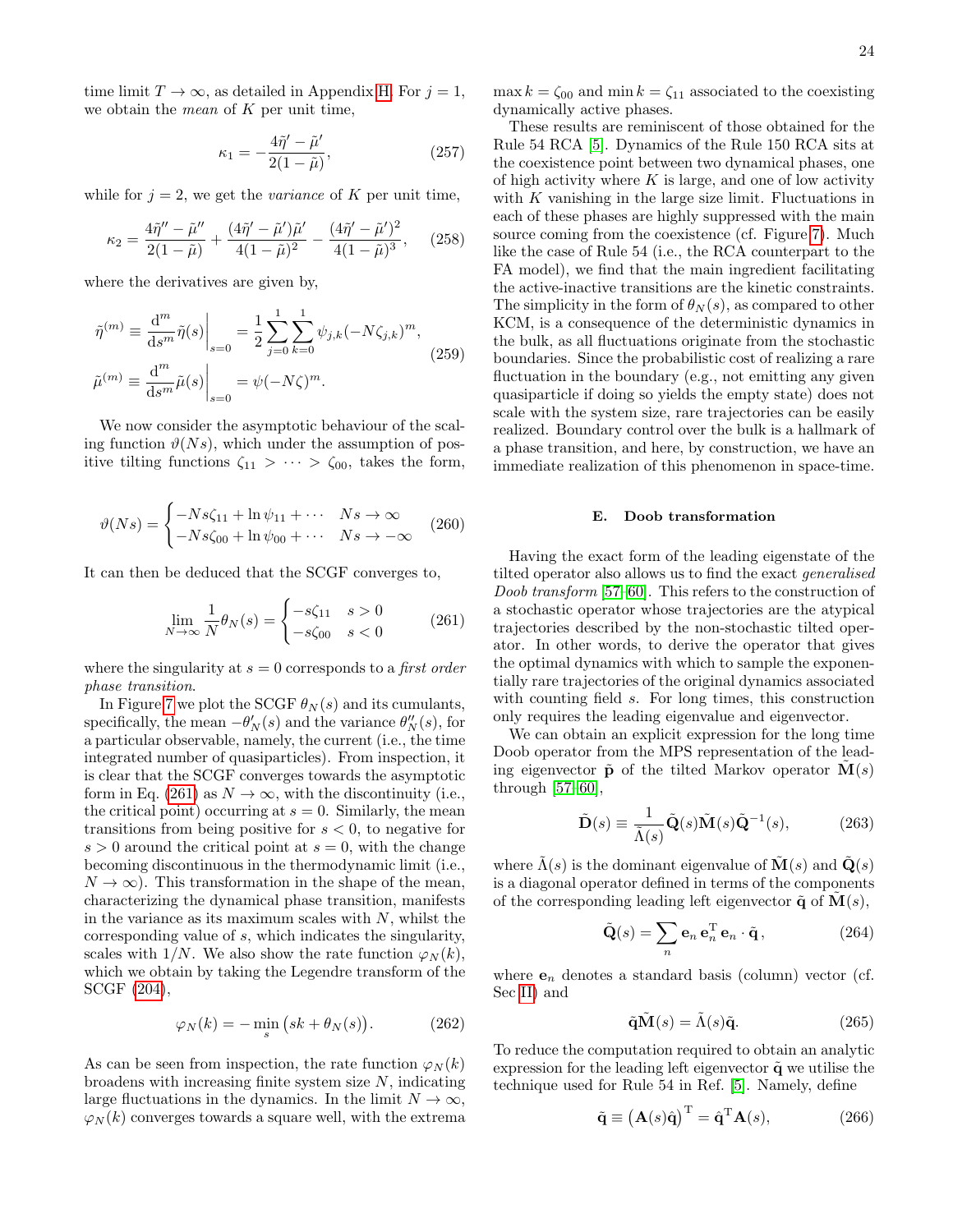time limit $T \to \infty$, as detailed in Appendix H. For $j = 1$, we obtain the *mean* of $K$ per unit time,

$$\kappa_1 = -\frac{4\tilde{\eta}' - \tilde{\mu}'}{2(1 - \tilde{\mu})}, \tag{257}$$

while for $j = 2$, we get the *variance* of $K$ per unit time,

$$\kappa_2 = \frac{4\tilde{\eta}'' - \tilde{\mu}''}{2(1 - \tilde{\mu})} + \frac{(4\tilde{\eta}' - \tilde{\mu}')\tilde{\mu}'}{4(1 - \tilde{\mu})^2} - \frac{(4\tilde{\eta}' - \tilde{\mu}')^2}{4(1 - \tilde{\mu})^3}, \tag{258}$$

where the derivatives are given by,

$$\begin{aligned}\tilde{\eta}^{(m)} &\equiv \frac{\mathrm{d}^m}{\mathrm{d}s^m}\tilde{\eta}(s)\bigg|_{s=0} = \frac{1}{2}\sum_{j=0}^{1}\sum_{k=0}^{1}\psi_{j,k}(-N\zeta_{j,k})^m, \\ \tilde{\mu}^{(m)} &\equiv \frac{\mathrm{d}^m}{\mathrm{d}s^m}\tilde{\mu}(s)\bigg|_{s=0} = \psi(-N\zeta)^m.\end{aligned} \tag{259}$$

We now consider the asymptotic behaviour of the scaling function $\vartheta(Ns)$, which under the assumption of positive tilting functions $\zeta_{11} > \cdots > \zeta_{00}$, takes the form,

$$\vartheta(Ns) = \begin{cases} -Ns\zeta_{11} + \ln\psi_{11} + \cdots & Ns \to \infty \\ -Ns\zeta_{00} + \ln\psi_{00} + \cdots & Ns \to -\infty \end{cases} \tag{260}$$

It can then be deduced that the SCGF converges to,

$$\lim_{N\to\infty}\frac{1}{N}\theta_N(s) = \begin{cases} -s\zeta_{11} & s > 0 \\ -s\zeta_{00} & s < 0 \end{cases} \tag{261}$$

where the singularity at $s = 0$ corresponds to a *first order phase transition*.

In Figure 7 we plot the SCGF $\theta_N(s)$ and its cumulants, specifically, the mean $-\theta'_N(s)$ and the variance $\theta''_N(s)$, for a particular observable, namely, the current (i.e., the time integrated number of quasiparticles). From inspection, it is clear that the SCGF converges towards the asymptotic form in Eq. (261) as $N \to \infty$, with the discontinuity (i.e., the critical point) occurring at $s = 0$. Similarly, the mean transitions from being positive for $s < 0$, to negative for $s > 0$ around the critical point at $s = 0$, with the change becoming discontinuous in the thermodynamic limit (i.e., $N \to \infty$). This transformation in the shape of the mean, characterizing the dynamical phase transition, manifests in the variance as its maximum scales with $N$, whilst the corresponding value of $s$, which indicates the singularity, scales with $1/N$. We also show the rate function $\varphi_N(k)$, which we obtain by taking the Legendre transform of the SCGF (204),

$$\varphi_N(k) = -\min_s\big(sk + \theta_N(s)\big). \tag{262}$$

As can be seen from inspection, the rate function $\varphi_N(k)$ broadens with increasing finite system size $N$, indicating large fluctuations in the dynamics. In the limit $N \to \infty$, $\varphi_N(k)$ converges towards a square well, with the extrema $\max k = \zeta_{00}$ and $\min k = \zeta_{11}$ associated to the coexisting dynamically active phases.

These results are reminiscent of those obtained for the Rule 54 RCA [5]. Dynamics of the Rule 150 RCA sits at the coexistence point between two dynamical phases, one of high activity where $K$ is large, and one of low activity with $K$ vanishing in the large size limit. Fluctuations in each of these phases are highly suppressed with the main source coming from the coexistence (cf. Figure 7). Much like the case of Rule 54 (i.e., the RCA counterpart to the FA model), we find that the main ingredient facilitating the active-inactive transitions are the kinetic constraints. The simplicity in the form of $\theta_N(s)$, as compared to other KCM, is a consequence of the deterministic dynamics in the bulk, as all fluctuations originate from the stochastic boundaries. Since the probabilistic cost of realizing a rare fluctuation in the boundary (e.g., not emitting any given quasiparticle if doing so yields the empty state) does not scale with the system size, rare trajectories can be easily realized. Boundary control over the bulk is a hallmark of a phase transition, and here, by construction, we have an immediate realization of this phenomenon in space-time.

## E. Doob transformation

Having the exact form of the leading eigenstate of the tilted operator also allows us to find the exact *generalised Doob transform* [57–60]. This refers to the construction of a stochastic operator whose trajectories are the atypical trajectories described by the non-stochastic tilted operator. In other words, to derive the operator that gives the optimal dynamics with which to sample the exponentially rare trajectories of the original dynamics associated with counting field $s$. For long times, this construction only requires the leading eigenvalue and eigenvector.

We can obtain an explicit expression for the long time Doob operator from the MPS representation of the leading eigenvector $\tilde{\mathbf{p}}$ of the tilted Markov operator $\tilde{\mathbf{M}}(s)$ through [57–60],

$$\tilde{\mathbf{D}}(s) \equiv \frac{1}{\tilde{\Lambda}(s)}\tilde{\mathbf{Q}}(s)\tilde{\mathbf{M}}(s)\tilde{\mathbf{Q}}^{-1}(s), \tag{263}$$

where $\tilde{\Lambda}(s)$ is the dominant eigenvalue of $\tilde{\mathbf{M}}(s)$ and $\tilde{\mathbf{Q}}(s)$ is a diagonal operator defined in terms of the components of the corresponding leading left eigenvector $\tilde{\mathbf{q}}$ of $\tilde{\mathbf{M}}(s)$,

$$\tilde{\mathbf{Q}}(s) = \sum_n \mathbf{e}_n\,\mathbf{e}_n^{\mathrm{T}}\,\mathbf{e}_n \cdot \tilde{\mathbf{q}}\,, \tag{264}$$

where $\mathbf{e}_n$ denotes a standard basis (column) vector (cf. Sec II) and

$$\tilde{\mathbf{q}}\tilde{\mathbf{M}}(s) = \tilde{\Lambda}(s)\tilde{\mathbf{q}}. \tag{265}$$

To reduce the computation required to obtain an analytic expression for the leading left eigenvector $\tilde{\mathbf{q}}$ we utilise the technique used for Rule 54 in Ref. [5]. Namely, define

$$\tilde{\mathbf{q}} \equiv \big(\mathbf{A}(s)\hat{\mathbf{q}}\big)^{\mathrm{T}} = \hat{\mathbf{q}}^{\mathrm{T}}\mathbf{A}(s), \tag{266}$$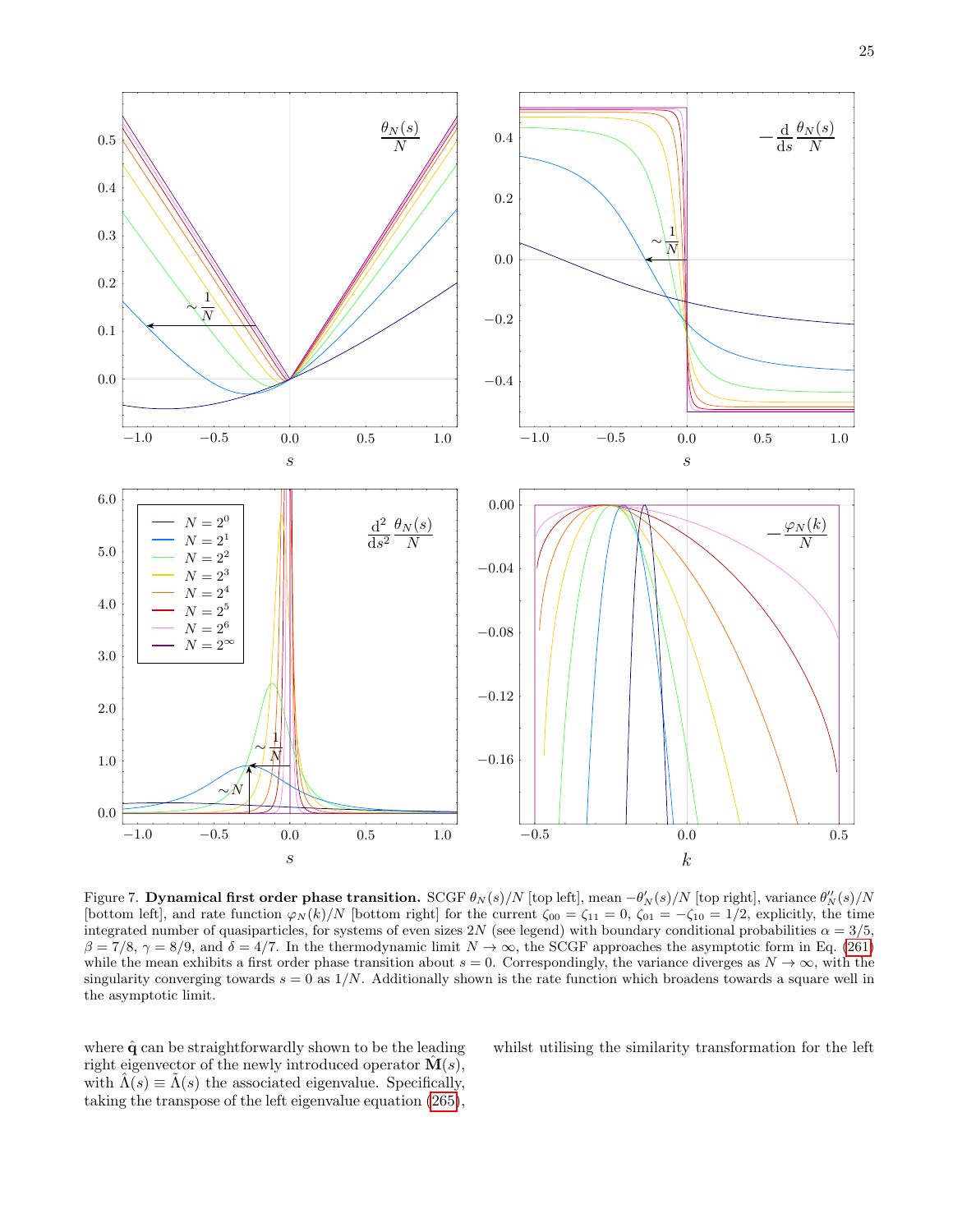Figure 7. **Dynamical first order phase transition.** SCGF $\theta_N(s)/N$ [top left], mean $-\theta_N'(s)/N$ [top right], variance $\theta_N''(s)/N$ [bottom left], and rate function $\varphi_N(k)/N$ [bottom right] for the current $\zeta_{00} = \zeta_{11} = 0$, $\zeta_{01} = -\zeta_{10} = 1/2$, explicitly, the time integrated number of quasiparticles, for systems of even sizes $2N$ (see legend) with boundary conditional probabilities $\alpha = 3/5$, $\beta = 7/8$, $\gamma = 8/9$, and $\delta = 4/7$. In the thermodynamic limit $N \to \infty$, the SCGF approaches the asymptotic form in Eq. (261) while the mean exhibits a first order phase transition about $s = 0$. Correspondingly, the variance diverges as $N \to \infty$, with the singularity converging towards $s = 0$ as $1/N$. Additionally shown is the rate function which broadens towards a square well in the asymptotic limit.

where $\hat{\mathbf{q}}$ can be straightforwardly shown to be the leading right eigenvector of the newly introduced operator $\hat{\mathbf{M}}(s)$, with $\hat{\Lambda}(s) \equiv \tilde{\Lambda}(s)$ the associated eigenvalue. Specifically, taking the transpose of the left eigenvalue equation (265), whilst utilising the similarity transformation for the left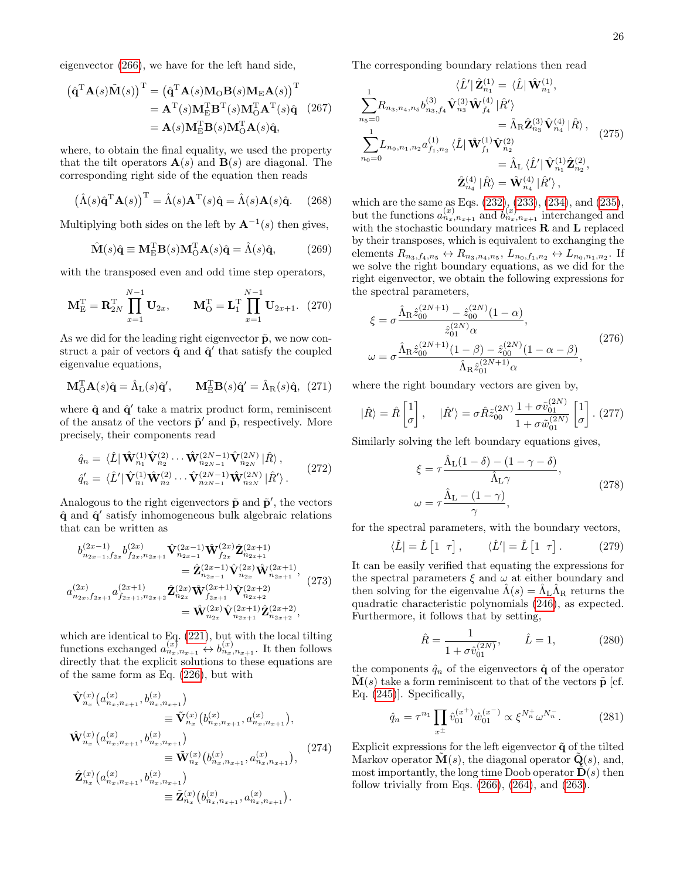eigenvector (266), we have for the left hand side,

$$
\begin{aligned}
\left(\hat{\mathbf{q}}^{\mathrm{T}}\mathbf{A}(s)\hat{\mathbf{M}}(s)\right)^{\mathrm{T}} &= \left(\hat{\mathbf{q}}^{\mathrm{T}}\mathbf{A}(s)\mathbf{M}_{\mathrm{O}}\mathbf{B}(s)\mathbf{M}_{\mathrm{E}}\mathbf{A}(s)\right)^{\mathrm{T}} \\
&= \mathbf{A}^{\mathrm{T}}(s)\mathbf{M}_{\mathrm{E}}^{\mathrm{T}}\mathbf{B}^{\mathrm{T}}(s)\mathbf{M}_{\mathrm{O}}^{\mathrm{T}}\mathbf{A}^{\mathrm{T}}(s)\hat{\mathbf{q}} \\
&= \mathbf{A}(s)\mathbf{M}_{\mathrm{E}}^{\mathrm{T}}\mathbf{B}(s)\mathbf{M}_{\mathrm{O}}^{\mathrm{T}}\mathbf{A}(s)\hat{\mathbf{q}},
\end{aligned}
\tag{267}
$$

where, to obtain the final equality, we used the property that the tilt operators $\mathbf{A}(s)$ and $\mathbf{B}(s)$ are diagonal. The corresponding right side of the equation then reads

$$
\left(\hat{\Lambda}(s)\hat{\mathbf{q}}^{\mathrm{T}}\mathbf{A}(s)\right)^{\mathrm{T}} = \hat{\Lambda}(s)\mathbf{A}^{\mathrm{T}}(s)\hat{\mathbf{q}} = \hat{\Lambda}(s)\mathbf{A}(s)\hat{\mathbf{q}}. \tag{268}
$$

Multiplying both sides on the left by $\mathbf{A}^{-1}(s)$ then gives,

$$
\hat{\mathbf{M}}(s)\hat{\mathbf{q}} \equiv \mathbf{M}_{\mathrm{E}}^{\mathrm{T}}\mathbf{B}(s)\mathbf{M}_{\mathrm{O}}^{\mathrm{T}}\mathbf{A}(s)\hat{\mathbf{q}} = \hat{\Lambda}(s)\hat{\mathbf{q}}, \tag{269}
$$

with the transposed even and odd time step operators,

$$
\mathbf{M}_{\mathrm{E}}^{\mathrm{T}} = \mathbf{R}_{2N}^{\mathrm{T}}\prod_{x=1}^{N-1}\mathbf{U}_{2x}, \qquad \mathbf{M}_{\mathrm{O}}^{\mathrm{T}} = \mathbf{L}_{1}^{\mathrm{T}}\prod_{x=1}^{N-1}\mathbf{U}_{2x+1}. \tag{270}
$$

As we did for the leading right eigenvector $\tilde{\mathbf{p}}$, we now construct a pair of vectors $\hat{\mathbf{q}}$ and $\hat{\mathbf{q}}'$ that satisfy the coupled eigenvalue equations,

$$
\mathbf{M}_{\mathrm{O}}^{\mathrm{T}}\mathbf{A}(s)\hat{\mathbf{q}} = \hat{\Lambda}_{\mathrm{L}}(s)\hat{\mathbf{q}}', \qquad \mathbf{M}_{\mathrm{E}}^{\mathrm{T}}\mathbf{B}(s)\hat{\mathbf{q}}' = \hat{\Lambda}_{\mathrm{R}}(s)\hat{\mathbf{q}}, \tag{271}
$$

where $\hat{\mathbf{q}}$ and $\hat{\mathbf{q}}'$ take a matrix product form, reminiscent of the ansatz of the vectors $\tilde{\mathbf{p}}'$ and $\tilde{\mathbf{p}}$, respectively. More precisely, their components read

$$
\begin{aligned}
\hat{q}_n &= \langle\hat{L}|\,\hat{\mathbf{W}}_{n_1}^{(1)}\hat{\mathbf{V}}_{n_2}^{(2)}\cdots\hat{\mathbf{W}}_{n_{2N-1}}^{(2N-1)}\hat{\mathbf{V}}_{n_{2N}}^{(2N)}\,|\hat{R}\rangle\,, \\
\hat{q}_n' &= \langle\hat{L}'|\,\hat{\mathbf{V}}_{n_1}^{(1)}\hat{\mathbf{W}}_{n_2}^{(2)}\cdots\hat{\mathbf{V}}_{n_{2N-1}}^{(2N-1)}\hat{\mathbf{W}}_{n_{2N}}^{(2N)}\,|\hat{R}'\rangle\,.
\end{aligned}
\tag{272}
$$

Analogous to the right eigenvectors $\tilde{\mathbf{p}}$ and $\tilde{\mathbf{p}}'$, the vectors $\hat{\mathbf{q}}$ and $\hat{\mathbf{q}}'$ satisfy inhomogeneous bulk algebraic relations that can be written as

$$
\begin{aligned}
b_{n_{2x-1},f_{2x}}^{(2x-1)}b_{f_{2x},n_{2x+1}}^{(2x)}\,\hat{\mathbf{V}}_{n_{2x-1}}^{(2x-1)}\hat{\mathbf{W}}_{f_{2x}}^{(2x)}\hat{\mathbf{Z}}_{n_{2x+1}}^{(2x+1)} &= \hat{\mathbf{Z}}_{n_{2x-1}}^{(2x-1)}\hat{\mathbf{V}}_{n_{2x}}^{(2x)}\hat{\mathbf{W}}_{n_{2x+1}}^{(2x+1)}, \\
a_{n_{2x},f_{2x+1}}^{(2x)}a_{f_{2x+1},n_{2x+2}}^{(2x+1)}\,\hat{\mathbf{Z}}_{n_{2x}}^{(2x)}\hat{\mathbf{W}}_{f_{2x+1}}^{(2x+1)}\hat{\mathbf{V}}_{n_{2x+2}}^{(2x+2)} &= \hat{\mathbf{W}}_{n_{2x}}^{(2x)}\hat{\mathbf{V}}_{n_{2x+1}}^{(2x+1)}\hat{\mathbf{Z}}_{n_{2x+2}}^{(2x+2)},
\end{aligned}
\tag{273}
$$

which are identical to Eq. (221), but with the local tilting functions exchanged $a_{n_x,n_{x+1}}^{(x)} \leftrightarrow b_{n_x,n_{x+1}}^{(x)}$. It then follows directly that the explicit solutions to these equations are of the same form as Eq. (226), but with

$$
\begin{aligned}
\hat{\mathbf{V}}_{n_x}^{(x)}\big(a_{n_x,n_{x+1}}^{(x)},b_{n_x,n_{x+1}}^{(x)}\big) &\equiv \tilde{\mathbf{V}}_{n_x}^{(x)}\big(b_{n_x,n_{x+1}}^{(x)},a_{n_x,n_{x+1}}^{(x)}\big), \\
\hat{\mathbf{W}}_{n_x}^{(x)}\big(a_{n_x,n_{x+1}}^{(x)},b_{n_x,n_{x+1}}^{(x)}\big) &\equiv \tilde{\mathbf{W}}_{n_x}^{(x)}\big(b_{n_x,n_{x+1}}^{(x)},a_{n_x,n_{x+1}}^{(x)}\big), \\
\hat{\mathbf{Z}}_{n_x}^{(x)}\big(a_{n_x,n_{x+1}}^{(x)},b_{n_x,n_{x+1}}^{(x)}\big) &\equiv \tilde{\mathbf{Z}}_{n_x}^{(x)}\big(b_{n_x,n_{x+1}}^{(x)},a_{n_x,n_{x+1}}^{(x)}\big).
\end{aligned}
\tag{274}
$$

The corresponding boundary relations then read

$$
\begin{aligned}
\langle\hat{L}'|\,\hat{\mathbf{Z}}_{n_1}^{(1)} &= \langle\hat{L}|\,\hat{\mathbf{W}}_{n_1}^{(1)}, \\
\sum_{n_5=0}^{1}R_{n_3,n_4,n_5}b_{n_3,f_4}^{(3)}\hat{\mathbf{V}}_{n_3}^{(3)}\hat{\mathbf{W}}_{f_4}^{(4)}\,|\hat{R}'\rangle &= \hat{\Lambda}_{\mathrm{R}}\hat{\mathbf{Z}}_{n_3}^{(3)}\hat{\mathbf{V}}_{n_4}^{(4)}\,|\hat{R}\rangle\,, \\
\sum_{n_0=0}^{1}L_{n_0,n_1,n_2}a_{f_1,n_2}^{(1)}\,\langle\hat{L}|\,\hat{\mathbf{W}}_{f_1}^{(1)}\hat{\mathbf{V}}_{n_2}^{(2)} &= \hat{\Lambda}_{\mathrm{L}}\,\langle\hat{L}'|\,\hat{\mathbf{V}}_{n_1}^{(1)}\hat{\mathbf{Z}}_{n_2}^{(2)}, \\
\hat{\mathbf{Z}}_{n_4}^{(4)}\,|\hat{R}\rangle &= \hat{\mathbf{W}}_{n_4}^{(4)}\,|\hat{R}'\rangle\,,
\end{aligned}
\tag{275}
$$

which are the same as Eqs. (232), (233), (234), and (235), but the functions $a_{n_x,n_{x+1}}^{(x)}$ and $b_{n_x,n_{x+1}}^{(x)}$ interchanged and with the stochastic boundary matrices $\mathbf{R}$ and $\mathbf{L}$ replaced by their transposes, which is equivalent to exchanging the elements $R_{n_3,f_4,n_5} \leftrightarrow R_{n_3,n_4,n_5}$, $L_{n_0,f_1,n_2} \leftrightarrow L_{n_0,n_1,n_2}$. If we solve the right boundary equations, as we did for the right eigenvector, we obtain the following expressions for the spectral parameters,

$$
\begin{aligned}
\xi &= \sigma\frac{\hat{\Lambda}_{\mathrm{R}}\hat{z}_{00}^{(2N+1)} - \hat{z}_{00}^{(2N)}(1-\alpha)}{\hat{z}_{01}^{(2N)}\alpha}, \\
\omega &= \sigma\frac{\hat{\Lambda}_{\mathrm{R}}\hat{z}_{00}^{(2N+1)}(1-\beta) - \hat{z}_{00}^{(2N)}(1-\alpha-\beta)}{\hat{\Lambda}_{\mathrm{R}}\hat{z}_{01}^{(2N+1)}\alpha},
\end{aligned}
\tag{276}
$$

where the right boundary vectors are given by,

$$
|\hat{R}\rangle = \hat{R}\begin{bmatrix}1\\ \sigma\end{bmatrix}, \quad |\hat{R}'\rangle = \sigma\hat{R}\hat{z}_{00}^{(2N)}\frac{1+\sigma\hat{v}_{01}^{(2N)}}{1+\sigma\hat{w}_{01}^{(2N)}}\begin{bmatrix}1\\ \sigma\end{bmatrix}. \tag{277}
$$

Similarly solving the left boundary equations gives,

$$
\begin{aligned}
\xi &= \tau\frac{\hat{\Lambda}_{\mathrm{L}}(1-\delta) - (1-\gamma-\delta)}{\hat{\Lambda}_{\mathrm{L}}\gamma}, \\
\omega &= \tau\frac{\hat{\Lambda}_{\mathrm{L}} - (1-\gamma)}{\gamma},
\end{aligned}
\tag{278}
$$

for the spectral parameters, with the boundary vectors,

$$
\langle\hat{L}| = \hat{L}\begin{bmatrix}1 & \tau\end{bmatrix}, \qquad \langle\hat{L}'| = \hat{L}\begin{bmatrix}1 & \tau\end{bmatrix}. \tag{279}
$$

It can be easily verified that equating the expressions for the spectral parameters $\xi$ and $\omega$ at either boundary and then solving for the eigenvalue $\hat{\Lambda}(s) = \hat{\Lambda}_{\mathrm{L}}\hat{\Lambda}_{\mathrm{R}}$ returns the quadratic characteristic polynomials (246), as expected. Furthermore, it follows that by setting,

$$
\hat{R} = \frac{1}{1+\sigma\hat{v}_{01}^{(2N)}}, \qquad \hat{L} = 1, \tag{280}
$$

the components $\hat{q}_n$ of the eigenvectors $\hat{\mathbf{q}}$ of the operator $\hat{\mathbf{M}}(s)$ take a form reminiscent to that of the vectors $\tilde{\mathbf{p}}$ [cf. Eq. (245)]. Specifically,

$$
\hat{q}_n = \tau^{n_1}\prod_{x^{\pm}}\hat{v}_{01}^{(x^+)}\hat{w}_{01}^{(x^-)} \propto \xi^{N_n^+}\omega^{N_n^-}. \tag{281}
$$

Explicit expressions for the left eigenvector $\tilde{\mathbf{q}}$ of the tilted Markov operator $\tilde{\mathbf{M}}(s)$, the diagonal operator $\tilde{\mathbf{Q}}(s)$, and, most importantly, the long time Doob operator $\mathbf{D}(s)$ then follow trivially from Eqs. (266), (264), and (263).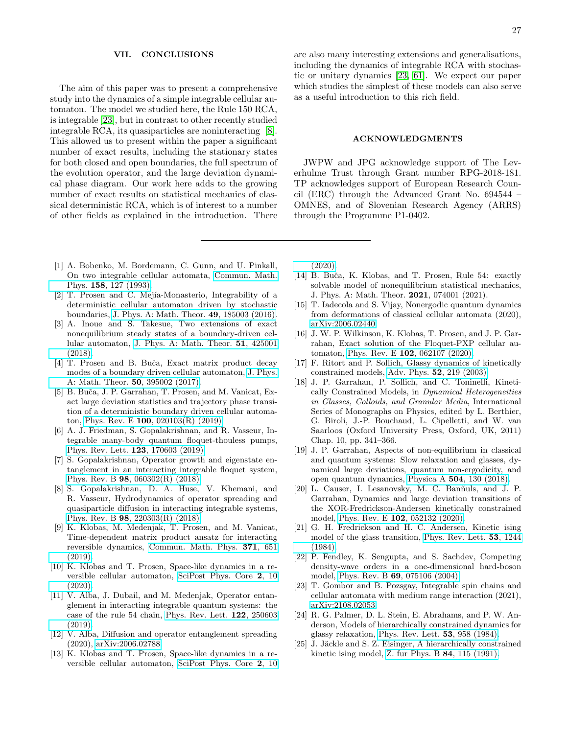## VII. CONCLUSIONS

The aim of this paper was to present a comprehensive study into the dynamics of a simple integrable cellular automaton. The model we studied here, the Rule 150 RCA, is integrable [23], but in contrast to other recently studied integrable RCA, its quasiparticles are noninteracting [8]. This allowed us to present within the paper a significant number of exact results, including the stationary states for both closed and open boundaries, the full spectrum of the evolution operator, and the large deviation dynamical phase diagram. Our work here adds to the growing number of exact results on statistical mechanics of classical deterministic RCA, which is of interest to a number of other fields as explained in the introduction. There are also many interesting extensions and generalisations, including the dynamics of integrable RCA with stochastic or unitary dynamics [23, 61]. We expect our paper which studies the simplest of these models can also serve as a useful introduction to this rich field.

## ACKNOWLEDGMENTS

JWPW and JPG acknowledge support of The Leverhulme Trust through Grant number RPG-2018-181. TP acknowledges support of European Research Council (ERC) through the Advanced Grant No. 694544 – OMNES, and of Slovenian Research Agency (ARRS) through the Programme P1-0402.

---

[1] A. Bobenko, M. Bordemann, C. Gunn, and U. Pinkall, On two integrable cellular automata, Commun. Math. Phys. **158**, 127 (1993).

[2] T. Prosen and C. Mejía-Monasterio, Integrability of a deterministic cellular automaton driven by stochastic boundaries, J. Phys. A: Math. Theor. **49**, 185003 (2016).

[3] A. Inoue and S. Takesue, Two extensions of exact nonequilibrium steady states of a boundary-driven cellular automaton, J. Phys. A: Math. Theor. **51**, 425001 (2018).

[4] T. Prosen and B. Buča, Exact matrix product decay modes of a boundary driven cellular automaton, J. Phys. A: Math. Theor. **50**, 395002 (2017).

[5] B. Buča, J. P. Garrahan, T. Prosen, and M. Vanicat, Exact large deviation statistics and trajectory phase transition of a deterministic boundary driven cellular automaton, Phys. Rev. E **100**, 020103(R) (2019).

[6] A. J. Friedman, S. Gopalakrishnan, and R. Vasseur, Integrable many-body quantum floquet-thouless pumps, Phys. Rev. Lett. **123**, 170603 (2019).

[7] S. Gopalakrishnan, Operator growth and eigenstate entanglement in an interacting integrable floquet system, Phys. Rev. B **98**, 060302(R) (2018).

[8] S. Gopalakrishnan, D. A. Huse, V. Khemani, and R. Vasseur, Hydrodynamics of operator spreading and quasiparticle diffusion in interacting integrable systems, Phys. Rev. B **98**, 220303(R) (2018).

[9] K. Klobas, M. Medenjak, T. Prosen, and M. Vanicat, Time-dependent matrix product ansatz for interacting reversible dynamics, Commun. Math. Phys. **371**, 651 (2019).

[10] K. Klobas and T. Prosen, Space-like dynamics in a reversible cellular automaton, SciPost Phys. Core **2**, 10 (2020).

[11] V. Alba, J. Dubail, and M. Medenjak, Operator entanglement in interacting integrable quantum systems: the case of the rule 54 chain, Phys. Rev. Lett. **122**, 250603 (2019).

[12] V. Alba, Diffusion and operator entanglement spreading (2020), arXiv:2006.02788.

[13] K. Klobas and T. Prosen, Space-like dynamics in a reversible cellular automaton, SciPost Phys. Core **2**, 10 (2020).

[14] B. Buča, K. Klobas, and T. Prosen, Rule 54: exactly solvable model of nonequilibrium statistical mechanics, J. Phys. A: Math. Theor. **2021**, 074001 (2021).

[15] T. Iadecola and S. Vijay, Nonergodic quantum dynamics from deformations of classical cellular automata (2020), arXiv:2006.02440.

[16] J. W. P. Wilkinson, K. Klobas, T. Prosen, and J. P. Garrahan, Exact solution of the Floquet-PXP cellular automaton, Phys. Rev. E **102**, 062107 (2020).

[17] F. Ritort and P. Sollich, Glassy dynamics of kinetically constrained models, Adv. Phys. **52**, 219 (2003).

[18] J. P. Garrahan, P. Sollich, and C. Toninelli, Kinetically Constrained Models, in *Dynamical Heterogeneities in Glasses, Colloids, and Granular Media*, International Series of Monographs on Physics, edited by L. Berthier, G. Biroli, J.-P. Bouchaud, L. Cipelletti, and W. van Saarloos (Oxford University Press, Oxford, UK, 2011) Chap. 10, pp. 341–366.

[19] J. P. Garrahan, Aspects of non-equilibrium in classical and quantum systems: Slow relaxation and glasses, dynamical large deviations, quantum non-ergodicity, and open quantum dynamics, Physica A **504**, 130 (2018).

[20] L. Causer, I. Lesanovsky, M. C. Banñuls, and J. P. Garrahan, Dynamics and large deviation transitions of the XOR-Fredrickson-Andersen kinetically constrained model, Phys. Rev. E **102**, 052132 (2020).

[21] G. H. Fredrickson and H. C. Andersen, Kinetic ising model of the glass transition, Phys. Rev. Lett. **53**, 1244 (1984).

[22] P. Fendley, K. Sengupta, and S. Sachdev, Competing density-wave orders in a one-dimensional hard-boson model, Phys. Rev. B **69**, 075106 (2004).

[23] T. Gombor and B. Pozsgay, Integrable spin chains and cellular automata with medium range interaction (2021), arXiv:2108.02053.

[24] R. G. Palmer, D. L. Stein, E. Abrahams, and P. W. Anderson, Models of hierarchically constrained dynamics for glassy relaxation, Phys. Rev. Lett. **53**, 958 (1984).

[25] J. Jäckle and S. Z. Eisinger, A hierarchically constrained kinetic ising model, Z. fur Phys. B **84**, 115 (1991).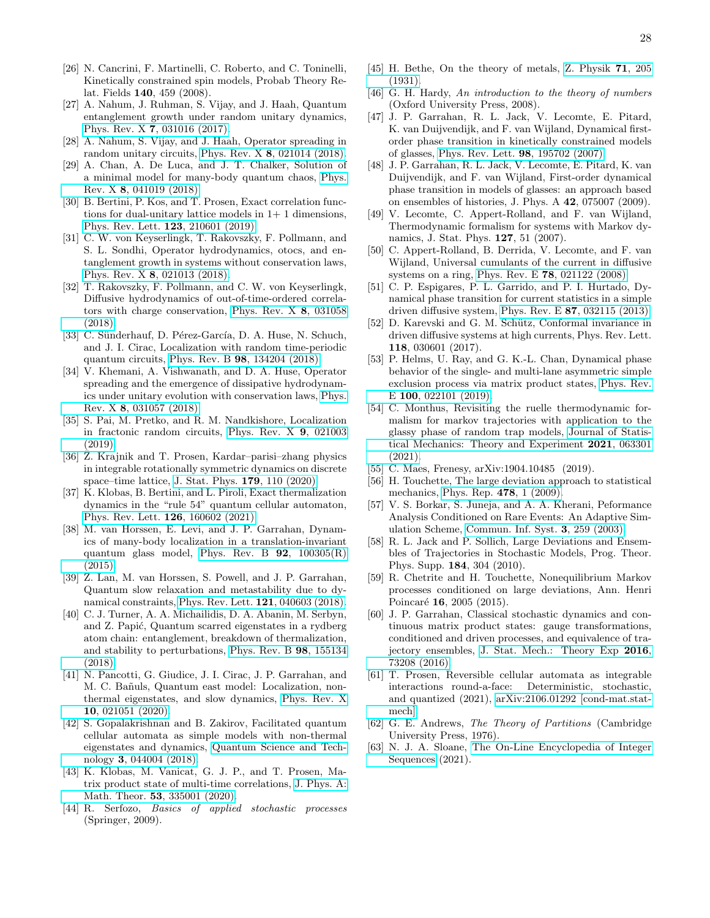[26] N. Cancrini, F. Martinelli, C. Roberto, and C. Toninelli, Kinetically constrained spin models, Probab Theory Relat. Fields **140**, 459 (2008).

[27] A. Nahum, J. Ruhman, S. Vijay, and J. Haah, Quantum entanglement growth under random unitary dynamics, Phys. Rev. X **7**, 031016 (2017).

[28] A. Nahum, S. Vijay, and J. Haah, Operator spreading in random unitary circuits, Phys. Rev. X **8**, 021014 (2018).

[29] A. Chan, A. De Luca, and J. T. Chalker, Solution of a minimal model for many-body quantum chaos, Phys. Rev. X **8**, 041019 (2018).

[30] B. Bertini, P. Kos, and T. Prosen, Exact correlation functions for dual-unitary lattice models in 1+ 1 dimensions, Phys. Rev. Lett. **123**, 210601 (2019).

[31] C. W. von Keyserlingk, T. Rakovszky, F. Pollmann, and S. L. Sondhi, Operator hydrodynamics, otocs, and entanglement growth in systems without conservation laws, Phys. Rev. X **8**, 021013 (2018).

[32] T. Rakovszky, F. Pollmann, and C. W. von Keyserlingk, Diffusive hydrodynamics of out-of-time-ordered correlators with charge conservation, Phys. Rev. X **8**, 031058 (2018).

[33] C. Sünderhauf, D. Pérez-García, D. A. Huse, N. Schuch, and J. I. Cirac, Localization with random time-periodic quantum circuits, Phys. Rev. B **98**, 134204 (2018).

[34] V. Khemani, A. Vishwanath, and D. A. Huse, Operator spreading and the emergence of dissipative hydrodynamics under unitary evolution with conservation laws, Phys. Rev. X **8**, 031057 (2018).

[35] S. Pai, M. Pretko, and R. M. Nandkishore, Localization in fractonic random circuits, Phys. Rev. X **9**, 021003 (2019).

[36] Ž. Krajnik and T. Prosen, Kardar–parisi–zhang physics in integrable rotationally symmetric dynamics on discrete space–time lattice, J. Stat. Phys. **179**, 110 (2020).

[37] K. Klobas, B. Bertini, and L. Piroli, Exact thermalization dynamics in the "rule 54" quantum cellular automaton, Phys. Rev. Lett. **126**, 160602 (2021).

[38] M. van Horssen, E. Levi, and J. P. Garrahan, Dynamics of many-body localization in a translation-invariant quantum glass model, Phys. Rev. B **92**, 100305(R) (2015).

[39] Z. Lan, M. van Horssen, S. Powell, and J. P. Garrahan, Quantum slow relaxation and metastability due to dynamical constraints, Phys. Rev. Lett. **121**, 040603 (2018).

[40] C. J. Turner, A. A. Michailidis, D. A. Abanin, M. Serbyn, and Z. Papić, Quantum scarred eigenstates in a rydberg atom chain: entanglement, breakdown of thermalization, and stability to perturbations, Phys. Rev. B **98**, 155134 (2018).

[41] N. Pancotti, G. Giudice, J. I. Cirac, J. P. Garrahan, and M. C. Bañuls, Quantum east model: Localization, nonthermal eigenstates, and slow dynamics, Phys. Rev. X **10**, 021051 (2020).

[42] S. Gopalakrishnan and B. Zakirov, Facilitated quantum cellular automata as simple models with non-thermal eigenstates and dynamics, Quantum Science and Technology **3**, 044004 (2018).

[43] K. Klobas, M. Vanicat, G. J. P., and T. Prosen, Matrix product state of multi-time correlations, J. Phys. A: Math. Theor. **53**, 335001 (2020).

[44] R. Serfozo, *Basics of applied stochastic processes* (Springer, 2009).

[45] H. Bethe, On the theory of metals, Z. Physik **71**, 205 (1931).

[46] G. H. Hardy, *An introduction to the theory of numbers* (Oxford University Press, 2008).

[47] J. P. Garrahan, R. L. Jack, V. Lecomte, E. Pitard, K. van Duijvendijk, and F. van Wijland, Dynamical first-order phase transition in kinetically constrained models of glasses, Phys. Rev. Lett. **98**, 195702 (2007).

[48] J. P. Garrahan, R. L. Jack, V. Lecomte, E. Pitard, K. van Duijvendijk, and F. van Wijland, First-order dynamical phase transition in models of glasses: an approach based on ensembles of histories, J. Phys. A **42**, 075007 (2009).

[49] V. Lecomte, C. Appert-Rolland, and F. van Wijland, Thermodynamic formalism for systems with Markov dynamics, J. Stat. Phys. **127**, 51 (2007).

[50] C. Appert-Rolland, B. Derrida, V. Lecomte, and F. van Wijland, Universal cumulants of the current in diffusive systems on a ring, Phys. Rev. E **78**, 021122 (2008).

[51] C. P. Espigares, P. L. Garrido, and P. I. Hurtado, Dynamical phase transition for current statistics in a simple driven diffusive system, Phys. Rev. E **87**, 032115 (2013).

[52] D. Karevski and G. M. Schütz, Conformal invariance in driven diffusive systems at high currents, Phys. Rev. Lett. **118**, 030601 (2017).

[53] P. Helms, U. Ray, and G. K.-L. Chan, Dynamical phase behavior of the single- and multi-lane asymmetric simple exclusion process via matrix product states, Phys. Rev. E **100**, 022101 (2019).

[54] C. Monthus, Revisiting the ruelle thermodynamic formalism for markov trajectories with application to the glassy phase of random trap models, Journal of Statistical Mechanics: Theory and Experiment **2021**, 063301 (2021).

[55] C. Maes, Frenesy, arXiv:1904.10485 (2019).

[56] H. Touchette, The large deviation approach to statistical mechanics, Phys. Rep. **478**, 1 (2009).

[57] V. S. Borkar, S. Juneja, and A. A. Kherani, Peformance Analysis Conditioned on Rare Events: An Adaptive Simulation Scheme, Commun. Inf. Syst. **3**, 259 (2003).

[58] R. L. Jack and P. Sollich, Large Deviations and Ensembles of Trajectories in Stochastic Models, Prog. Theor. Phys. Supp. **184**, 304 (2010).

[59] R. Chetrite and H. Touchette, Nonequilibrium Markov processes conditioned on large deviations, Ann. Henri Poincaré **16**, 2005 (2015).

[60] J. P. Garrahan, Classical stochastic dynamics and continuous matrix product states: gauge transformations, conditioned and driven processes, and equivalence of trajectory ensembles, J. Stat. Mech.: Theory Exp **2016**, 73208 (2016).

[61] T. Prosen, Reversible cellular automata as integrable interactions round-a-face: Deterministic, stochastic, and quantized (2021), arXiv:2106.01292 [cond-mat.stat-mech].

[62] G. E. Andrews, *The Theory of Partitions* (Cambridge University Press, 1976).

[63] N. J. A. Sloane, The On-Line Encyclopedia of Integer Sequences (2021).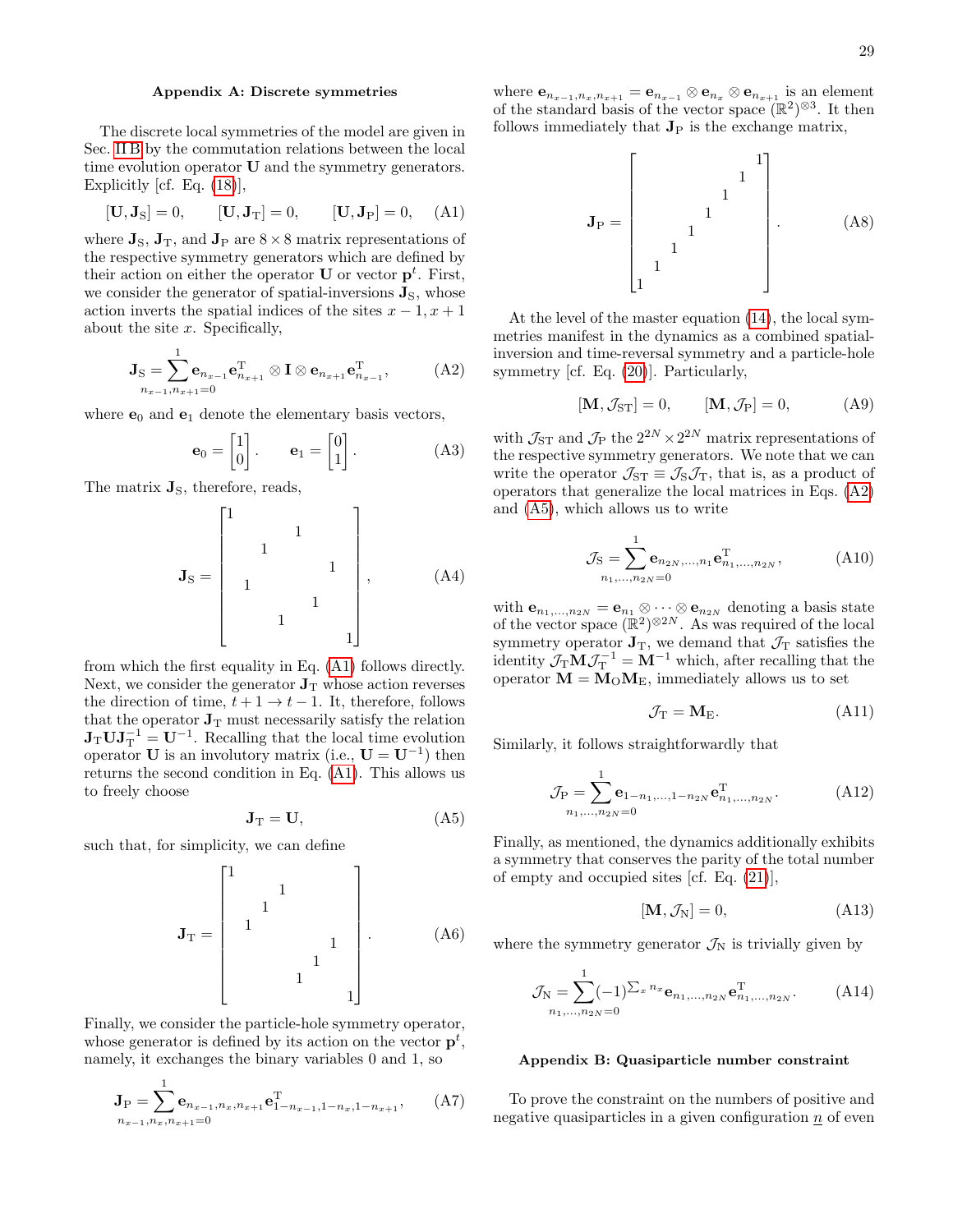## Appendix A: Discrete symmetries

The discrete local symmetries of the model are given in Sec. II B by the commutation relations between the local time evolution operator $\mathbf{U}$ and the symmetry generators. Explicitly [cf. Eq. (18)],

$$
[\mathbf{U}, \mathbf{J}_{\mathrm{S}}] = 0, \qquad [\mathbf{U}, \mathbf{J}_{\mathrm{T}}] = 0, \qquad [\mathbf{U}, \mathbf{J}_{\mathrm{P}}] = 0, \tag{A1}
$$

where $\mathbf{J}_{\mathrm{S}}$, $\mathbf{J}_{\mathrm{T}}$, and $\mathbf{J}_{\mathrm{P}}$ are $8 \times 8$ matrix representations of the respective symmetry generators which are defined by their action on either the operator $\mathbf{U}$ or vector $\mathbf{p}^t$. First, we consider the generator of spatial-inversions $\mathbf{J}_{\mathrm{S}}$, whose action inverts the spatial indices of the sites $x-1, x+1$ about the site $x$. Specifically,

$$
\mathbf{J}_{\mathrm{S}} = \sum_{n_{x-1}, n_{x+1}=0}^{1} \mathbf{e}_{n_{x-1}} \mathbf{e}_{n_{x+1}}^{\mathrm{T}} \otimes \mathbf{I} \otimes \mathbf{e}_{n_{x+1}} \mathbf{e}_{n_{x-1}}^{\mathrm{T}}, \tag{A2}
$$

where $\mathbf{e}_0$ and $\mathbf{e}_1$ denote the elementary basis vectors,

$$
\mathbf{e}_0 = \begin{bmatrix} 1 \\ 0 \end{bmatrix}, \qquad \mathbf{e}_1 = \begin{bmatrix} 0 \\ 1 \end{bmatrix}. \tag{A3}
$$

The matrix $\mathbf{J}_{\mathrm{S}}$, therefore, reads,

$$
\mathbf{J}_{\mathrm{S}} = \begin{bmatrix}
1 & & & & & & & \\
 & & & & 1 & & & \\
 & & 1 & & & & & \\
 & & & & & & 1 & \\
 & 1 & & & & & & \\
 & & & & & 1 & & \\
 & & & 1 & & & & \\
 & & & & & & & 1
\end{bmatrix}, \tag{A4}
$$

from which the first equality in Eq. (A1) follows directly. Next, we consider the generator $\mathbf{J}_{\mathrm{T}}$ whose action reverses the direction of time, $t+1 \to t-1$. It, therefore, follows that the operator $\mathbf{J}_{\mathrm{T}}$ must necessarily satisfy the relation $\mathbf{J}_{\mathrm{T}} \mathbf{U} \mathbf{J}_{\mathrm{T}}^{-1} = \mathbf{U}^{-1}$. Recalling that the local time evolution operator $\mathbf{U}$ is an involutory matrix (i.e., $\mathbf{U} = \mathbf{U}^{-1}$) then returns the second condition in Eq. (A1). This allows us to freely choose

$$
\mathbf{J}_{\mathrm{T}} = \mathbf{U}, \tag{A5}
$$

such that, for simplicity, we can define

$$
\mathbf{J}_{\mathrm{T}} = \begin{bmatrix}
1 & & & & & & & \\
 & & & 1 & & & & \\
 & & 1 & & & & & \\
 & 1 & & & & & & \\
 & & & & & & 1 & \\
 & & & & & 1 & & \\
 & & & & 1 & & & \\
 & & & & & & & 1
\end{bmatrix}. \tag{A6}
$$

Finally, we consider the particle-hole symmetry operator, whose generator is defined by its action on the vector $\mathbf{p}^t$, namely, it exchanges the binary variables 0 and 1, so

$$
\mathbf{J}_{\mathrm{P}} = \sum_{n_{x-1}, n_x, n_{x+1}=0}^{1} \mathbf{e}_{n_{x-1}, n_x, n_{x+1}} \mathbf{e}_{1-n_{x-1}, 1-n_x, 1-n_{x+1}}^{\mathrm{T}}, \tag{A7}
$$

where $\mathbf{e}_{n_{x-1}, n_x, n_{x+1}} = \mathbf{e}_{n_{x-1}} \otimes \mathbf{e}_{n_x} \otimes \mathbf{e}_{n_{x+1}}$ is an element of the standard basis of the vector space $(\mathbb{R}^2)^{\otimes 3}$. It then follows immediately that $\mathbf{J}_{\mathrm{P}}$ is the exchange matrix,

$$
\mathbf{J}_{\mathrm{P}} = \begin{bmatrix}
 & & & & & & & 1 \\
 & & & & & & 1 & \\
 & & & & & 1 & & \\
 & & & & 1 & & & \\
 & & & 1 & & & & \\
 & & 1 & & & & & \\
 & 1 & & & & & & \\
1 & & & & & & &
\end{bmatrix}. \tag{A8}
$$

At the level of the master equation (14), the local symmetries manifest in the dynamics as a combined spatial-inversion and time-reversal symmetry and a particle-hole symmetry [cf. Eq. (20)]. Particularly,

$$
[\mathbf{M}, \mathcal{J}_{\mathrm{ST}}] = 0, \qquad [\mathbf{M}, \mathcal{J}_{\mathrm{P}}] = 0, \tag{A9}
$$

with $\mathcal{J}_{\mathrm{ST}}$ and $\mathcal{J}_{\mathrm{P}}$ the $2^{2N} \times 2^{2N}$ matrix representations of the respective symmetry generators. We note that we can write the operator $\mathcal{J}_{\mathrm{ST}} \equiv \mathcal{J}_{\mathrm{S}} \mathcal{J}_{\mathrm{T}}$, that is, as a product of operators that generalize the local matrices in Eqs. (A2) and (A5), which allows us to write

$$
\mathcal{J}_{\mathrm{S}} = \sum_{n_1, \ldots, n_{2N}=0}^{1} \mathbf{e}_{n_{2N}, \ldots, n_1} \mathbf{e}_{n_1, \ldots, n_{2N}}^{\mathrm{T}}, \tag{A10}
$$

with $\mathbf{e}_{n_1, \ldots, n_{2N}} = \mathbf{e}_{n_1} \otimes \cdots \otimes \mathbf{e}_{n_{2N}}$ denoting a basis state of the vector space $(\mathbb{R}^2)^{\otimes 2N}$. As was required of the local symmetry operator $\mathbf{J}_{\mathrm{T}}$, we demand that $\mathcal{J}_{\mathrm{T}}$ satisfies the identity $\mathcal{J}_{\mathrm{T}} \mathbf{M} \mathcal{J}_{\mathrm{T}}^{-1} = \mathbf{M}^{-1}$ which, after recalling that the operator $\mathbf{M} = \mathbf{M}_{\mathrm{O}} \mathbf{M}_{\mathrm{E}}$, immediately allows us to set

$$
\mathcal{J}_{\mathrm{T}} = \mathbf{M}_{\mathrm{E}}. \tag{A11}
$$

Similarly, it follows straightforwardly that

$$
\mathcal{J}_{\mathrm{P}} = \sum_{n_1, \ldots, n_{2N}=0}^{1} \mathbf{e}_{1-n_1, \ldots, 1-n_{2N}} \mathbf{e}_{n_1, \ldots, n_{2N}}^{\mathrm{T}}. \tag{A12}
$$

Finally, as mentioned, the dynamics additionally exhibits a symmetry that conserves the parity of the total number of empty and occupied sites [cf. Eq. (21)],

$$
[\mathbf{M}, \mathcal{J}_{\mathrm{N}}] = 0, \tag{A13}
$$

where the symmetry generator $\mathcal{J}_{\mathrm{N}}$ is trivially given by

$$
\mathcal{J}_{\mathrm{N}} = \sum_{n_1, \ldots, n_{2N}=0}^{1} (-1)^{\sum_x n_x} \mathbf{e}_{n_1, \ldots, n_{2N}} \mathbf{e}_{n_1, \ldots, n_{2N}}^{\mathrm{T}}. \tag{A14}
$$

## Appendix B: Quasiparticle number constraint

To prove the constraint on the numbers of positive and negative quasiparticles in a given configuration $\underline{n}$ of even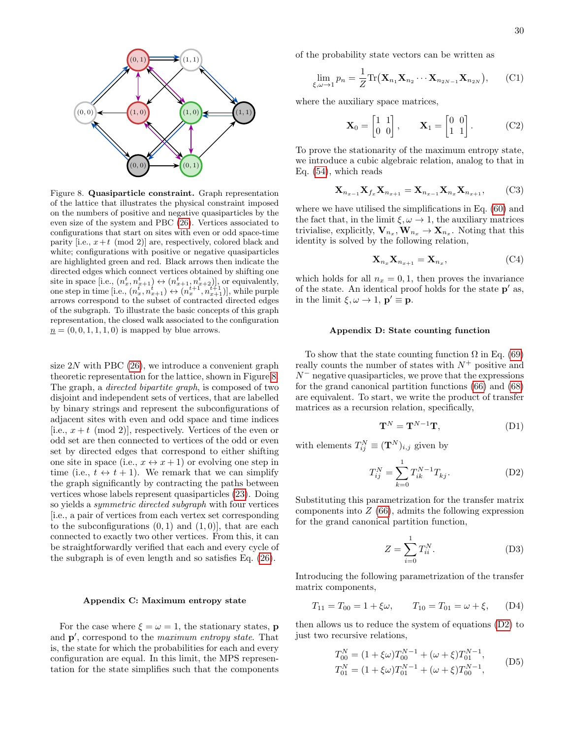Figure 8. **Quasiparticle constraint.** Graph representation of the lattice that illustrates the physical constraint imposed on the numbers of positive and negative quasiparticles by the even size of the system and PBC (26). Vertices associated to configurations that start on sites with even or odd space-time parity [i.e., $x+t \pmod 2$] are, respectively, colored black and white; configurations with positive or negative quasiparticles are highlighted green and red. Black arrows then indicate the directed edges which connect vertices obtained by shifting one site in space [i.e., $(n_x^t, n_{x+1}^t) \leftrightarrow (n_{x+1}^t, n_{x+2}^t)$], or equivalently, one step in time [i.e., $(n_x^t, n_{x+1}^t) \leftrightarrow (n_x^{t+1}, n_{x+1}^{t+1})$], while purple arrows correspond to the subset of contracted directed edges of the subgraph. To illustrate the basic concepts of this graph representation, the closed walk associated to the configuration $\underline{n} = (0, 0, 1, 1, 1, 0)$ is mapped by blue arrows.

size $2N$ with PBC (26), we introduce a convenient graph theoretic representation for the lattice, shown in Figure 8. The graph, a *directed bipartite graph*, is composed of two disjoint and independent sets of vertices, that are labelled by binary strings and represent the subconfigurations of adjacent sites with even and odd space and time indices [i.e., $x+t \pmod 2$], respectively. Vertices of the even or odd set are then connected to vertices of the odd or even set by directed edges that correspond to either shifting one site in space (i.e., $x \leftrightarrow x+1$) or evolving one step in time (i.e., $t \leftrightarrow t+1$). We remark that we can simplify the graph significantly by contracting the paths between vertices whose labels represent quasiparticles (23). Doing so yields a *symmetric directed subgraph* with four vertices [i.e., a pair of vertices from each vertex set corresponding to the subconfigurations $(0, 1)$ and $(1, 0)$], that are each connected to exactly two other vertices. From this, it can be straightforwardly verified that each and every cycle of the subgraph is of even length and so satisfies Eq. (26).

## Appendix C: Maximum entropy state

For the case where $\xi = \omega = 1$, the stationary states, $\mathbf{p}$ and $\mathbf{p}'$, correspond to the *maximum entropy state*. That is, the state for which the probabilities for each and every configuration are equal. In this limit, the MPS representation for the state simplifies such that the components of the probability state vectors can be written as

$$\lim_{\xi,\omega\to 1} p_{\underline{n}} = \frac{1}{Z} \mathrm{Tr}\big(\mathbf{X}_{n_1}\mathbf{X}_{n_2}\cdots\mathbf{X}_{n_{2N-1}}\mathbf{X}_{n_{2N}}\big), \tag{C1}$$

where the auxiliary space matrices,

$$\mathbf{X}_0 = \begin{bmatrix} 1 & 1 \\ 0 & 0 \end{bmatrix}, \qquad \mathbf{X}_1 = \begin{bmatrix} 0 & 0 \\ 1 & 1 \end{bmatrix}. \tag{C2}$$

To prove the stationarity of the maximum entropy state, we introduce a cubic algebraic relation, analog to that in Eq. (54), which reads

$$\mathbf{X}_{n_{x-1}}\mathbf{X}_{f_x}\mathbf{X}_{n_{x+1}} = \mathbf{X}_{n_{x-1}}\mathbf{X}_{n_x}\mathbf{X}_{n_{x+1}}, \tag{C3}$$

where we have utilised the simplifications in Eq. (60) and the fact that, in the limit $\xi, \omega \to 1$, the auxiliary matrices trivialise, explicitly, $\mathbf{V}_{n_x}, \mathbf{W}_{n_x} \to \mathbf{X}_{n_x}$. Noting that this identity is solved by the following relation,

$$\mathbf{X}_{n_x}\mathbf{X}_{n_{x+1}} = \mathbf{X}_{n_x}, \tag{C4}$$

which holds for all $n_x = 0, 1$, then proves the invariance of the state. An identical proof holds for the state $\mathbf{p}'$ as, in the limit $\xi, \omega \to 1$, $\mathbf{p}' \equiv \mathbf{p}$.

## Appendix D: State counting function

To show that the state counting function $\Omega$ in Eq. (69) really counts the number of states with $N^+$ positive and $N^-$ negative quasiparticles, we prove that the expressions for the grand canonical partition functions (66) and (68) are equivalent. To start, we write the product of transfer matrices as a recursion relation, specifically,

$$\mathbf{T}^N = \mathbf{T}^{N-1}\mathbf{T}, \tag{D1}$$

with elements $T_{ij}^N \equiv (\mathbf{T}^N)_{i,j}$ given by

$$T_{ij}^N = \sum_{k=0}^{1} T_{ik}^{N-1} T_{kj}. \tag{D2}$$

Substituting this parametrization for the transfer matrix components into $Z$ (66), admits the following expression for the grand canonical partition function,

$$Z = \sum_{i=0}^{1} T_{ii}^N. \tag{D3}$$

Introducing the following parametrization of the transfer matrix components,

$$T_{11} = T_{00} = 1 + \xi\omega, \qquad T_{10} = T_{01} = \omega + \xi, \tag{D4}$$

then allows us to reduce the system of equations (D2) to just two recursive relations,

$$\begin{aligned} T_{00}^N &= (1+\xi\omega)T_{00}^{N-1} + (\omega+\xi)T_{01}^{N-1}, \\ T_{01}^N &= (1+\xi\omega)T_{01}^{N-1} + (\omega+\xi)T_{00}^{N-1}, \end{aligned} \tag{D5}$$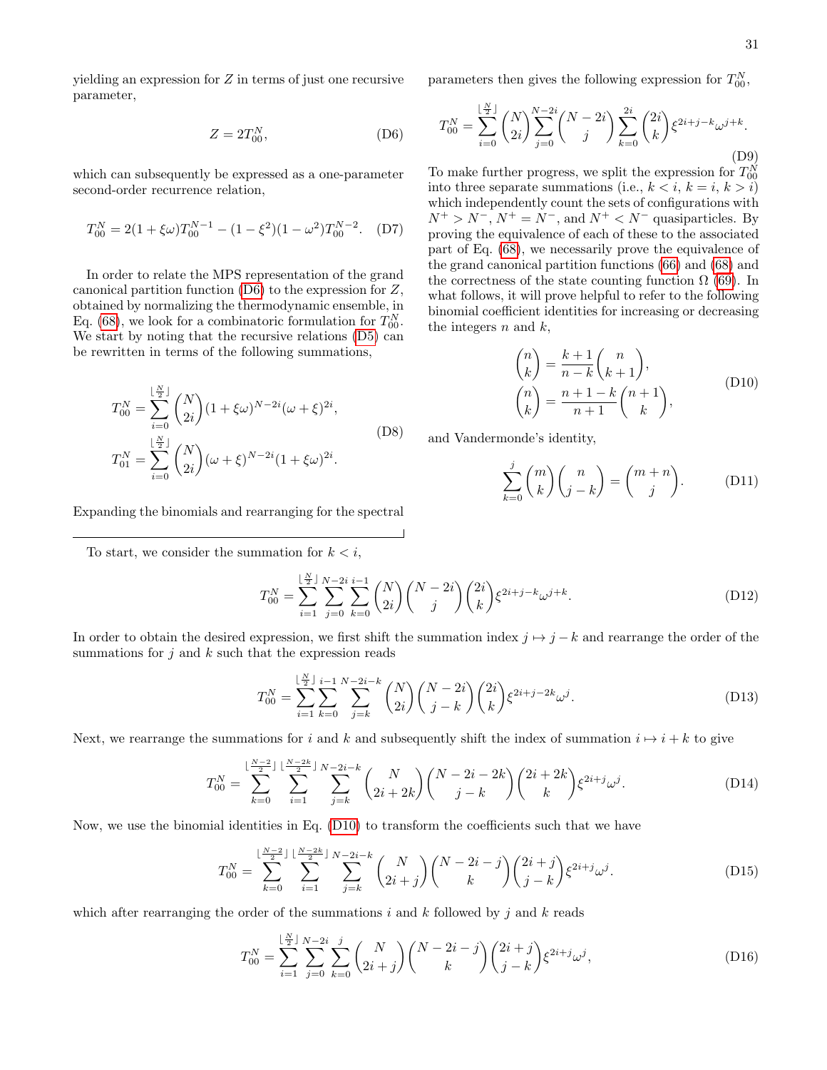yielding an expression for $Z$ in terms of just one recursive parameter,

$$Z = 2T_{00}^N, \tag{D6}$$

which can subsequently be expressed as a one-parameter second-order recurrence relation,

$$T_{00}^N = 2(1+\xi\omega)T_{00}^{N-1} - (1-\xi^2)(1-\omega^2)T_{00}^{N-2}. \tag{D7}$$

In order to relate the MPS representation of the grand canonical partition function (D6) to the expression for $Z$, obtained by normalizing the thermodynamic ensemble, in Eq. (68), we look for a combinatoric formulation for $T_{00}^N$. We start by noting that the recursive relations (D5) can be rewritten in terms of the following summations,

$$\begin{aligned}
T_{00}^N &= \sum_{i=0}^{\lfloor \frac{N}{2} \rfloor} \binom{N}{2i} (1+\xi\omega)^{N-2i}(\omega+\xi)^{2i},\\
T_{01}^N &= \sum_{i=0}^{\lfloor \frac{N}{2} \rfloor} \binom{N}{2i} (\omega+\xi)^{N-2i}(1+\xi\omega)^{2i}.
\end{aligned} \tag{D8}$$

Expanding the binomials and rearranging for the spectral parameters then gives the following expression for $T_{00}^N$,

$$T_{00}^N = \sum_{i=0}^{\lfloor \frac{N}{2} \rfloor} \binom{N}{2i} \sum_{j=0}^{N-2i} \binom{N-2i}{j} \sum_{k=0}^{2i} \binom{2i}{k} \xi^{2i+j-k}\omega^{j+k}. \tag{D9}$$

To make further progress, we split the expression for $T_{00}^N$ into three separate summations (i.e., $k<i$, $k=i$, $k>i$) which independently count the sets of configurations with $N^+ > N^-$, $N^+ = N^-$, and $N^+ < N^-$ quasiparticles. By proving the equivalence of each of these to the associated part of Eq. (68), we necessarily prove the equivalence of the grand canonical partition functions (66) and (68) and the correctness of the state counting function $\Omega$ (69). In what follows, it will prove helpful to refer to the following binomial coefficient identities for increasing or decreasing the integers $n$ and $k$,

$$\begin{aligned}
\binom{n}{k} &= \frac{k+1}{n-k}\binom{n}{k+1},\\
\binom{n}{k} &= \frac{n+1-k}{n+1}\binom{n+1}{k},
\end{aligned} \tag{D10}$$

and Vandermonde's identity,

$$\sum_{k=0}^{j} \binom{m}{k}\binom{n}{j-k} = \binom{m+n}{j}. \tag{D11}$$

---

To start, we consider the summation for $k<i$,

$$T_{00}^N = \sum_{i=1}^{\lfloor \frac{N}{2} \rfloor} \sum_{j=0}^{N-2i} \sum_{k=0}^{i-1} \binom{N}{2i}\binom{N-2i}{j}\binom{2i}{k} \xi^{2i+j-k}\omega^{j+k}. \tag{D12}$$

In order to obtain the desired expression, we first shift the summation index $j \mapsto j-k$ and rearrange the order of the summations for $j$ and $k$ such that the expression reads

$$T_{00}^N = \sum_{i=1}^{\lfloor \frac{N}{2} \rfloor} \sum_{k=0}^{i-1} \sum_{j=k}^{N-2i-k} \binom{N}{2i}\binom{N-2i}{j-k}\binom{2i}{k} \xi^{2i+j-2k}\omega^{j}. \tag{D13}$$

Next, we rearrange the summations for $i$ and $k$ and subsequently shift the index of summation $i \mapsto i+k$ to give

$$T_{00}^N = \sum_{k=0}^{\lfloor \frac{N-2}{2} \rfloor} \sum_{i=1}^{\lfloor \frac{N-2k}{2} \rfloor} \sum_{j=k}^{N-2i-k} \binom{N}{2i+2k}\binom{N-2i-2k}{j-k}\binom{2i+2k}{k} \xi^{2i+j}\omega^{j}. \tag{D14}$$

Now, we use the binomial identities in Eq. (D10) to transform the coefficients such that we have

$$T_{00}^N = \sum_{k=0}^{\lfloor \frac{N-2}{2} \rfloor} \sum_{i=1}^{\lfloor \frac{N-2k}{2} \rfloor} \sum_{j=k}^{N-2i-k} \binom{N}{2i+j}\binom{N-2i-j}{k}\binom{2i+j}{j-k} \xi^{2i+j}\omega^{j}. \tag{D15}$$

which after rearranging the order of the summations $i$ and $k$ followed by $j$ and $k$ reads

$$T_{00}^N = \sum_{i=1}^{\lfloor \frac{N}{2} \rfloor} \sum_{j=0}^{N-2i} \sum_{k=0}^{j} \binom{N}{2i+j}\binom{N-2i-j}{k}\binom{2i+j}{j-k} \xi^{2i+j}\omega^{j}, \tag{D16}$$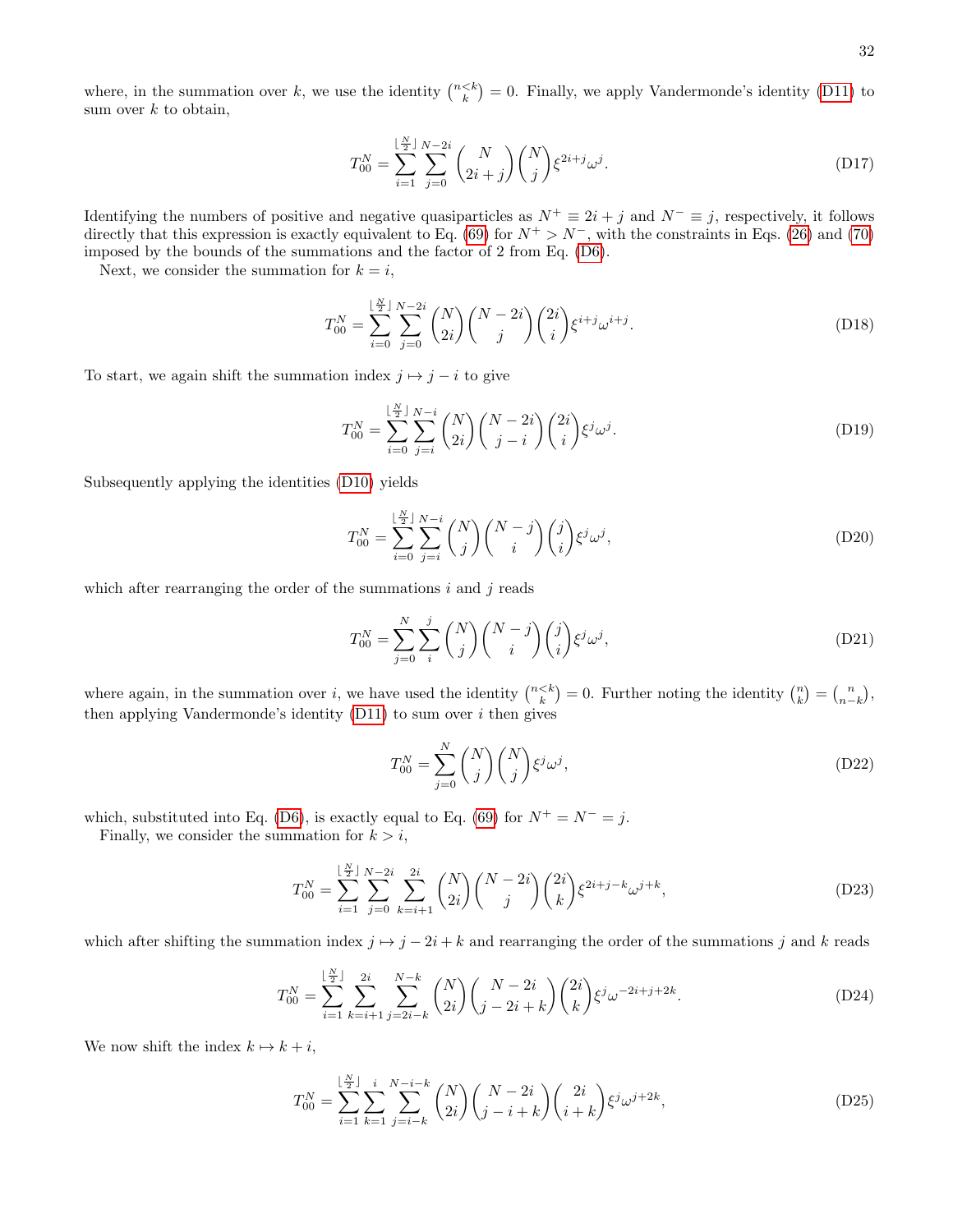where, in the summation over $k$, we use the identity $\binom{n<k}{k} = 0$. Finally, we apply Vandermonde's identity (D11) to sum over $k$ to obtain,

$$T_{00}^N = \sum_{i=1}^{\lfloor \frac{N}{2} \rfloor} \sum_{j=0}^{N-2i} \binom{N}{2i+j}\binom{N}{j} \xi^{2i+j}\omega^j. \tag{D17}$$

Identifying the numbers of positive and negative quasiparticles as $N^+ \equiv 2i + j$ and $N^- \equiv j$, respectively, it follows directly that this expression is exactly equivalent to Eq. (69) for $N^+ > N^-$, with the constraints in Eqs. (26) and (70) imposed by the bounds of the summations and the factor of 2 from Eq. (D6).

Next, we consider the summation for $k = i$,

$$T_{00}^N = \sum_{i=0}^{\lfloor \frac{N}{2} \rfloor} \sum_{j=0}^{N-2i} \binom{N}{2i}\binom{N-2i}{j}\binom{2i}{i} \xi^{i+j}\omega^{i+j}. \tag{D18}$$

To start, we again shift the summation index $j \mapsto j - i$ to give

$$T_{00}^N = \sum_{i=0}^{\lfloor \frac{N}{2} \rfloor} \sum_{j=i}^{N-i} \binom{N}{2i}\binom{N-2i}{j-i}\binom{2i}{i} \xi^{j}\omega^{j}. \tag{D19}$$

Subsequently applying the identities (D10) yields

$$T_{00}^N = \sum_{i=0}^{\lfloor \frac{N}{2} \rfloor} \sum_{j=i}^{N-i} \binom{N}{j}\binom{N-j}{i}\binom{j}{i} \xi^{j}\omega^{j}, \tag{D20}$$

which after rearranging the order of the summations $i$ and $j$ reads

$$T_{00}^N = \sum_{j=0}^{N} \sum_{i}^{j} \binom{N}{j}\binom{N-j}{i}\binom{j}{i} \xi^{j}\omega^{j}, \tag{D21}$$

where again, in the summation over $i$, we have used the identity $\binom{n<k}{k} = 0$. Further noting the identity $\binom{n}{k} = \binom{n}{n-k}$, then applying Vandermonde's identity (D11) to sum over $i$ then gives

$$T_{00}^N = \sum_{j=0}^{N} \binom{N}{j}\binom{N}{j} \xi^{j}\omega^{j}, \tag{D22}$$

which, substituted into Eq. (D6), is exactly equal to Eq. (69) for $N^+ = N^- = j$.

Finally, we consider the summation for $k > i$,

$$T_{00}^N = \sum_{i=1}^{\lfloor \frac{N}{2} \rfloor} \sum_{j=0}^{N-2i} \sum_{k=i+1}^{2i} \binom{N}{2i}\binom{N-2i}{j}\binom{2i}{k} \xi^{2i+j-k}\omega^{j+k}, \tag{D23}$$

which after shifting the summation index $j \mapsto j - 2i + k$ and rearranging the order of the summations $j$ and $k$ reads

$$T_{00}^N = \sum_{i=1}^{\lfloor \frac{N}{2} \rfloor} \sum_{k=i+1}^{2i} \sum_{j=2i-k}^{N-k} \binom{N}{2i}\binom{N-2i}{j-2i+k}\binom{2i}{k} \xi^{j}\omega^{-2i+j+2k}. \tag{D24}$$

We now shift the index $k \mapsto k + i$,

$$T_{00}^N = \sum_{i=1}^{\lfloor \frac{N}{2} \rfloor} \sum_{k=1}^{i} \sum_{j=i-k}^{N-i-k} \binom{N}{2i}\binom{N-2i}{j-i+k}\binom{2i}{i+k} \xi^{j}\omega^{j+2k}, \tag{D25}$$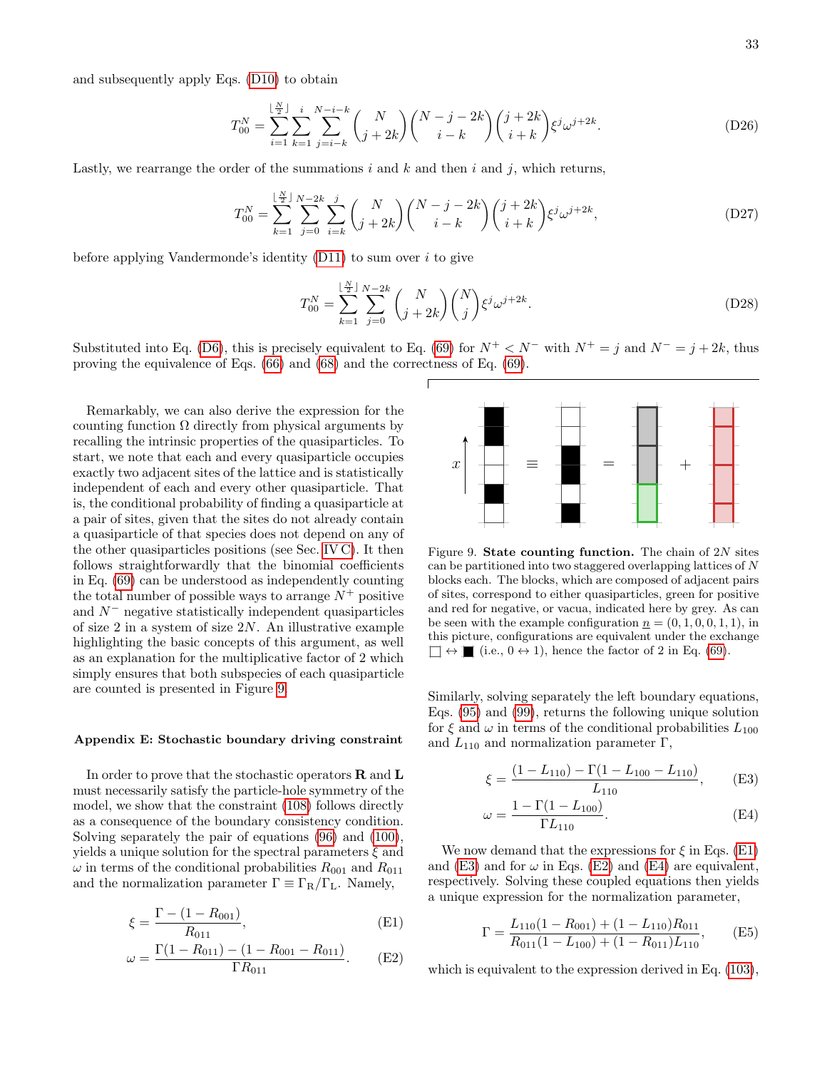and subsequently apply Eqs. (D10) to obtain

$$T_{00}^{N} = \sum_{i=1}^{\lfloor \frac{N}{2} \rfloor} \sum_{k=1}^{i} \sum_{j=i-k}^{N-i-k} \binom{N}{j+2k} \binom{N-j-2k}{i-k} \binom{j+2k}{i+k} \xi^{j} \omega^{j+2k}. \tag{D26}$$

Lastly, we rearrange the order of the summations $i$ and $k$ and then $i$ and $j$, which returns,

$$T_{00}^{N} = \sum_{k=1}^{\lfloor \frac{N}{2} \rfloor} \sum_{j=0}^{N-2k} \sum_{i=k}^{j} \binom{N}{j+2k} \binom{N-j-2k}{i-k} \binom{j+2k}{i+k} \xi^{j} \omega^{j+2k}, \tag{D27}$$

before applying Vandermonde's identity (D11) to sum over $i$ to give

$$T_{00}^{N} = \sum_{k=1}^{\lfloor \frac{N}{2} \rfloor} \sum_{j=0}^{N-2k} \binom{N}{j+2k} \binom{N}{j} \xi^{j} \omega^{j+2k}. \tag{D28}$$

Substituted into Eq. (D6), this is precisely equivalent to Eq. (69) for $N^{+} < N^{-}$ with $N^{+} = j$ and $N^{-} = j + 2k$, thus proving the equivalence of Eqs. (66) and (68) and the correctness of Eq. (69).

Remarkably, we can also derive the expression for the counting function $\Omega$ directly from physical arguments by recalling the intrinsic properties of the quasiparticles. To start, we note that each and every quasiparticle occupies exactly two adjacent sites of the lattice and is statistically independent of each and every other quasiparticle. That is, the conditional probability of finding a quasiparticle at a pair of sites, given that the sites do not already contain a quasiparticle of that species does not depend on any of the other quasiparticles positions (see Sec. IV C). It then follows straightforwardly that the binomial coefficients in Eq. (69) can be understood as independently counting the total number of possible ways to arrange $N^{+}$ positive and $N^{-}$ negative statistically independent quasiparticles of size 2 in a system of size $2N$. An illustrative example highlighting the basic concepts of this argument, as well as an explanation for the multiplicative factor of 2 which simply ensures that both subspecies of each quasiparticle are counted is presented in Figure 9.

Figure 9. **State counting function.** The chain of $2N$ sites can be partitioned into two staggered overlapping lattices of $N$ blocks each. The blocks, which are composed of adjacent pairs of sites, correspond to either quasiparticles, green for positive and red for negative, or vacua, indicated here by grey. As can be seen with the example configuration $\underline{n} = (0, 1, 0, 0, 1, 1)$, in this picture, configurations are equivalent under the exchange □ ↔ ■ (i.e., $0 \leftrightarrow 1$), hence the factor of 2 in Eq. (69).

### Appendix E: Stochastic boundary driving constraint

In order to prove that the stochastic operators $\mathbf{R}$ and $\mathbf{L}$ must necessarily satisfy the particle-hole symmetry of the model, we show that the constraint (108) follows directly as a consequence of the boundary consistency condition. Solving separately the pair of equations (96) and (100), yields a unique solution for the spectral parameters $\xi$ and $\omega$ in terms of the conditional probabilities $R_{001}$ and $R_{011}$ and the normalization parameter $\Gamma \equiv \Gamma_{\mathrm{R}}/\Gamma_{\mathrm{L}}$. Namely,

$$\xi = \frac{\Gamma - (1 - R_{001})}{R_{011}}, \tag{E1}$$

$$\omega = \frac{\Gamma(1 - R_{011}) - (1 - R_{001} - R_{011})}{\Gamma R_{011}}. \tag{E2}$$

Similarly, solving separately the left boundary equations, Eqs. (95) and (99), returns the following unique solution for $\xi$ and $\omega$ in terms of the conditional probabilities $L_{100}$ and $L_{110}$ and normalization parameter $\Gamma$,

$$\xi = \frac{(1 - L_{110}) - \Gamma(1 - L_{100} - L_{110})}{L_{110}}, \tag{E3}$$

$$\omega = \frac{1 - \Gamma(1 - L_{100})}{\Gamma L_{110}}. \tag{E4}$$

We now demand that the expressions for $\xi$ in Eqs. (E1) and (E3) and for $\omega$ in Eqs. (E2) and (E4) are equivalent, respectively. Solving these coupled equations then yields a unique expression for the normalization parameter,

$$\Gamma = \frac{L_{110}(1 - R_{001}) + (1 - L_{110})R_{011}}{R_{011}(1 - L_{100}) + (1 - R_{011})L_{110}}, \tag{E5}$$

which is equivalent to the expression derived in Eq. (103),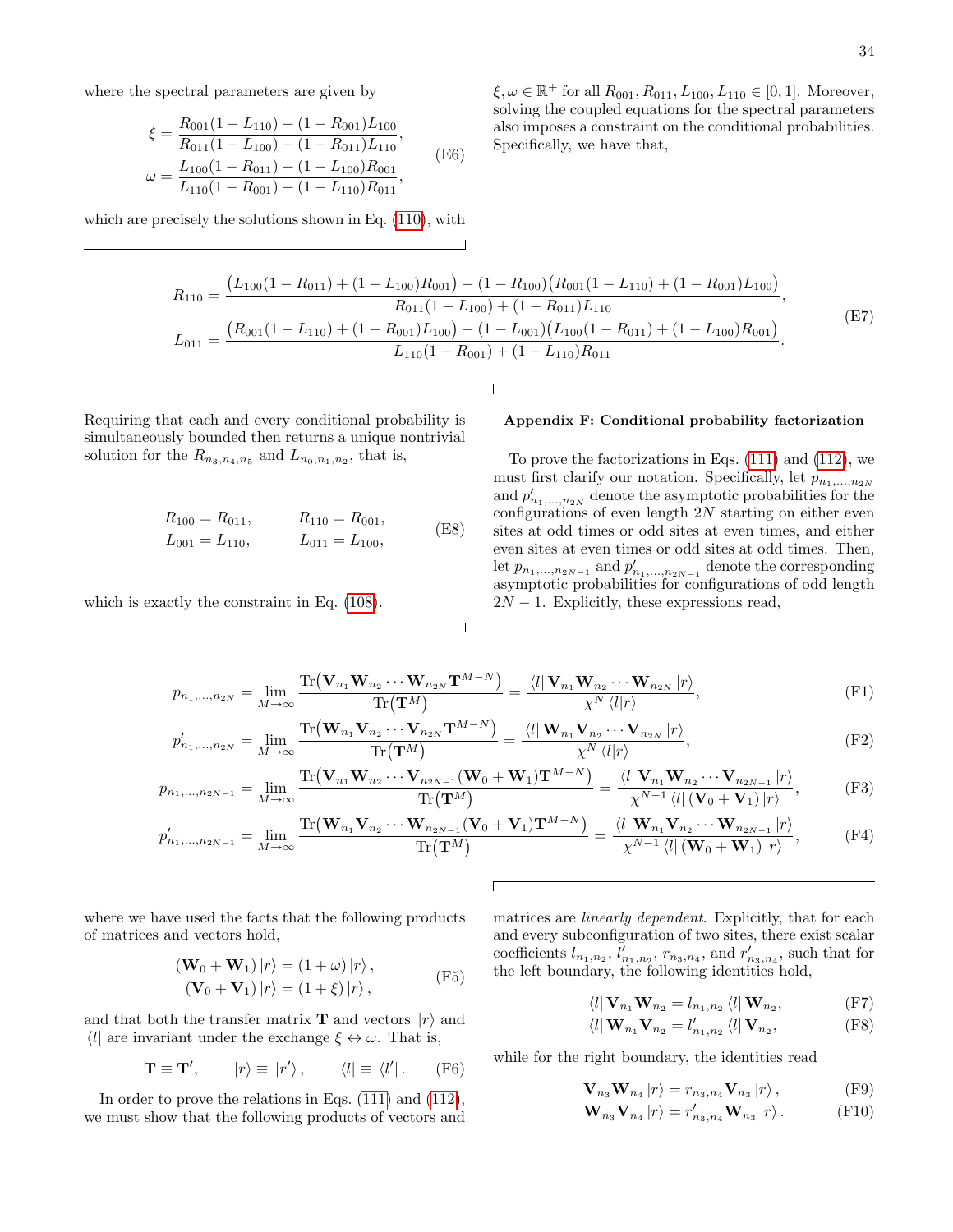where the spectral parameters are given by

$$
\begin{aligned}
\xi &= \frac{R_{001}(1-L_{110}) + (1-R_{001})L_{100}}{R_{011}(1-L_{100}) + (1-R_{011})L_{110}}, \\
\omega &= \frac{L_{100}(1-R_{011}) + (1-L_{100})R_{001}}{L_{110}(1-R_{001}) + (1-L_{110})R_{011}},
\end{aligned}
\tag{E6}
$$

which are precisely the solutions shown in Eq. (110), with $\xi, \omega \in \mathbb{R}^+$ for all $R_{001}, R_{011}, L_{100}, L_{110} \in [0,1]$. Moreover, solving the coupled equations for the spectral parameters also imposes a constraint on the conditional probabilities. Specifically, we have that,

$$
\begin{aligned}
R_{110} &= \frac{\big(L_{100}(1-R_{011}) + (1-L_{100})R_{001}\big) - (1-R_{100})\big(R_{001}(1-L_{110}) + (1-R_{001})L_{100}\big)}{R_{011}(1-L_{100}) + (1-R_{011})L_{110}}, \\
L_{011} &= \frac{\big(R_{001}(1-L_{110}) + (1-R_{001})L_{100}\big) - (1-L_{001})\big(L_{100}(1-R_{011}) + (1-L_{100})R_{001}\big)}{L_{110}(1-R_{001}) + (1-L_{110})R_{011}}.
\end{aligned}
\tag{E7}
$$

Requiring that each and every conditional probability is simultaneously bounded then returns a unique nontrivial solution for the $R_{n_3,n_4,n_5}$ and $L_{n_0,n_1,n_2}$, that is,

$$
\begin{aligned}
R_{100} &= R_{011}, \qquad & R_{110} &= R_{001}, \\
L_{001} &= L_{110}, \qquad & L_{011} &= L_{100},
\end{aligned}
\tag{E8}
$$

which is exactly the constraint in Eq. (108).

## Appendix F: Conditional probability factorization

To prove the factorizations in Eqs. (111) and (112), we must first clarify our notation. Specifically, let $p_{n_1,\ldots,n_{2N}}$ and $p'_{n_1,\ldots,n_{2N}}$ denote the asymptotic probabilities for the configurations of even length $2N$ starting on either even sites at odd times or odd sites at even times, and either even sites at even times or odd sites at odd times. Then, let $p_{n_1,\ldots,n_{2N-1}}$ and $p'_{n_1,\ldots,n_{2N-1}}$ denote the corresponding asymptotic probabilities for configurations of odd length $2N-1$. Explicitly, these expressions read,

$$
p_{n_1,\ldots,n_{2N}} = \lim_{M\to\infty} \frac{\mathrm{Tr}\big(\mathbf{V}_{n_1}\mathbf{W}_{n_2}\cdots\mathbf{W}_{n_{2N}}\mathbf{T}^{M-N}\big)}{\mathrm{Tr}\big(\mathbf{T}^M\big)} = \frac{\langle l|\,\mathbf{V}_{n_1}\mathbf{W}_{n_2}\cdots\mathbf{W}_{n_{2N}}\,|r\rangle}{\chi^N\,\langle l|r\rangle}, \tag{F1}
$$

$$
p'_{n_1,\ldots,n_{2N}} = \lim_{M\to\infty} \frac{\mathrm{Tr}\big(\mathbf{W}_{n_1}\mathbf{V}_{n_2}\cdots\mathbf{V}_{n_{2N}}\mathbf{T}^{M-N}\big)}{\mathrm{Tr}\big(\mathbf{T}^M\big)} = \frac{\langle l|\,\mathbf{W}_{n_1}\mathbf{V}_{n_2}\cdots\mathbf{V}_{n_{2N}}\,|r\rangle}{\chi^N\,\langle l|r\rangle}, \tag{F2}
$$

$$
p_{n_1,\ldots,n_{2N-1}} = \lim_{M\to\infty} \frac{\mathrm{Tr}\big(\mathbf{V}_{n_1}\mathbf{W}_{n_2}\cdots\mathbf{V}_{n_{2N-1}}(\mathbf{W}_0+\mathbf{W}_1)\mathbf{T}^{M-N}\big)}{\mathrm{Tr}\big(\mathbf{T}^M\big)} = \frac{\langle l|\,\mathbf{V}_{n_1}\mathbf{W}_{n_2}\cdots\mathbf{V}_{n_{2N-1}}\,|r\rangle}{\chi^{N-1}\,\langle l|\,(\mathbf{V}_0+\mathbf{V}_1)\,|r\rangle}, \tag{F3}
$$

$$
p'_{n_1,\ldots,n_{2N-1}} = \lim_{M\to\infty} \frac{\mathrm{Tr}\big(\mathbf{W}_{n_1}\mathbf{V}_{n_2}\cdots\mathbf{W}_{n_{2N-1}}(\mathbf{V}_0+\mathbf{V}_1)\mathbf{T}^{M-N}\big)}{\mathrm{Tr}\big(\mathbf{T}^M\big)} = \frac{\langle l|\,\mathbf{W}_{n_1}\mathbf{V}_{n_2}\cdots\mathbf{W}_{n_{2N-1}}\,|r\rangle}{\chi^{N-1}\,\langle l|\,(\mathbf{W}_0+\mathbf{W}_1)\,|r\rangle}, \tag{F4}
$$

where we have used the facts that the following products of matrices and vectors hold,

$$
\begin{aligned}
(\mathbf{W}_0+\mathbf{W}_1)\,|r\rangle &= (1+\omega)\,|r\rangle, \\
(\mathbf{V}_0+\mathbf{V}_1)\,|r\rangle &= (1+\xi)\,|r\rangle,
\end{aligned}
\tag{F5}
$$

and that both the transfer matrix $\mathbf{T}$ and vectors $|r\rangle$ and $\langle l|$ are invariant under the exchange $\xi \leftrightarrow \omega$. That is,

$$
\mathbf{T} \equiv \mathbf{T}', \qquad |r\rangle \equiv |r'\rangle, \qquad \langle l| \equiv \langle l'|. \tag{F6}
$$

In order to prove the relations in Eqs. (111) and (112), we must show that the following products of vectors and matrices are *linearly dependent*. Explicitly, that for each and every subconfiguration of two sites, there exist scalar coefficients $l_{n_1,n_2}$, $l'_{n_1,n_2}$, $r_{n_3,n_4}$, and $r'_{n_3,n_4}$, such that for the left boundary, the following identities hold,

$$
\langle l|\,\mathbf{V}_{n_1}\mathbf{W}_{n_2} = l_{n_1,n_2}\,\langle l|\,\mathbf{W}_{n_2}, \tag{F7}
$$

$$
\langle l|\,\mathbf{W}_{n_1}\mathbf{V}_{n_2} = l'_{n_1,n_2}\,\langle l|\,\mathbf{V}_{n_2}, \tag{F8}
$$

while for the right boundary, the identities read

$$
\mathbf{V}_{n_3}\mathbf{W}_{n_4}\,|r\rangle = r_{n_3,n_4}\,\mathbf{V}_{n_3}\,|r\rangle, \tag{F9}
$$

$$
\mathbf{W}_{n_3}\mathbf{V}_{n_4}\,|r\rangle = r'_{n_3,n_4}\,\mathbf{W}_{n_3}\,|r\rangle. \tag{F10}
$$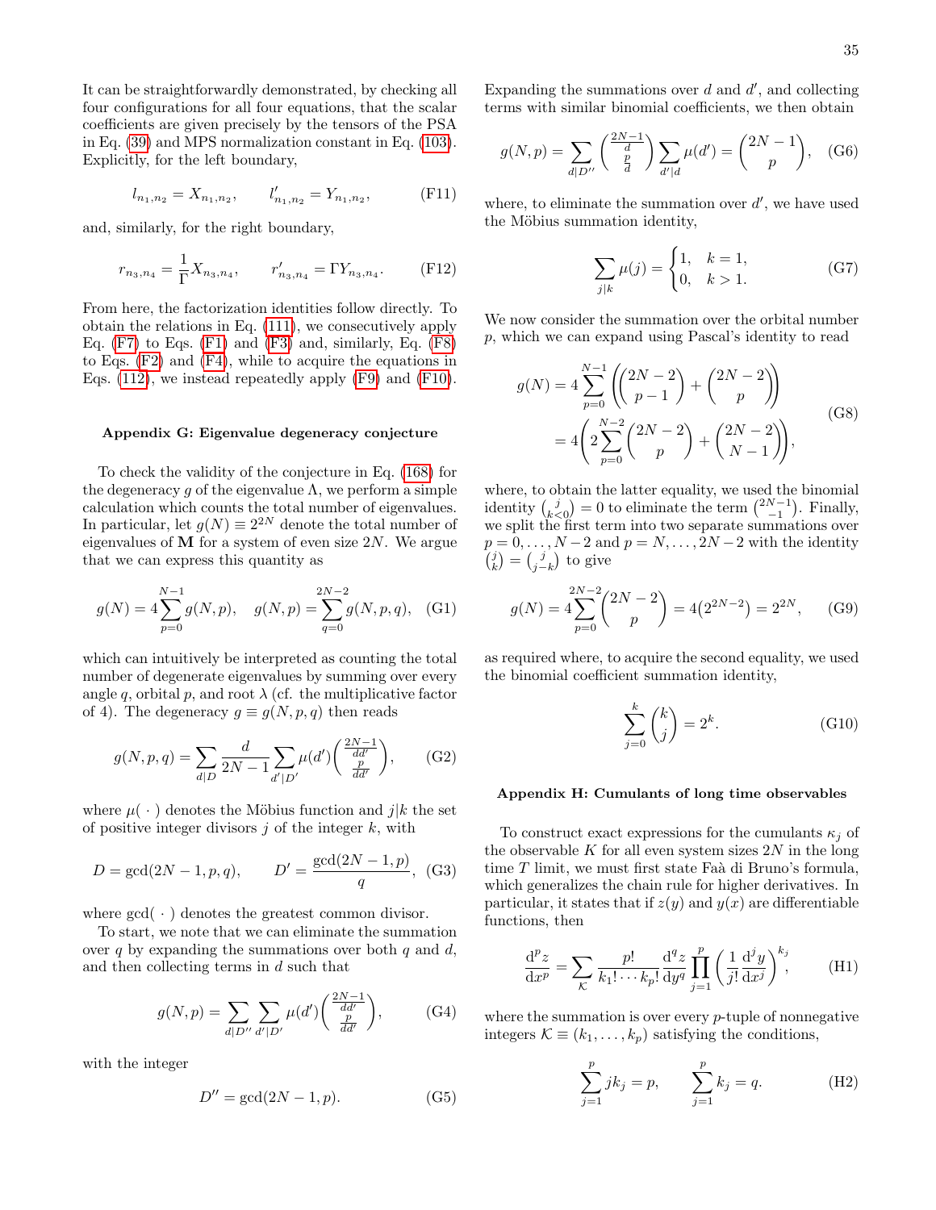It can be straightforwardly demonstrated, by checking all four configurations for all four equations, that the scalar coefficients are given precisely by the tensors of the PSA in Eq. (39) and MPS normalization constant in Eq. (103). Explicitly, for the left boundary,

$$l_{n_1,n_2} = X_{n_1,n_2}, \qquad l'_{n_1,n_2} = Y_{n_1,n_2}, \tag{F11}$$

and, similarly, for the right boundary,

$$r_{n_3,n_4} = \frac{1}{\Gamma} X_{n_3,n_4}, \qquad r'_{n_3,n_4} = \Gamma Y_{n_3,n_4}. \tag{F12}$$

From here, the factorization identities follow directly. To obtain the relations in Eq. (111), we consecutively apply Eq. (F7) to Eqs. (F1) and (F3) and, similarly, Eq. (F8) to Eqs. (F2) and (F4), while to acquire the equations in Eqs. (112), we instead repeatedly apply (F9) and (F10).

### Appendix G: Eigenvalue degeneracy conjecture

To check the validity of the conjecture in Eq. (168) for the degeneracy $g$ of the eigenvalue $\Lambda$, we perform a simple calculation which counts the total number of eigenvalues. In particular, let $g(N) \equiv 2^{2N}$ denote the total number of eigenvalues of $\mathbf{M}$ for a system of even size $2N$. We argue that we can express this quantity as

$$g(N) = 4\sum_{p=0}^{N-1} g(N,p), \quad g(N,p) = \sum_{q=0}^{2N-2} g(N,p,q), \tag{G1}$$

which can intuitively be interpreted as counting the total number of degenerate eigenvalues by summing over every angle $q$, orbital $p$, and root $\lambda$ (cf. the multiplicative factor of 4). The degeneracy $g \equiv g(N,p,q)$ then reads

$$g(N,p,q) = \sum_{d|D} \frac{d}{2N-1} \sum_{d'|D'} \mu(d') \binom{\frac{2N-1}{dd'}}{\frac{p}{dd'}}, \tag{G2}$$

where $\mu(\,\cdot\,)$ denotes the Möbius function and $j|k$ the set of positive integer divisors $j$ of the integer $k$, with

$$D = \gcd(2N-1, p, q), \qquad D' = \frac{\gcd(2N-1,p)}{q}, \tag{G3}$$

where $\gcd(\,\cdot\,)$ denotes the greatest common divisor.

To start, we note that we can eliminate the summation over $q$ by expanding the summations over both $q$ and $d$, and then collecting terms in $d$ such that

$$g(N,p) = \sum_{d|D''} \sum_{d'|D'} \mu(d') \binom{\frac{2N-1}{dd'}}{\frac{p}{dd'}}, \tag{G4}$$

with the integer

$$D'' = \gcd(2N-1, p). \tag{G5}$$

Expanding the summations over $d$ and $d'$, and collecting terms with similar binomial coefficients, we then obtain

$$g(N,p) = \sum_{d|D''} \binom{\frac{2N-1}{d}}{\frac{p}{d}} \sum_{d'|d} \mu(d') = \binom{2N-1}{p}, \tag{G6}$$

where, to eliminate the summation over $d'$, we have used the Möbius summation identity,

$$\sum_{j|k} \mu(j) = \begin{cases} 1, & k=1, \\ 0, & k>1. \end{cases} \tag{G7}$$

We now consider the summation over the orbital number $p$, which we can expand using Pascal's identity to read

$$\begin{aligned} g(N) &= 4\sum_{p=0}^{N-1} \left( \binom{2N-2}{p-1} + \binom{2N-2}{p} \right) \\ &= 4\left( 2\sum_{p=0}^{N-2} \binom{2N-2}{p} + \binom{2N-2}{N-1} \right), \end{aligned} \tag{G8}$$

where, to obtain the latter equality, we used the binomial identity $\binom{j}{k<0} = 0$ to eliminate the term $\binom{2N-1}{-1}$. Finally, we split the first term into two separate summations over $p = 0, \ldots, N-2$ and $p = N, \ldots, 2N-2$ with the identity $\binom{j}{k} = \binom{j}{j-k}$ to give

$$g(N) = 4\sum_{p=0}^{2N-2} \binom{2N-2}{p} = 4\big(2^{2N-2}\big) = 2^{2N}, \tag{G9}$$

as required where, to acquire the second equality, we used the binomial coefficient summation identity,

$$\sum_{j=0}^{k} \binom{k}{j} = 2^k. \tag{G10}$$

### Appendix H: Cumulants of long time observables

To construct exact expressions for the cumulants $\kappa_j$ of the observable $K$ for all even system sizes $2N$ in the long time $T$ limit, we must first state Faà di Bruno's formula, which generalizes the chain rule for higher derivatives. In particular, it states that if $z(y)$ and $y(x)$ are differentiable functions, then

$$\frac{\mathrm{d}^p z}{\mathrm{d}x^p} = \sum_{\mathcal{K}} \frac{p!}{k_1! \cdots k_p!} \frac{\mathrm{d}^q z}{\mathrm{d}y^q} \prod_{j=1}^{p} \left( \frac{1}{j!} \frac{\mathrm{d}^j y}{\mathrm{d}x^j} \right)^{k_j}, \tag{H1}$$

where the summation is over every $p$-tuple of nonnegative integers $\mathcal{K} \equiv (k_1, \ldots, k_p)$ satisfying the conditions,

$$\sum_{j=1}^{p} j k_j = p, \qquad \sum_{j=1}^{p} k_j = q. \tag{H2}$$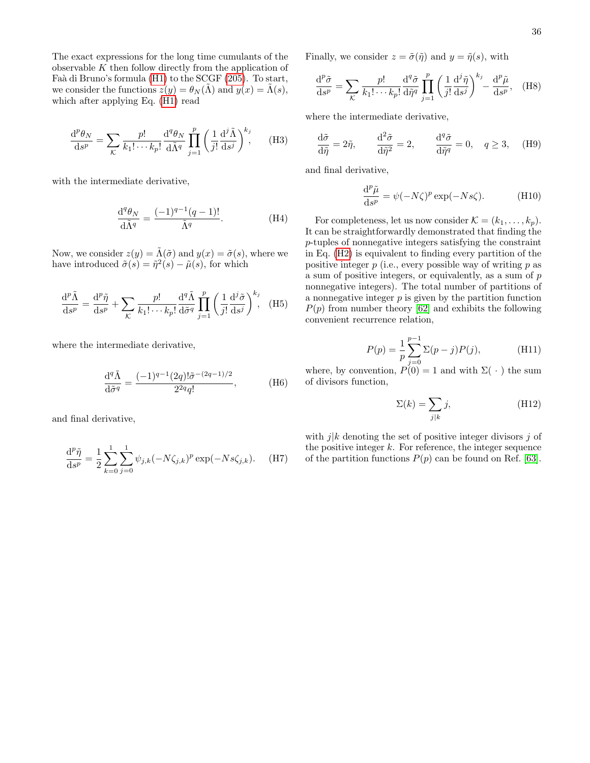The exact expressions for the long time cumulants of the observable $K$ then follow directly from the application of Faà di Bruno's formula (H1) to the SCGF (205). To start, we consider the functions $z(y) = \theta_N(\tilde{\Lambda})$ and $y(x) = \tilde{\Lambda}(s)$, which after applying Eq. (H1) read

$$\frac{\mathrm{d}^p \theta_N}{\mathrm{d}s^p} = \sum_{\mathcal{K}} \frac{p!}{k_1! \cdots k_p!} \frac{\mathrm{d}^q \theta_N}{\mathrm{d}\tilde{\Lambda}^q} \prod_{j=1}^{p} \left( \frac{1}{j!} \frac{\mathrm{d}^j \tilde{\Lambda}}{\mathrm{d}s^j} \right)^{k_j}, \tag{H3}$$

with the intermediate derivative,

$$\frac{\mathrm{d}^q \theta_N}{\mathrm{d}\tilde{\Lambda}^q} = \frac{(-1)^{q-1}(q-1)!}{\tilde{\Lambda}^q}. \tag{H4}$$

Now, we consider $z(y) = \tilde{\Lambda}(\tilde{\sigma})$ and $y(x) = \tilde{\sigma}(s)$, where we have introduced $\tilde{\sigma}(s) = \tilde{\eta}^2(s) - \tilde{\mu}(s)$, for which

$$\frac{\mathrm{d}^p \tilde{\Lambda}}{\mathrm{d}s^p} = \frac{\mathrm{d}^p \tilde{\eta}}{\mathrm{d}s^p} + \sum_{\mathcal{K}} \frac{p!}{k_1! \cdots k_p!} \frac{\mathrm{d}^q \tilde{\Lambda}}{\mathrm{d}\tilde{\sigma}^q} \prod_{j=1}^{p} \left( \frac{1}{j!} \frac{\mathrm{d}^j \tilde{\sigma}}{\mathrm{d}s^j} \right)^{k_j}, \tag{H5}$$

where the intermediate derivative,

$$\frac{\mathrm{d}^q \tilde{\Lambda}}{\mathrm{d}\tilde{\sigma}^q} = \frac{(-1)^{q-1}(2q)! \tilde{\sigma}^{-(2q-1)/2}}{2^{2q} q!}, \tag{H6}$$

and final derivative,

$$\frac{\mathrm{d}^p \tilde{\eta}}{\mathrm{d}s^p} = \frac{1}{2} \sum_{k=0}^{1} \sum_{j=0}^{1} \psi_{j,k} (-N\zeta_{j,k})^p \exp(-Ns\zeta_{j,k}). \tag{H7}$$

Finally, we consider $z = \tilde{\sigma}(\tilde{\eta})$ and $y = \tilde{\eta}(s)$, with

$$\frac{\mathrm{d}^p \tilde{\sigma}}{\mathrm{d}s^p} = \sum_{\mathcal{K}} \frac{p!}{k_1! \cdots k_p!} \frac{\mathrm{d}^q \tilde{\sigma}}{\mathrm{d}\tilde{\eta}^q} \prod_{j=1}^{p} \left( \frac{1}{j!} \frac{\mathrm{d}^j \tilde{\eta}}{\mathrm{d}s^j} \right)^{k_j} - \frac{\mathrm{d}^p \tilde{\mu}}{\mathrm{d}s^p}, \tag{H8}$$

where the intermediate derivative,

$$\frac{\mathrm{d}\tilde{\sigma}}{\mathrm{d}\tilde{\eta}} = 2\tilde{\eta}, \qquad \frac{\mathrm{d}^2 \tilde{\sigma}}{\mathrm{d}\tilde{\eta}^2} = 2, \qquad \frac{\mathrm{d}^q \tilde{\sigma}}{\mathrm{d}\tilde{\eta}^q} = 0, \quad q \geq 3, \tag{H9}$$

and final derivative,

$$\frac{\mathrm{d}^p \tilde{\mu}}{\mathrm{d}s^p} = \psi(-N\zeta)^p \exp(-Ns\zeta). \tag{H10}$$

For completeness, let us now consider $\mathcal{K} = (k_1, \ldots, k_p)$. It can be straightforwardly demonstrated that finding the $p$-tuples of nonnegative integers satisfying the constraint in Eq. (H2) is equivalent to finding every partition of the positive integer $p$ (i.e., every possible way of writing $p$ as a sum of positive integers, or equivalently, as a sum of $p$ nonnegative integers). The total number of partitions of a nonnegative integer $p$ is given by the partition function $P(p)$ from number theory [62] and exhibits the following convenient recurrence relation,

$$P(p) = \frac{1}{p} \sum_{j=0}^{p-1} \Sigma(p-j) P(j), \tag{H11}$$

where, by convention, $P(0) = 1$ and with $\Sigma(\,\cdot\,)$ the sum of divisors function,

$$\Sigma(k) = \sum_{j|k} j, \tag{H12}$$

with $j|k$ denoting the set of positive integer divisors $j$ of the positive integer $k$. For reference, the integer sequence of the partition functions $P(p)$ can be found on Ref. [63].